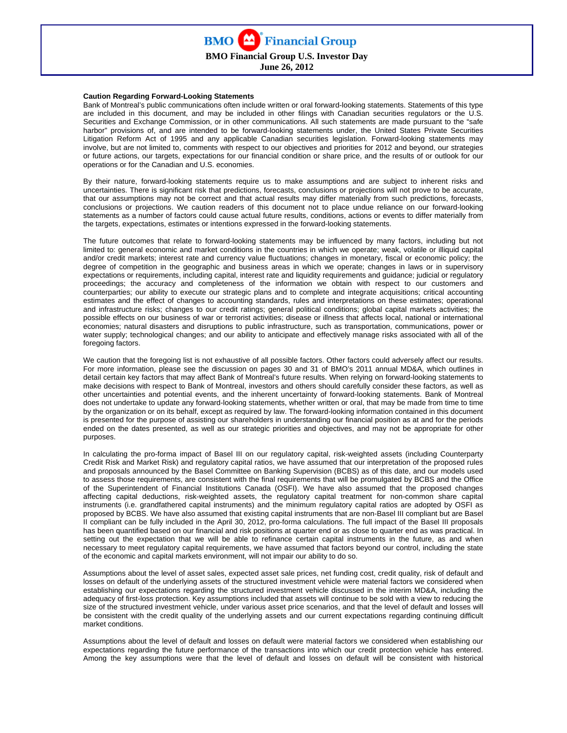# BMO Financial Group

**BMO Financial Group U.S. Investor Day**
**June 26, 2012**

**Caution Regarding Forward-Looking Statements**

Bank of Montreal's public communications often include written or oral forward-looking statements. Statements of this type are included in this document, and may be included in other filings with Canadian securities regulators or the U.S. Securities and Exchange Commission, or in other communications. All such statements are made pursuant to the "safe harbor" provisions of, and are intended to be forward-looking statements under, the United States Private Securities Litigation Reform Act of 1995 and any applicable Canadian securities legislation. Forward-looking statements may involve, but are not limited to, comments with respect to our objectives and priorities for 2012 and beyond, our strategies or future actions, our targets, expectations for our financial condition or share price, and the results of or outlook for our operations or for the Canadian and U.S. economies.

By their nature, forward-looking statements require us to make assumptions and are subject to inherent risks and uncertainties. There is significant risk that predictions, forecasts, conclusions or projections will not prove to be accurate, that our assumptions may not be correct and that actual results may differ materially from such predictions, forecasts, conclusions or projections. We caution readers of this document not to place undue reliance on our forward-looking statements as a number of factors could cause actual future results, conditions, actions or events to differ materially from the targets, expectations, estimates or intentions expressed in the forward-looking statements.

The future outcomes that relate to forward-looking statements may be influenced by many factors, including but not limited to: general economic and market conditions in the countries in which we operate; weak, volatile or illiquid capital and/or credit markets; interest rate and currency value fluctuations; changes in monetary, fiscal or economic policy; the degree of competition in the geographic and business areas in which we operate; changes in laws or in supervisory expectations or requirements, including capital, interest rate and liquidity requirements and guidance; judicial or regulatory proceedings; the accuracy and completeness of the information we obtain with respect to our customers and counterparties; our ability to execute our strategic plans and to complete and integrate acquisitions; critical accounting estimates and the effect of changes to accounting standards, rules and interpretations on these estimates; operational and infrastructure risks; changes to our credit ratings; general political conditions; global capital markets activities; the possible effects on our business of war or terrorist activities; disease or illness that affects local, national or international economies; natural disasters and disruptions to public infrastructure, such as transportation, communications, power or water supply; technological changes; and our ability to anticipate and effectively manage risks associated with all of the foregoing factors.

We caution that the foregoing list is not exhaustive of all possible factors. Other factors could adversely affect our results. For more information, please see the discussion on pages 30 and 31 of BMO's 2011 annual MD&A, which outlines in detail certain key factors that may affect Bank of Montreal's future results. When relying on forward-looking statements to make decisions with respect to Bank of Montreal, investors and others should carefully consider these factors, as well as other uncertainties and potential events, and the inherent uncertainty of forward-looking statements. Bank of Montreal does not undertake to update any forward-looking statements, whether written or oral, that may be made from time to time by the organization or on its behalf, except as required by law. The forward-looking information contained in this document is presented for the purpose of assisting our shareholders in understanding our financial position as at and for the periods ended on the dates presented, as well as our strategic priorities and objectives, and may not be appropriate for other purposes.

In calculating the pro-forma impact of Basel III on our regulatory capital, risk-weighted assets (including Counterparty Credit Risk and Market Risk) and regulatory capital ratios, we have assumed that our interpretation of the proposed rules and proposals announced by the Basel Committee on Banking Supervision (BCBS) as of this date, and our models used to assess those requirements, are consistent with the final requirements that will be promulgated by BCBS and the Office of the Superintendent of Financial Institutions Canada (OSFI). We have also assumed that the proposed changes affecting capital deductions, risk-weighted assets, the regulatory capital treatment for non-common share capital instruments (i.e. grandfathered capital instruments) and the minimum regulatory capital ratios are adopted by OSFI as proposed by BCBS. We have also assumed that existing capital instruments that are non-Basel III compliant but are Basel II compliant can be fully included in the April 30, 2012, pro-forma calculations. The full impact of the Basel III proposals has been quantified based on our financial and risk positions at quarter end or as close to quarter end as was practical. In setting out the expectation that we will be able to refinance certain capital instruments in the future, as and when necessary to meet regulatory capital requirements, we have assumed that factors beyond our control, including the state of the economic and capital markets environment, will not impair our ability to do so.

Assumptions about the level of asset sales, expected asset sale prices, net funding cost, credit quality, risk of default and losses on default of the underlying assets of the structured investment vehicle were material factors we considered when establishing our expectations regarding the structured investment vehicle discussed in the interim MD&A, including the adequacy of first-loss protection. Key assumptions included that assets will continue to be sold with a view to reducing the size of the structured investment vehicle, under various asset price scenarios, and that the level of default and losses will be consistent with the credit quality of the underlying assets and our current expectations regarding continuing difficult market conditions.

Assumptions about the level of default and losses on default were material factors we considered when establishing our expectations regarding the future performance of the transactions into which our credit protection vehicle has entered. Among the key assumptions were that the level of default and losses on default will be consistent with historical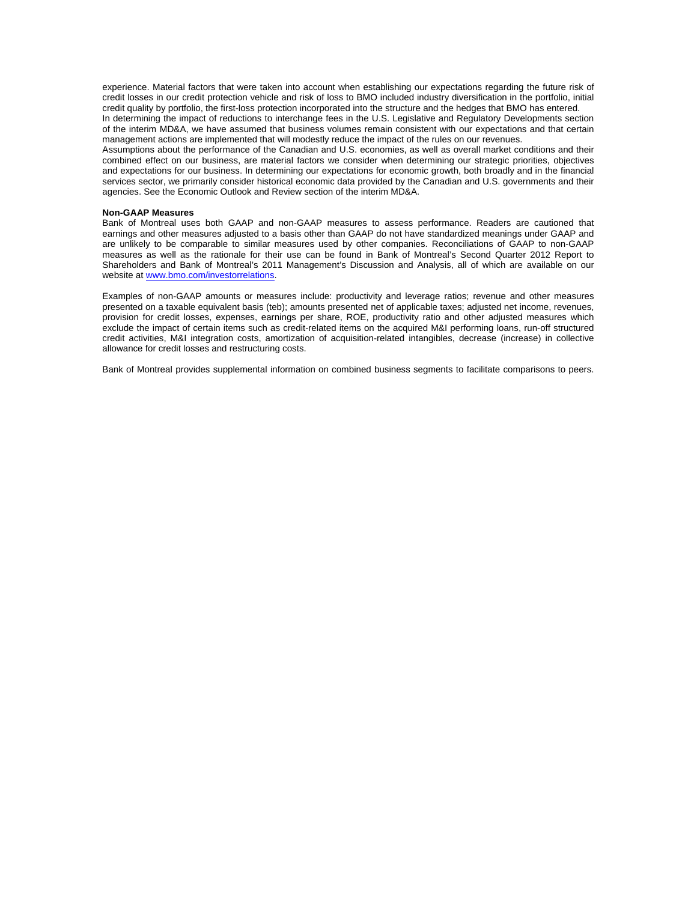experience. Material factors that were taken into account when establishing our expectations regarding the future risk of credit losses in our credit protection vehicle and risk of loss to BMO included industry diversification in the portfolio, initial credit quality by portfolio, the first-loss protection incorporated into the structure and the hedges that BMO has entered.

In determining the impact of reductions to interchange fees in the U.S. Legislative and Regulatory Developments section of the interim MD&A, we have assumed that business volumes remain consistent with our expectations and that certain management actions are implemented that will modestly reduce the impact of the rules on our revenues.

Assumptions about the performance of the Canadian and U.S. economies, as well as overall market conditions and their combined effect on our business, are material factors we consider when determining our strategic priorities, objectives and expectations for our business. In determining our expectations for economic growth, both broadly and in the financial services sector, we primarily consider historical economic data provided by the Canadian and U.S. governments and their agencies. See the Economic Outlook and Review section of the interim MD&A.

**Non-GAAP Measures**

Bank of Montreal uses both GAAP and non-GAAP measures to assess performance. Readers are cautioned that earnings and other measures adjusted to a basis other than GAAP do not have standardized meanings under GAAP and are unlikely to be comparable to similar measures used by other companies. Reconciliations of GAAP to non-GAAP measures as well as the rationale for their use can be found in Bank of Montreal's Second Quarter 2012 Report to Shareholders and Bank of Montreal's 2011 Management's Discussion and Analysis, all of which are available on our website at www.bmo.com/investorrelations.

Examples of non-GAAP amounts or measures include: productivity and leverage ratios; revenue and other measures presented on a taxable equivalent basis (teb); amounts presented net of applicable taxes; adjusted net income, revenues, provision for credit losses, expenses, earnings per share, ROE, productivity ratio and other adjusted measures which exclude the impact of certain items such as credit-related items on the acquired M&I performing loans, run-off structured credit activities, M&I integration costs, amortization of acquisition-related intangibles, decrease (increase) in collective allowance for credit losses and restructuring costs.

Bank of Montreal provides supplemental information on combined business segments to facilitate comparisons to peers.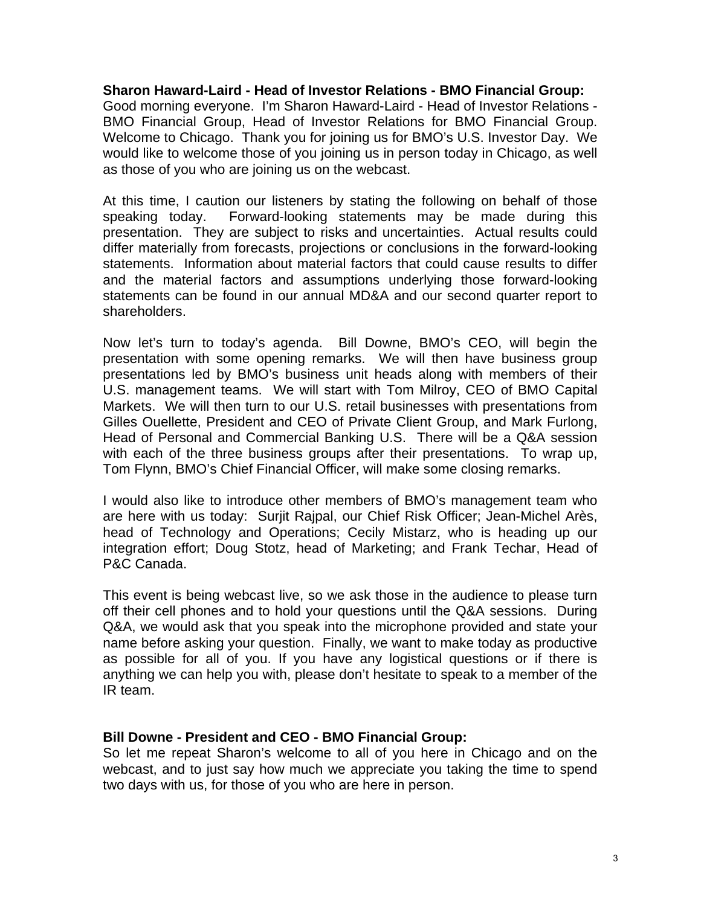**Sharon Haward-Laird - Head of Investor Relations - BMO Financial Group:**
Good morning everyone. I'm Sharon Haward-Laird - Head of Investor Relations - BMO Financial Group, Head of Investor Relations for BMO Financial Group. Welcome to Chicago. Thank you for joining us for BMO's U.S. Investor Day. We would like to welcome those of you joining us in person today in Chicago, as well as those of you who are joining us on the webcast.

At this time, I caution our listeners by stating the following on behalf of those speaking today. Forward-looking statements may be made during this presentation. They are subject to risks and uncertainties. Actual results could differ materially from forecasts, projections or conclusions in the forward-looking statements. Information about material factors that could cause results to differ and the material factors and assumptions underlying those forward-looking statements can be found in our annual MD&A and our second quarter report to shareholders.

Now let's turn to today's agenda. Bill Downe, BMO's CEO, will begin the presentation with some opening remarks. We will then have business group presentations led by BMO's business unit heads along with members of their U.S. management teams. We will start with Tom Milroy, CEO of BMO Capital Markets. We will then turn to our U.S. retail businesses with presentations from Gilles Ouellette, President and CEO of Private Client Group, and Mark Furlong, Head of Personal and Commercial Banking U.S. There will be a Q&A session with each of the three business groups after their presentations. To wrap up, Tom Flynn, BMO's Chief Financial Officer, will make some closing remarks.

I would also like to introduce other members of BMO's management team who are here with us today: Surjit Rajpal, our Chief Risk Officer; Jean-Michel Arès, head of Technology and Operations; Cecily Mistarz, who is heading up our integration effort; Doug Stotz, head of Marketing; and Frank Techar, Head of P&C Canada.

This event is being webcast live, so we ask those in the audience to please turn off their cell phones and to hold your questions until the Q&A sessions. During Q&A, we would ask that you speak into the microphone provided and state your name before asking your question. Finally, we want to make today as productive as possible for all of you. If you have any logistical questions or if there is anything we can help you with, please don't hesitate to speak to a member of the IR team.

**Bill Downe - President and CEO - BMO Financial Group:**
So let me repeat Sharon's welcome to all of you here in Chicago and on the webcast, and to just say how much we appreciate you taking the time to spend two days with us, for those of you who are here in person.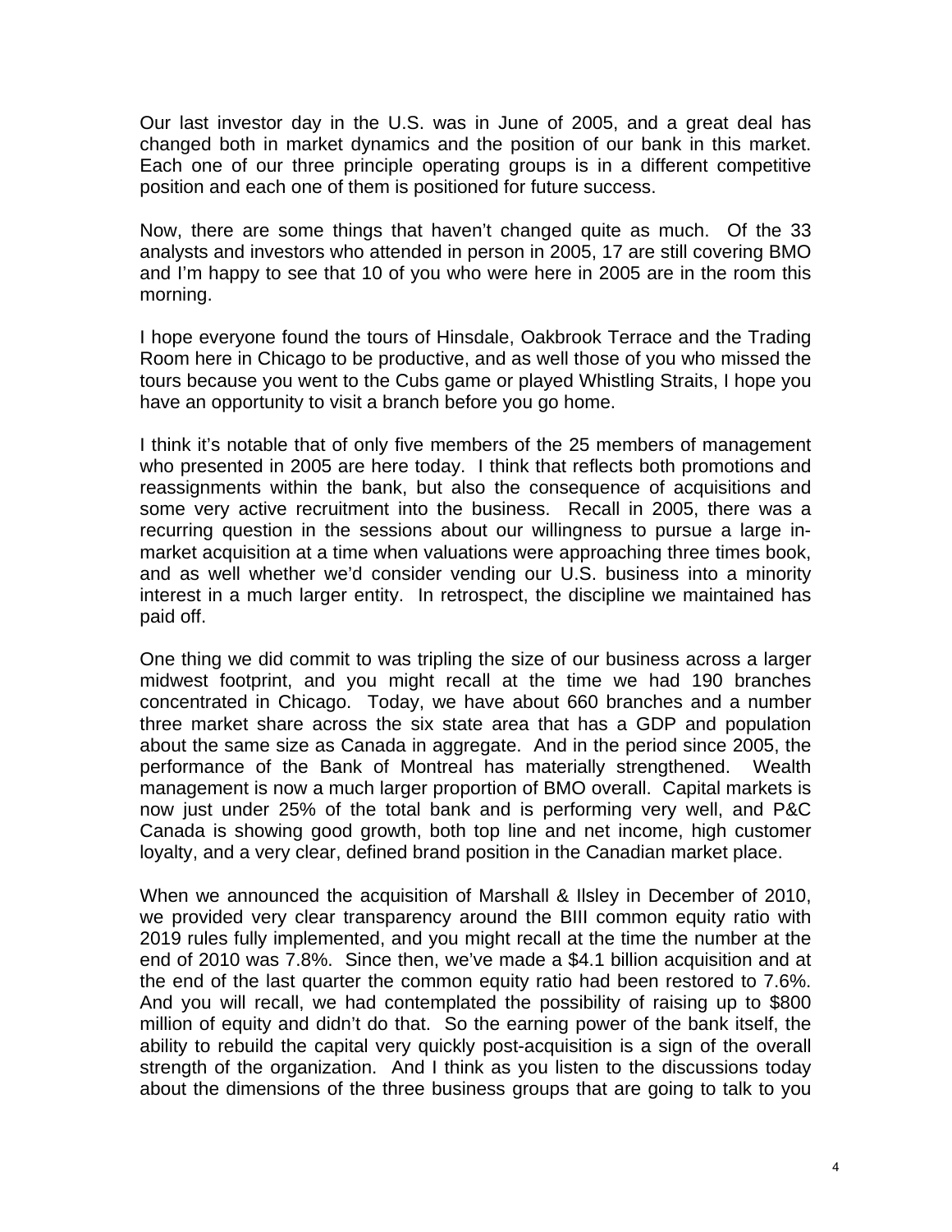Our last investor day in the U.S. was in June of 2005, and a great deal has changed both in market dynamics and the position of our bank in this market. Each one of our three principle operating groups is in a different competitive position and each one of them is positioned for future success.

Now, there are some things that haven't changed quite as much. Of the 33 analysts and investors who attended in person in 2005, 17 are still covering BMO and I'm happy to see that 10 of you who were here in 2005 are in the room this morning.

I hope everyone found the tours of Hinsdale, Oakbrook Terrace and the Trading Room here in Chicago to be productive, and as well those of you who missed the tours because you went to the Cubs game or played Whistling Straits, I hope you have an opportunity to visit a branch before you go home.

I think it's notable that of only five members of the 25 members of management who presented in 2005 are here today. I think that reflects both promotions and reassignments within the bank, but also the consequence of acquisitions and some very active recruitment into the business. Recall in 2005, there was a recurring question in the sessions about our willingness to pursue a large in-market acquisition at a time when valuations were approaching three times book, and as well whether we'd consider vending our U.S. business into a minority interest in a much larger entity. In retrospect, the discipline we maintained has paid off.

One thing we did commit to was tripling the size of our business across a larger midwest footprint, and you might recall at the time we had 190 branches concentrated in Chicago. Today, we have about 660 branches and a number three market share across the six state area that has a GDP and population about the same size as Canada in aggregate. And in the period since 2005, the performance of the Bank of Montreal has materially strengthened. Wealth management is now a much larger proportion of BMO overall. Capital markets is now just under 25% of the total bank and is performing very well, and P&C Canada is showing good growth, both top line and net income, high customer loyalty, and a very clear, defined brand position in the Canadian market place.

When we announced the acquisition of Marshall & Ilsley in December of 2010, we provided very clear transparency around the BIII common equity ratio with 2019 rules fully implemented, and you might recall at the time the number at the end of 2010 was 7.8%. Since then, we've made a $4.1 billion acquisition and at the end of the last quarter the common equity ratio had been restored to 7.6%. And you will recall, we had contemplated the possibility of raising up to $800 million of equity and didn't do that. So the earning power of the bank itself, the ability to rebuild the capital very quickly post-acquisition is a sign of the overall strength of the organization. And I think as you listen to the discussions today about the dimensions of the three business groups that are going to talk to you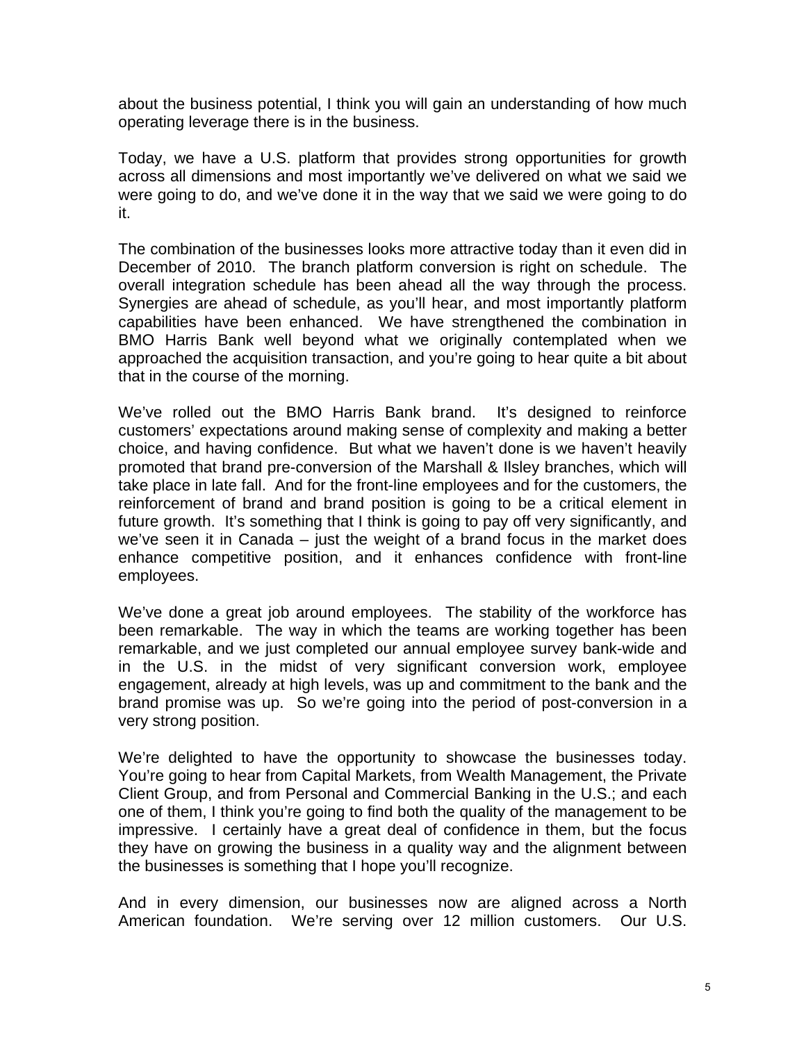about the business potential, I think you will gain an understanding of how much operating leverage there is in the business.

Today, we have a U.S. platform that provides strong opportunities for growth across all dimensions and most importantly we've delivered on what we said we were going to do, and we've done it in the way that we said we were going to do it.

The combination of the businesses looks more attractive today than it even did in December of 2010. The branch platform conversion is right on schedule. The overall integration schedule has been ahead all the way through the process. Synergies are ahead of schedule, as you'll hear, and most importantly platform capabilities have been enhanced. We have strengthened the combination in BMO Harris Bank well beyond what we originally contemplated when we approached the acquisition transaction, and you're going to hear quite a bit about that in the course of the morning.

We've rolled out the BMO Harris Bank brand. It's designed to reinforce customers' expectations around making sense of complexity and making a better choice, and having confidence. But what we haven't done is we haven't heavily promoted that brand pre-conversion of the Marshall & Ilsley branches, which will take place in late fall. And for the front-line employees and for the customers, the reinforcement of brand and brand position is going to be a critical element in future growth. It's something that I think is going to pay off very significantly, and we've seen it in Canada – just the weight of a brand focus in the market does enhance competitive position, and it enhances confidence with front-line employees.

We've done a great job around employees. The stability of the workforce has been remarkable. The way in which the teams are working together has been remarkable, and we just completed our annual employee survey bank-wide and in the U.S. in the midst of very significant conversion work, employee engagement, already at high levels, was up and commitment to the bank and the brand promise was up. So we're going into the period of post-conversion in a very strong position.

We're delighted to have the opportunity to showcase the businesses today. You're going to hear from Capital Markets, from Wealth Management, the Private Client Group, and from Personal and Commercial Banking in the U.S.; and each one of them, I think you're going to find both the quality of the management to be impressive. I certainly have a great deal of confidence in them, but the focus they have on growing the business in a quality way and the alignment between the businesses is something that I hope you'll recognize.

And in every dimension, our businesses now are aligned across a North American foundation. We're serving over 12 million customers. Our U.S.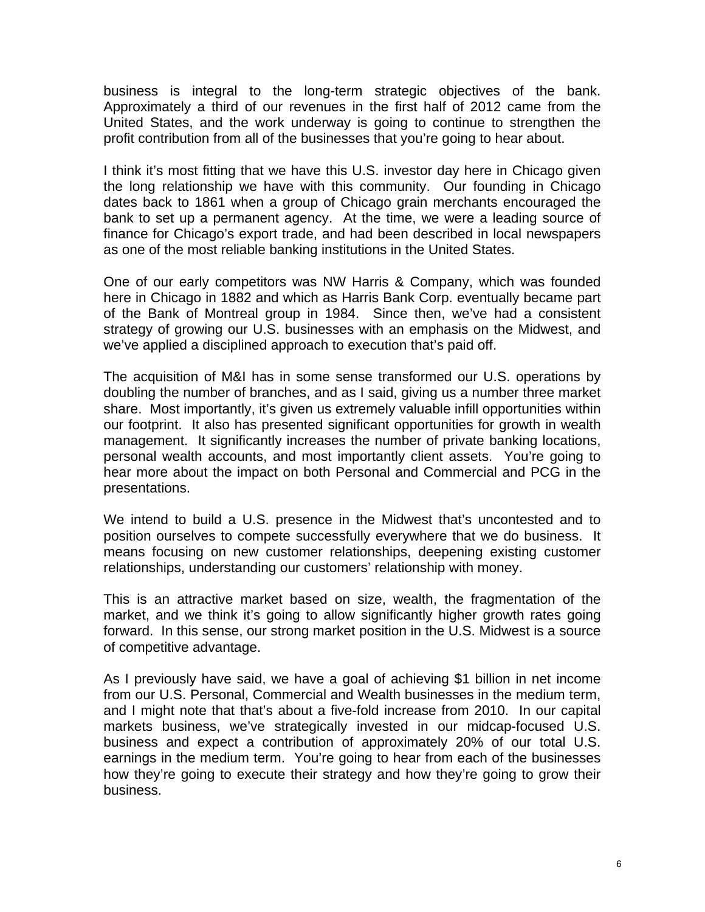business is integral to the long-term strategic objectives of the bank. Approximately a third of our revenues in the first half of 2012 came from the United States, and the work underway is going to continue to strengthen the profit contribution from all of the businesses that you're going to hear about.

I think it's most fitting that we have this U.S. investor day here in Chicago given the long relationship we have with this community. Our founding in Chicago dates back to 1861 when a group of Chicago grain merchants encouraged the bank to set up a permanent agency. At the time, we were a leading source of finance for Chicago's export trade, and had been described in local newspapers as one of the most reliable banking institutions in the United States.

One of our early competitors was NW Harris & Company, which was founded here in Chicago in 1882 and which as Harris Bank Corp. eventually became part of the Bank of Montreal group in 1984. Since then, we've had a consistent strategy of growing our U.S. businesses with an emphasis on the Midwest, and we've applied a disciplined approach to execution that's paid off.

The acquisition of M&I has in some sense transformed our U.S. operations by doubling the number of branches, and as I said, giving us a number three market share. Most importantly, it's given us extremely valuable infill opportunities within our footprint. It also has presented significant opportunities for growth in wealth management. It significantly increases the number of private banking locations, personal wealth accounts, and most importantly client assets. You're going to hear more about the impact on both Personal and Commercial and PCG in the presentations.

We intend to build a U.S. presence in the Midwest that's uncontested and to position ourselves to compete successfully everywhere that we do business. It means focusing on new customer relationships, deepening existing customer relationships, understanding our customers' relationship with money.

This is an attractive market based on size, wealth, the fragmentation of the market, and we think it's going to allow significantly higher growth rates going forward. In this sense, our strong market position in the U.S. Midwest is a source of competitive advantage.

As I previously have said, we have a goal of achieving $1 billion in net income from our U.S. Personal, Commercial and Wealth businesses in the medium term, and I might note that that's about a five-fold increase from 2010. In our capital markets business, we've strategically invested in our midcap-focused U.S. business and expect a contribution of approximately 20% of our total U.S. earnings in the medium term. You're going to hear from each of the businesses how they're going to execute their strategy and how they're going to grow their business.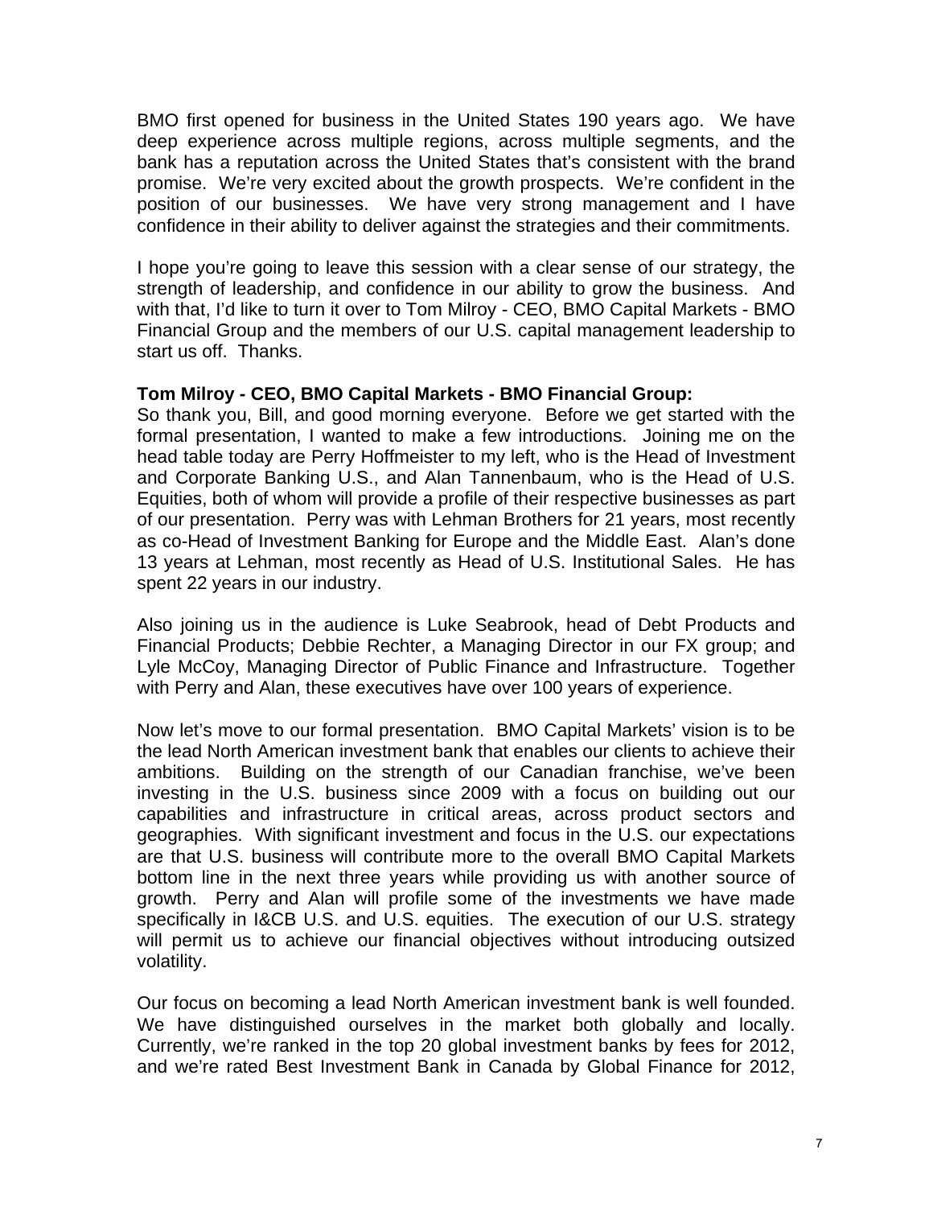BMO first opened for business in the United States 190 years ago. We have deep experience across multiple regions, across multiple segments, and the bank has a reputation across the United States that's consistent with the brand promise. We're very excited about the growth prospects. We're confident in the position of our businesses. We have very strong management and I have confidence in their ability to deliver against the strategies and their commitments.

I hope you're going to leave this session with a clear sense of our strategy, the strength of leadership, and confidence in our ability to grow the business. And with that, I'd like to turn it over to Tom Milroy - CEO, BMO Capital Markets - BMO Financial Group and the members of our U.S. capital management leadership to start us off. Thanks.

**Tom Milroy - CEO, BMO Capital Markets - BMO Financial Group:**
So thank you, Bill, and good morning everyone. Before we get started with the formal presentation, I wanted to make a few introductions. Joining me on the head table today are Perry Hoffmeister to my left, who is the Head of Investment and Corporate Banking U.S., and Alan Tannenbaum, who is the Head of U.S. Equities, both of whom will provide a profile of their respective businesses as part of our presentation. Perry was with Lehman Brothers for 21 years, most recently as co-Head of Investment Banking for Europe and the Middle East. Alan's done 13 years at Lehman, most recently as Head of U.S. Institutional Sales. He has spent 22 years in our industry.

Also joining us in the audience is Luke Seabrook, head of Debt Products and Financial Products; Debbie Rechter, a Managing Director in our FX group; and Lyle McCoy, Managing Director of Public Finance and Infrastructure. Together with Perry and Alan, these executives have over 100 years of experience.

Now let's move to our formal presentation. BMO Capital Markets' vision is to be the lead North American investment bank that enables our clients to achieve their ambitions. Building on the strength of our Canadian franchise, we've been investing in the U.S. business since 2009 with a focus on building out our capabilities and infrastructure in critical areas, across product sectors and geographies. With significant investment and focus in the U.S. our expectations are that U.S. business will contribute more to the overall BMO Capital Markets bottom line in the next three years while providing us with another source of growth. Perry and Alan will profile some of the investments we have made specifically in I&CB U.S. and U.S. equities. The execution of our U.S. strategy will permit us to achieve our financial objectives without introducing outsized volatility.

Our focus on becoming a lead North American investment bank is well founded. We have distinguished ourselves in the market both globally and locally. Currently, we're ranked in the top 20 global investment banks by fees for 2012, and we're rated Best Investment Bank in Canada by Global Finance for 2012,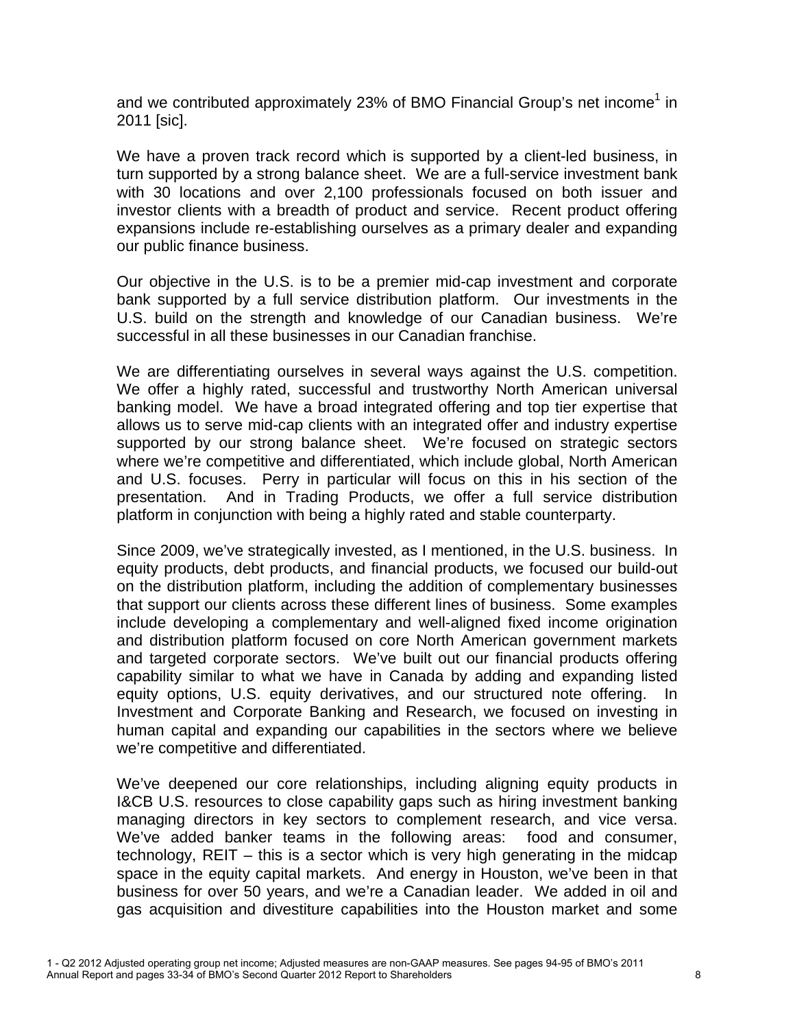and we contributed approximately 23% of BMO Financial Group's net income[1] in 2011 [sic].

We have a proven track record which is supported by a client-led business, in turn supported by a strong balance sheet. We are a full-service investment bank with 30 locations and over 2,100 professionals focused on both issuer and investor clients with a breadth of product and service. Recent product offering expansions include re-establishing ourselves as a primary dealer and expanding our public finance business.

Our objective in the U.S. is to be a premier mid-cap investment and corporate bank supported by a full service distribution platform. Our investments in the U.S. build on the strength and knowledge of our Canadian business. We're successful in all these businesses in our Canadian franchise.

We are differentiating ourselves in several ways against the U.S. competition. We offer a highly rated, successful and trustworthy North American universal banking model. We have a broad integrated offering and top tier expertise that allows us to serve mid-cap clients with an integrated offer and industry expertise supported by our strong balance sheet. We're focused on strategic sectors where we're competitive and differentiated, which include global, North American and U.S. focuses. Perry in particular will focus on this in his section of the presentation. And in Trading Products, we offer a full service distribution platform in conjunction with being a highly rated and stable counterparty.

Since 2009, we've strategically invested, as I mentioned, in the U.S. business. In equity products, debt products, and financial products, we focused our build-out on the distribution platform, including the addition of complementary businesses that support our clients across these different lines of business. Some examples include developing a complementary and well-aligned fixed income origination and distribution platform focused on core North American government markets and targeted corporate sectors. We've built out our financial products offering capability similar to what we have in Canada by adding and expanding listed equity options, U.S. equity derivatives, and our structured note offering. In Investment and Corporate Banking and Research, we focused on investing in human capital and expanding our capabilities in the sectors where we believe we're competitive and differentiated.

We've deepened our core relationships, including aligning equity products in I&CB U.S. resources to close capability gaps such as hiring investment banking managing directors in key sectors to complement research, and vice versa. We've added banker teams in the following areas: food and consumer, technology, REIT – this is a sector which is very high generating in the midcap space in the equity capital markets. And energy in Houston, we've been in that business for over 50 years, and we're a Canadian leader. We added in oil and gas acquisition and divestiture capabilities into the Houston market and some

1 - Q2 2012 Adjusted operating group net income; Adjusted measures are non-GAAP measures. See pages 94-95 of BMO's 2011 Annual Report and pages 33-34 of BMO's Second Quarter 2012 Report to Shareholders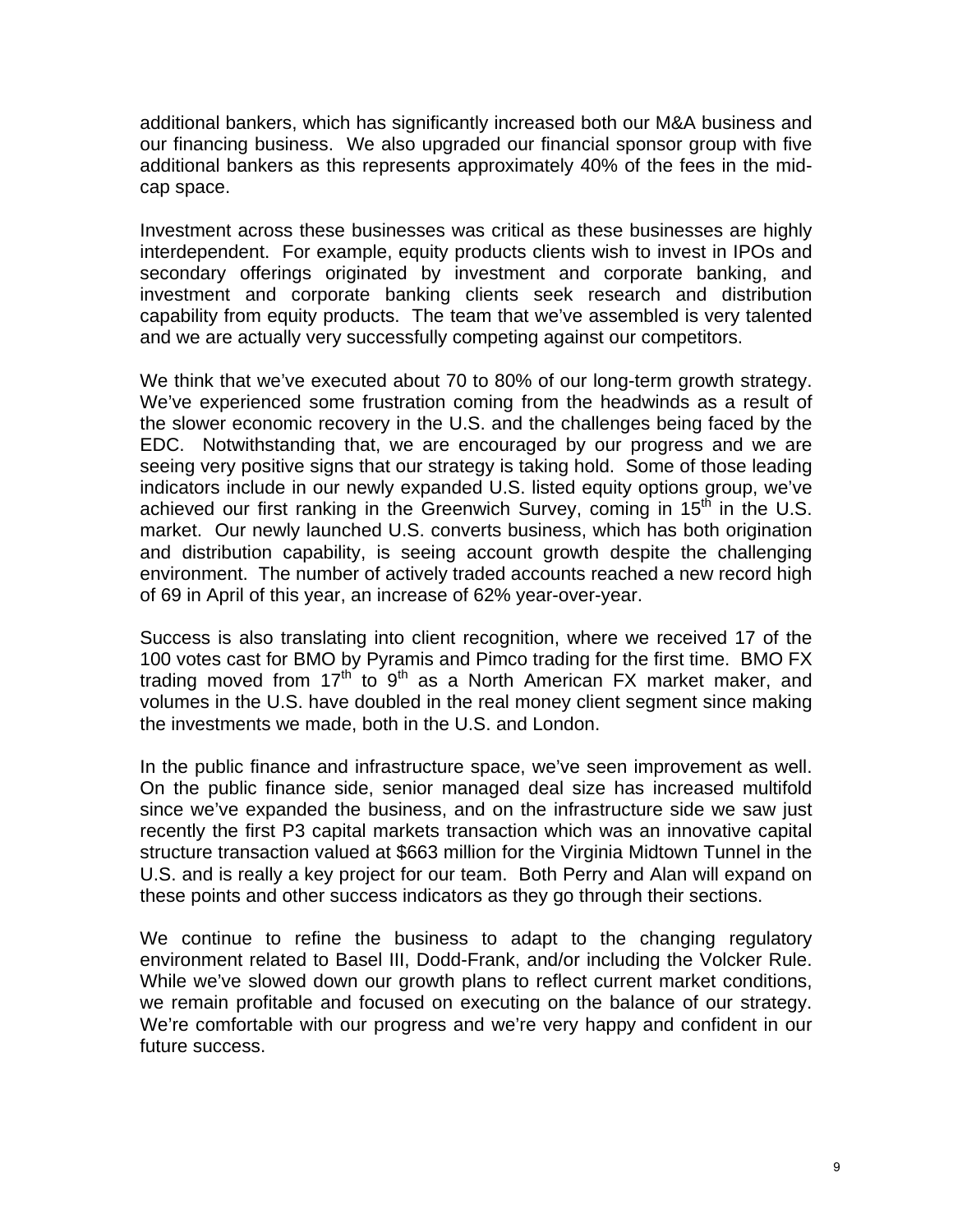additional bankers, which has significantly increased both our M&A business and our financing business. We also upgraded our financial sponsor group with five additional bankers as this represents approximately 40% of the fees in the mid-cap space.

Investment across these businesses was critical as these businesses are highly interdependent. For example, equity products clients wish to invest in IPOs and secondary offerings originated by investment and corporate banking, and investment and corporate banking clients seek research and distribution capability from equity products. The team that we've assembled is very talented and we are actually very successfully competing against our competitors.

We think that we've executed about 70 to 80% of our long-term growth strategy. We've experienced some frustration coming from the headwinds as a result of the slower economic recovery in the U.S. and the challenges being faced by the EDC. Notwithstanding that, we are encouraged by our progress and we are seeing very positive signs that our strategy is taking hold. Some of those leading indicators include in our newly expanded U.S. listed equity options group, we've achieved our first ranking in the Greenwich Survey, coming in 15th in the U.S. market. Our newly launched U.S. converts business, which has both origination and distribution capability, is seeing account growth despite the challenging environment. The number of actively traded accounts reached a new record high of 69 in April of this year, an increase of 62% year-over-year.

Success is also translating into client recognition, where we received 17 of the 100 votes cast for BMO by Pyramis and Pimco trading for the first time. BMO FX trading moved from 17th to 9th as a North American FX market maker, and volumes in the U.S. have doubled in the real money client segment since making the investments we made, both in the U.S. and London.

In the public finance and infrastructure space, we've seen improvement as well. On the public finance side, senior managed deal size has increased multifold since we've expanded the business, and on the infrastructure side we saw just recently the first P3 capital markets transaction which was an innovative capital structure transaction valued at $663 million for the Virginia Midtown Tunnel in the U.S. and is really a key project for our team. Both Perry and Alan will expand on these points and other success indicators as they go through their sections.

We continue to refine the business to adapt to the changing regulatory environment related to Basel III, Dodd-Frank, and/or including the Volcker Rule. While we've slowed down our growth plans to reflect current market conditions, we remain profitable and focused on executing on the balance of our strategy. We're comfortable with our progress and we're very happy and confident in our future success.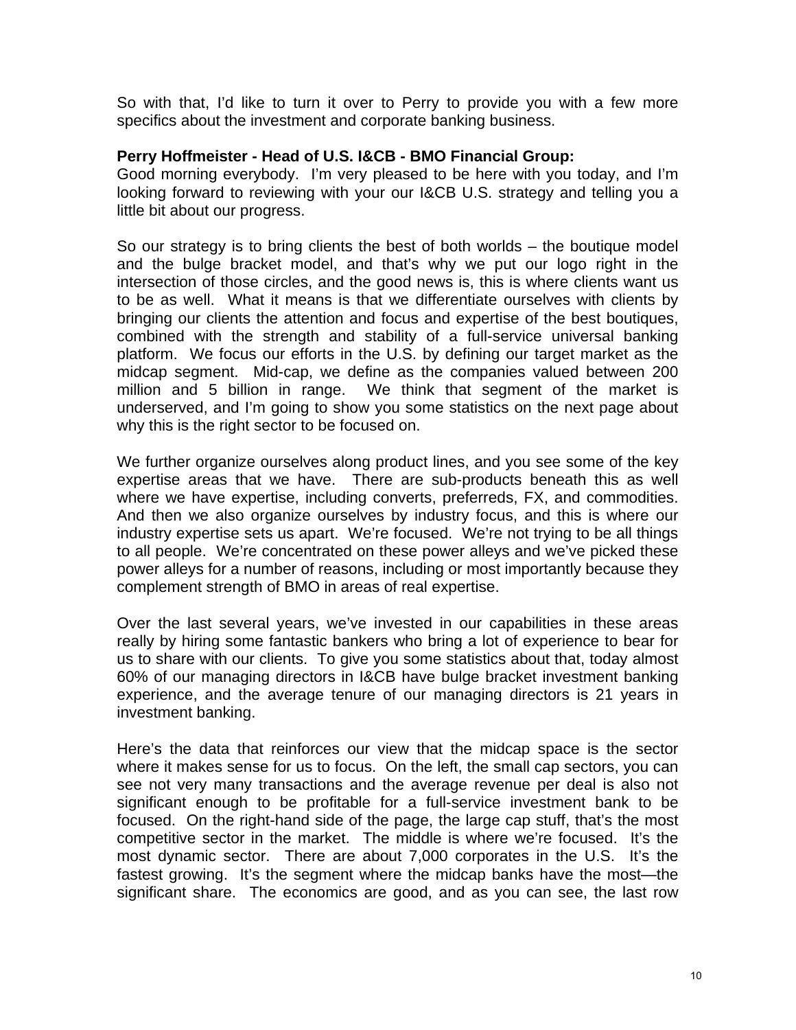So with that, I'd like to turn it over to Perry to provide you with a few more specifics about the investment and corporate banking business.

**Perry Hoffmeister - Head of U.S. I&CB - BMO Financial Group:**
Good morning everybody. I'm very pleased to be here with you today, and I'm looking forward to reviewing with your our I&CB U.S. strategy and telling you a little bit about our progress.

So our strategy is to bring clients the best of both worlds – the boutique model and the bulge bracket model, and that's why we put our logo right in the intersection of those circles, and the good news is, this is where clients want us to be as well. What it means is that we differentiate ourselves with clients by bringing our clients the attention and focus and expertise of the best boutiques, combined with the strength and stability of a full-service universal banking platform. We focus our efforts in the U.S. by defining our target market as the midcap segment. Mid-cap, we define as the companies valued between 200 million and 5 billion in range. We think that segment of the market is underserved, and I'm going to show you some statistics on the next page about why this is the right sector to be focused on.

We further organize ourselves along product lines, and you see some of the key expertise areas that we have. There are sub-products beneath this as well where we have expertise, including converts, preferreds, FX, and commodities. And then we also organize ourselves by industry focus, and this is where our industry expertise sets us apart. We're focused. We're not trying to be all things to all people. We're concentrated on these power alleys and we've picked these power alleys for a number of reasons, including or most importantly because they complement strength of BMO in areas of real expertise.

Over the last several years, we've invested in our capabilities in these areas really by hiring some fantastic bankers who bring a lot of experience to bear for us to share with our clients. To give you some statistics about that, today almost 60% of our managing directors in I&CB have bulge bracket investment banking experience, and the average tenure of our managing directors is 21 years in investment banking.

Here's the data that reinforces our view that the midcap space is the sector where it makes sense for us to focus. On the left, the small cap sectors, you can see not very many transactions and the average revenue per deal is also not significant enough to be profitable for a full-service investment bank to be focused. On the right-hand side of the page, the large cap stuff, that's the most competitive sector in the market. The middle is where we're focused. It's the most dynamic sector. There are about 7,000 corporates in the U.S. It's the fastest growing. It's the segment where the midcap banks have the most—the significant share. The economics are good, and as you can see, the last row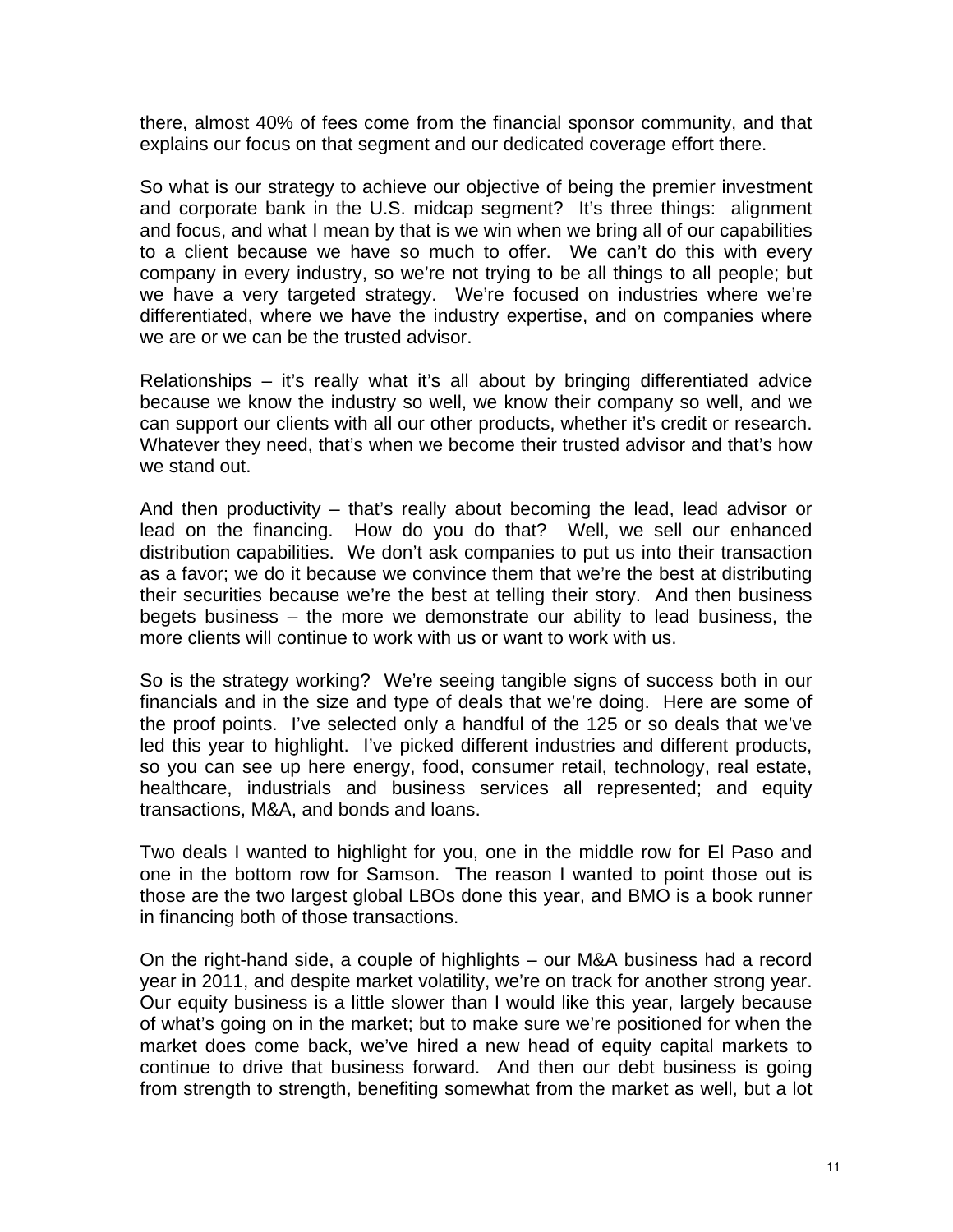there, almost 40% of fees come from the financial sponsor community, and that explains our focus on that segment and our dedicated coverage effort there.

So what is our strategy to achieve our objective of being the premier investment and corporate bank in the U.S. midcap segment? It's three things: alignment and focus, and what I mean by that is we win when we bring all of our capabilities to a client because we have so much to offer. We can't do this with every company in every industry, so we're not trying to be all things to all people; but we have a very targeted strategy. We're focused on industries where we're differentiated, where we have the industry expertise, and on companies where we are or we can be the trusted advisor.

Relationships – it's really what it's all about by bringing differentiated advice because we know the industry so well, we know their company so well, and we can support our clients with all our other products, whether it's credit or research. Whatever they need, that's when we become their trusted advisor and that's how we stand out.

And then productivity – that's really about becoming the lead, lead advisor or lead on the financing. How do you do that? Well, we sell our enhanced distribution capabilities. We don't ask companies to put us into their transaction as a favor; we do it because we convince them that we're the best at distributing their securities because we're the best at telling their story. And then business begets business – the more we demonstrate our ability to lead business, the more clients will continue to work with us or want to work with us.

So is the strategy working? We're seeing tangible signs of success both in our financials and in the size and type of deals that we're doing. Here are some of the proof points. I've selected only a handful of the 125 or so deals that we've led this year to highlight. I've picked different industries and different products, so you can see up here energy, food, consumer retail, technology, real estate, healthcare, industrials and business services all represented; and equity transactions, M&A, and bonds and loans.

Two deals I wanted to highlight for you, one in the middle row for El Paso and one in the bottom row for Samson. The reason I wanted to point those out is those are the two largest global LBOs done this year, and BMO is a book runner in financing both of those transactions.

On the right-hand side, a couple of highlights – our M&A business had a record year in 2011, and despite market volatility, we're on track for another strong year. Our equity business is a little slower than I would like this year, largely because of what's going on in the market; but to make sure we're positioned for when the market does come back, we've hired a new head of equity capital markets to continue to drive that business forward. And then our debt business is going from strength to strength, benefiting somewhat from the market as well, but a lot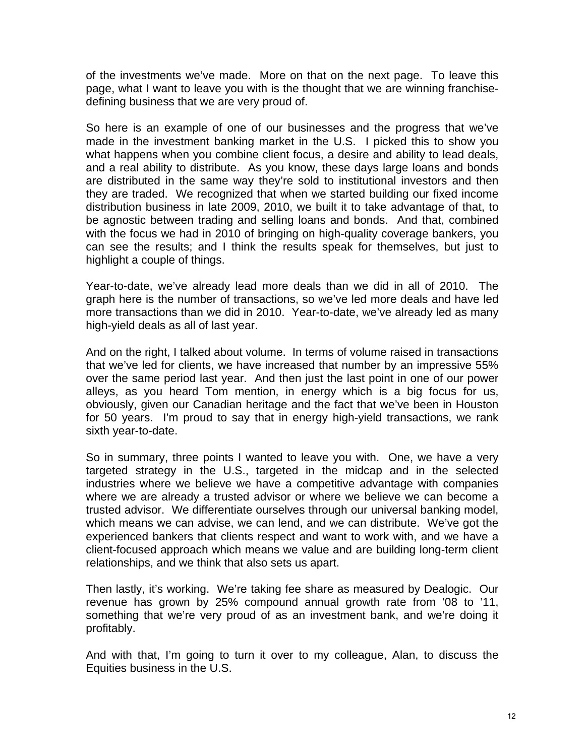of the investments we've made. More on that on the next page. To leave this page, what I want to leave you with is the thought that we are winning franchise-defining business that we are very proud of.

So here is an example of one of our businesses and the progress that we've made in the investment banking market in the U.S. I picked this to show you what happens when you combine client focus, a desire and ability to lead deals, and a real ability to distribute. As you know, these days large loans and bonds are distributed in the same way they're sold to institutional investors and then they are traded. We recognized that when we started building our fixed income distribution business in late 2009, 2010, we built it to take advantage of that, to be agnostic between trading and selling loans and bonds. And that, combined with the focus we had in 2010 of bringing on high-quality coverage bankers, you can see the results; and I think the results speak for themselves, but just to highlight a couple of things.

Year-to-date, we've already lead more deals than we did in all of 2010. The graph here is the number of transactions, so we've led more deals and have led more transactions than we did in 2010. Year-to-date, we've already led as many high-yield deals as all of last year.

And on the right, I talked about volume. In terms of volume raised in transactions that we've led for clients, we have increased that number by an impressive 55% over the same period last year. And then just the last point in one of our power alleys, as you heard Tom mention, in energy which is a big focus for us, obviously, given our Canadian heritage and the fact that we've been in Houston for 50 years. I'm proud to say that in energy high-yield transactions, we rank sixth year-to-date.

So in summary, three points I wanted to leave you with. One, we have a very targeted strategy in the U.S., targeted in the midcap and in the selected industries where we believe we have a competitive advantage with companies where we are already a trusted advisor or where we believe we can become a trusted advisor. We differentiate ourselves through our universal banking model, which means we can advise, we can lend, and we can distribute. We've got the experienced bankers that clients respect and want to work with, and we have a client-focused approach which means we value and are building long-term client relationships, and we think that also sets us apart.

Then lastly, it's working. We're taking fee share as measured by Dealogic. Our revenue has grown by 25% compound annual growth rate from '08 to '11, something that we're very proud of as an investment bank, and we're doing it profitably.

And with that, I'm going to turn it over to my colleague, Alan, to discuss the Equities business in the U.S.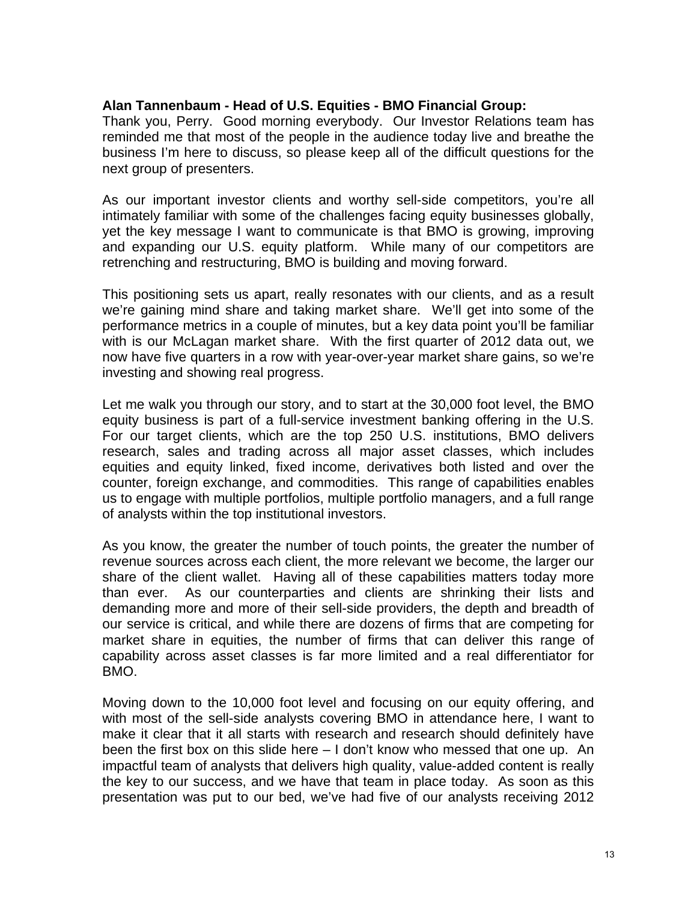**Alan Tannenbaum - Head of U.S. Equities - BMO Financial Group:**
Thank you, Perry. Good morning everybody. Our Investor Relations team has reminded me that most of the people in the audience today live and breathe the business I'm here to discuss, so please keep all of the difficult questions for the next group of presenters.

As our important investor clients and worthy sell-side competitors, you're all intimately familiar with some of the challenges facing equity businesses globally, yet the key message I want to communicate is that BMO is growing, improving and expanding our U.S. equity platform. While many of our competitors are retrenching and restructuring, BMO is building and moving forward.

This positioning sets us apart, really resonates with our clients, and as a result we're gaining mind share and taking market share. We'll get into some of the performance metrics in a couple of minutes, but a key data point you'll be familiar with is our McLagan market share. With the first quarter of 2012 data out, we now have five quarters in a row with year-over-year market share gains, so we're investing and showing real progress.

Let me walk you through our story, and to start at the 30,000 foot level, the BMO equity business is part of a full-service investment banking offering in the U.S. For our target clients, which are the top 250 U.S. institutions, BMO delivers research, sales and trading across all major asset classes, which includes equities and equity linked, fixed income, derivatives both listed and over the counter, foreign exchange, and commodities. This range of capabilities enables us to engage with multiple portfolios, multiple portfolio managers, and a full range of analysts within the top institutional investors.

As you know, the greater the number of touch points, the greater the number of revenue sources across each client, the more relevant we become, the larger our share of the client wallet. Having all of these capabilities matters today more than ever. As our counterparties and clients are shrinking their lists and demanding more and more of their sell-side providers, the depth and breadth of our service is critical, and while there are dozens of firms that are competing for market share in equities, the number of firms that can deliver this range of capability across asset classes is far more limited and a real differentiator for BMO.

Moving down to the 10,000 foot level and focusing on our equity offering, and with most of the sell-side analysts covering BMO in attendance here, I want to make it clear that it all starts with research and research should definitely have been the first box on this slide here – I don't know who messed that one up. An impactful team of analysts that delivers high quality, value-added content is really the key to our success, and we have that team in place today. As soon as this presentation was put to our bed, we've had five of our analysts receiving 2012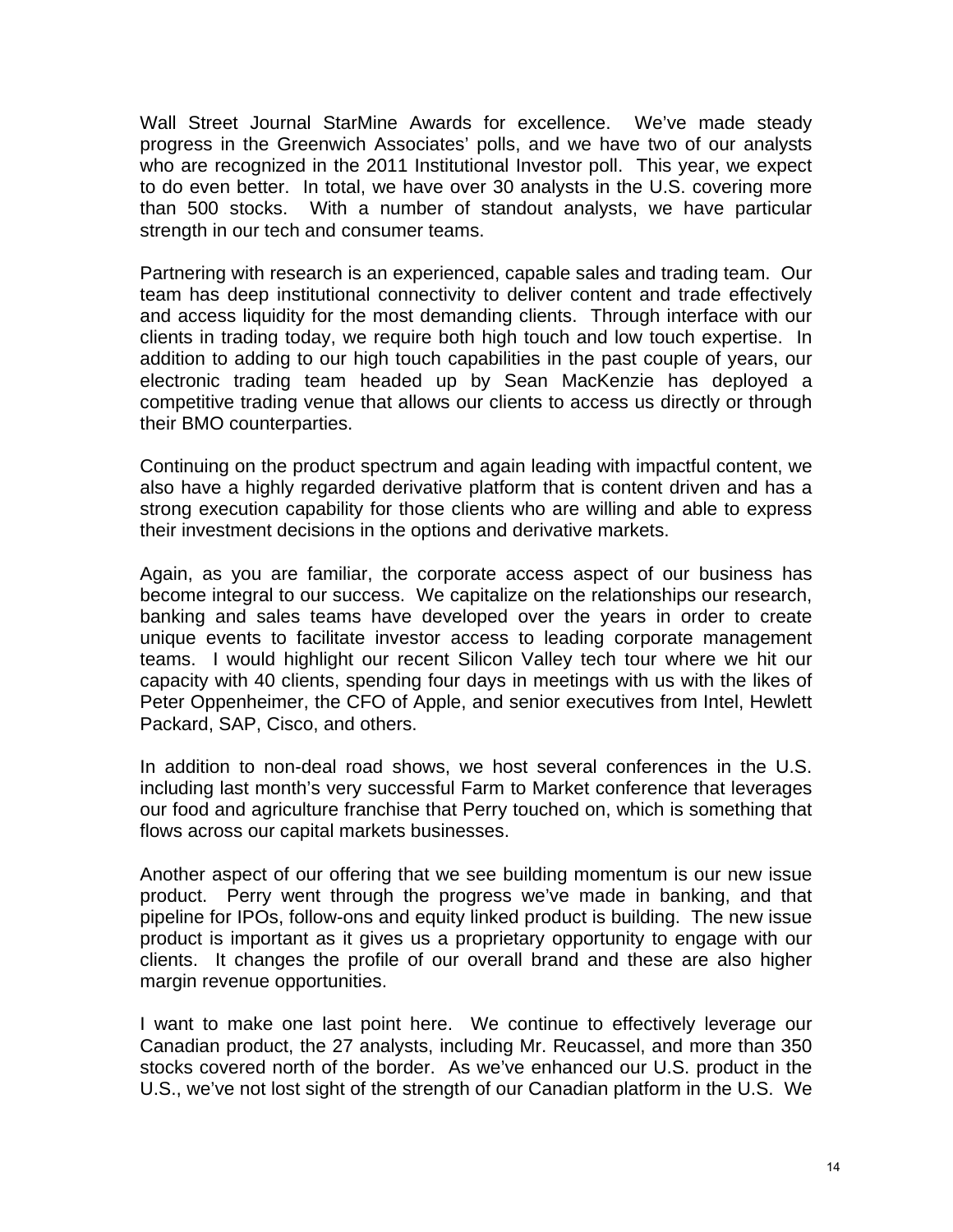Wall Street Journal StarMine Awards for excellence. We've made steady progress in the Greenwich Associates' polls, and we have two of our analysts who are recognized in the 2011 Institutional Investor poll. This year, we expect to do even better. In total, we have over 30 analysts in the U.S. covering more than 500 stocks. With a number of standout analysts, we have particular strength in our tech and consumer teams.

Partnering with research is an experienced, capable sales and trading team. Our team has deep institutional connectivity to deliver content and trade effectively and access liquidity for the most demanding clients. Through interface with our clients in trading today, we require both high touch and low touch expertise. In addition to adding to our high touch capabilities in the past couple of years, our electronic trading team headed up by Sean MacKenzie has deployed a competitive trading venue that allows our clients to access us directly or through their BMO counterparties.

Continuing on the product spectrum and again leading with impactful content, we also have a highly regarded derivative platform that is content driven and has a strong execution capability for those clients who are willing and able to express their investment decisions in the options and derivative markets.

Again, as you are familiar, the corporate access aspect of our business has become integral to our success. We capitalize on the relationships our research, banking and sales teams have developed over the years in order to create unique events to facilitate investor access to leading corporate management teams. I would highlight our recent Silicon Valley tech tour where we hit our capacity with 40 clients, spending four days in meetings with us with the likes of Peter Oppenheimer, the CFO of Apple, and senior executives from Intel, Hewlett Packard, SAP, Cisco, and others.

In addition to non-deal road shows, we host several conferences in the U.S. including last month's very successful Farm to Market conference that leverages our food and agriculture franchise that Perry touched on, which is something that flows across our capital markets businesses.

Another aspect of our offering that we see building momentum is our new issue product. Perry went through the progress we've made in banking, and that pipeline for IPOs, follow-ons and equity linked product is building. The new issue product is important as it gives us a proprietary opportunity to engage with our clients. It changes the profile of our overall brand and these are also higher margin revenue opportunities.

I want to make one last point here. We continue to effectively leverage our Canadian product, the 27 analysts, including Mr. Reucassel, and more than 350 stocks covered north of the border. As we've enhanced our U.S. product in the U.S., we've not lost sight of the strength of our Canadian platform in the U.S. We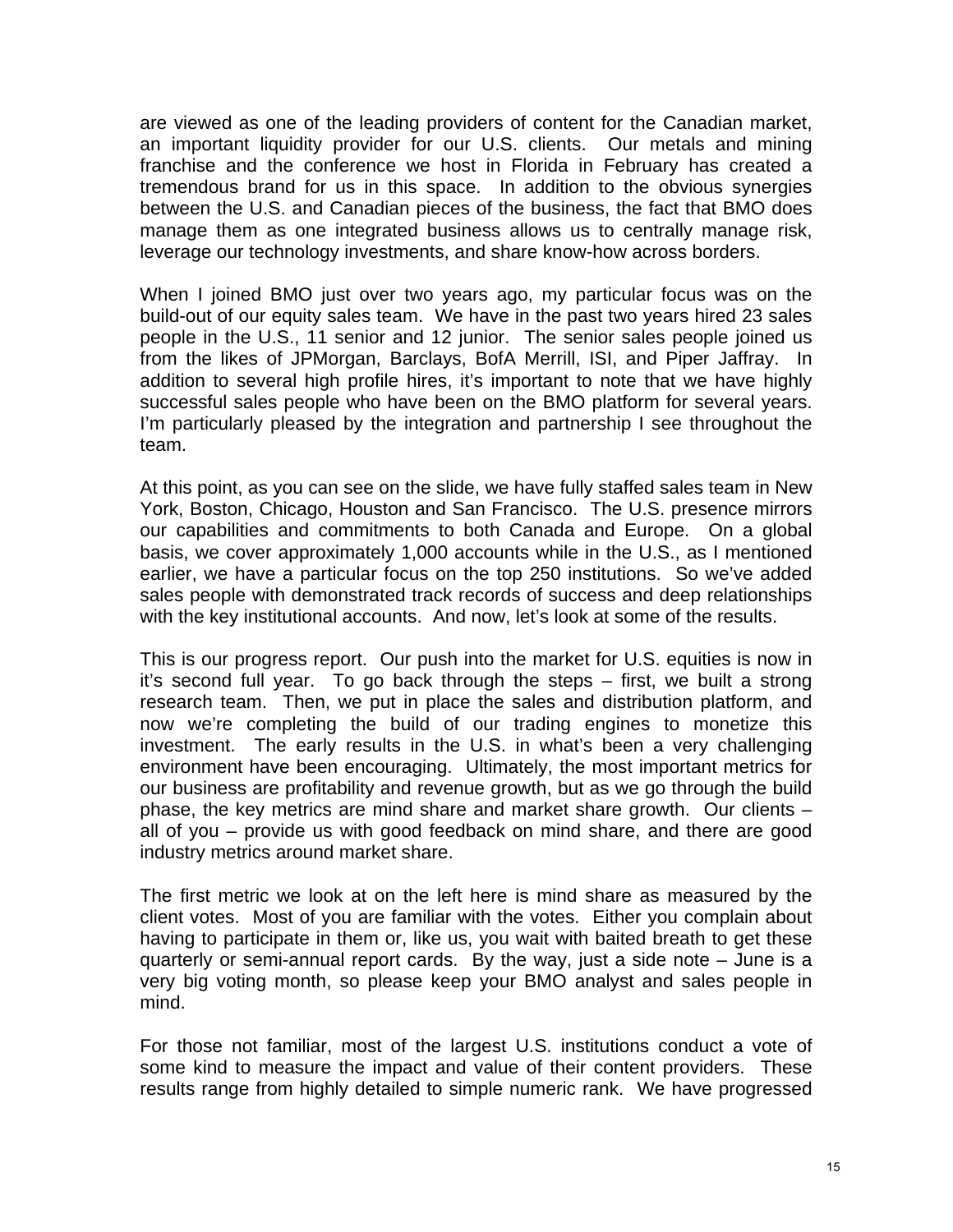are viewed as one of the leading providers of content for the Canadian market, an important liquidity provider for our U.S. clients. Our metals and mining franchise and the conference we host in Florida in February has created a tremendous brand for us in this space. In addition to the obvious synergies between the U.S. and Canadian pieces of the business, the fact that BMO does manage them as one integrated business allows us to centrally manage risk, leverage our technology investments, and share know-how across borders.

When I joined BMO just over two years ago, my particular focus was on the build-out of our equity sales team. We have in the past two years hired 23 sales people in the U.S., 11 senior and 12 junior. The senior sales people joined us from the likes of JPMorgan, Barclays, BofA Merrill, ISI, and Piper Jaffray. In addition to several high profile hires, it's important to note that we have highly successful sales people who have been on the BMO platform for several years. I'm particularly pleased by the integration and partnership I see throughout the team.

At this point, as you can see on the slide, we have fully staffed sales team in New York, Boston, Chicago, Houston and San Francisco. The U.S. presence mirrors our capabilities and commitments to both Canada and Europe. On a global basis, we cover approximately 1,000 accounts while in the U.S., as I mentioned earlier, we have a particular focus on the top 250 institutions. So we've added sales people with demonstrated track records of success and deep relationships with the key institutional accounts. And now, let's look at some of the results.

This is our progress report. Our push into the market for U.S. equities is now in it's second full year. To go back through the steps – first, we built a strong research team. Then, we put in place the sales and distribution platform, and now we're completing the build of our trading engines to monetize this investment. The early results in the U.S. in what's been a very challenging environment have been encouraging. Ultimately, the most important metrics for our business are profitability and revenue growth, but as we go through the build phase, the key metrics are mind share and market share growth. Our clients – all of you – provide us with good feedback on mind share, and there are good industry metrics around market share.

The first metric we look at on the left here is mind share as measured by the client votes. Most of you are familiar with the votes. Either you complain about having to participate in them or, like us, you wait with baited breath to get these quarterly or semi-annual report cards. By the way, just a side note – June is a very big voting month, so please keep your BMO analyst and sales people in mind.

For those not familiar, most of the largest U.S. institutions conduct a vote of some kind to measure the impact and value of their content providers. These results range from highly detailed to simple numeric rank. We have progressed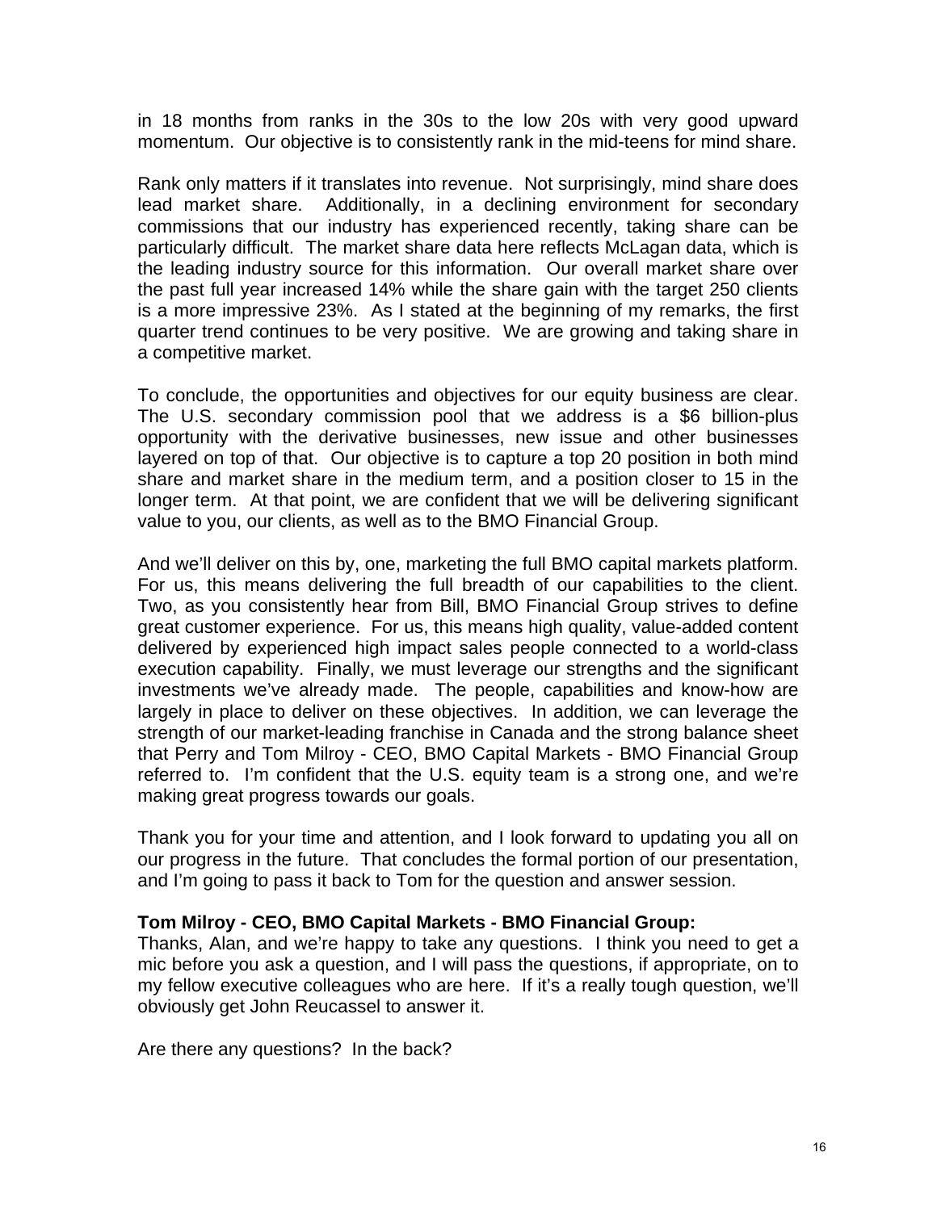in 18 months from ranks in the 30s to the low 20s with very good upward momentum. Our objective is to consistently rank in the mid-teens for mind share.

Rank only matters if it translates into revenue. Not surprisingly, mind share does lead market share. Additionally, in a declining environment for secondary commissions that our industry has experienced recently, taking share can be particularly difficult. The market share data here reflects McLagan data, which is the leading industry source for this information. Our overall market share over the past full year increased 14% while the share gain with the target 250 clients is a more impressive 23%. As I stated at the beginning of my remarks, the first quarter trend continues to be very positive. We are growing and taking share in a competitive market.

To conclude, the opportunities and objectives for our equity business are clear. The U.S. secondary commission pool that we address is a $6 billion-plus opportunity with the derivative businesses, new issue and other businesses layered on top of that. Our objective is to capture a top 20 position in both mind share and market share in the medium term, and a position closer to 15 in the longer term. At that point, we are confident that we will be delivering significant value to you, our clients, as well as to the BMO Financial Group.

And we'll deliver on this by, one, marketing the full BMO capital markets platform. For us, this means delivering the full breadth of our capabilities to the client. Two, as you consistently hear from Bill, BMO Financial Group strives to define great customer experience. For us, this means high quality, value-added content delivered by experienced high impact sales people connected to a world-class execution capability. Finally, we must leverage our strengths and the significant investments we've already made. The people, capabilities and know-how are largely in place to deliver on these objectives. In addition, we can leverage the strength of our market-leading franchise in Canada and the strong balance sheet that Perry and Tom Milroy - CEO, BMO Capital Markets - BMO Financial Group referred to. I'm confident that the U.S. equity team is a strong one, and we're making great progress towards our goals.

Thank you for your time and attention, and I look forward to updating you all on our progress in the future. That concludes the formal portion of our presentation, and I'm going to pass it back to Tom for the question and answer session.

**Tom Milroy - CEO, BMO Capital Markets - BMO Financial Group:**
Thanks, Alan, and we're happy to take any questions. I think you need to get a mic before you ask a question, and I will pass the questions, if appropriate, on to my fellow executive colleagues who are here. If it's a really tough question, we'll obviously get John Reucassel to answer it.

Are there any questions? In the back?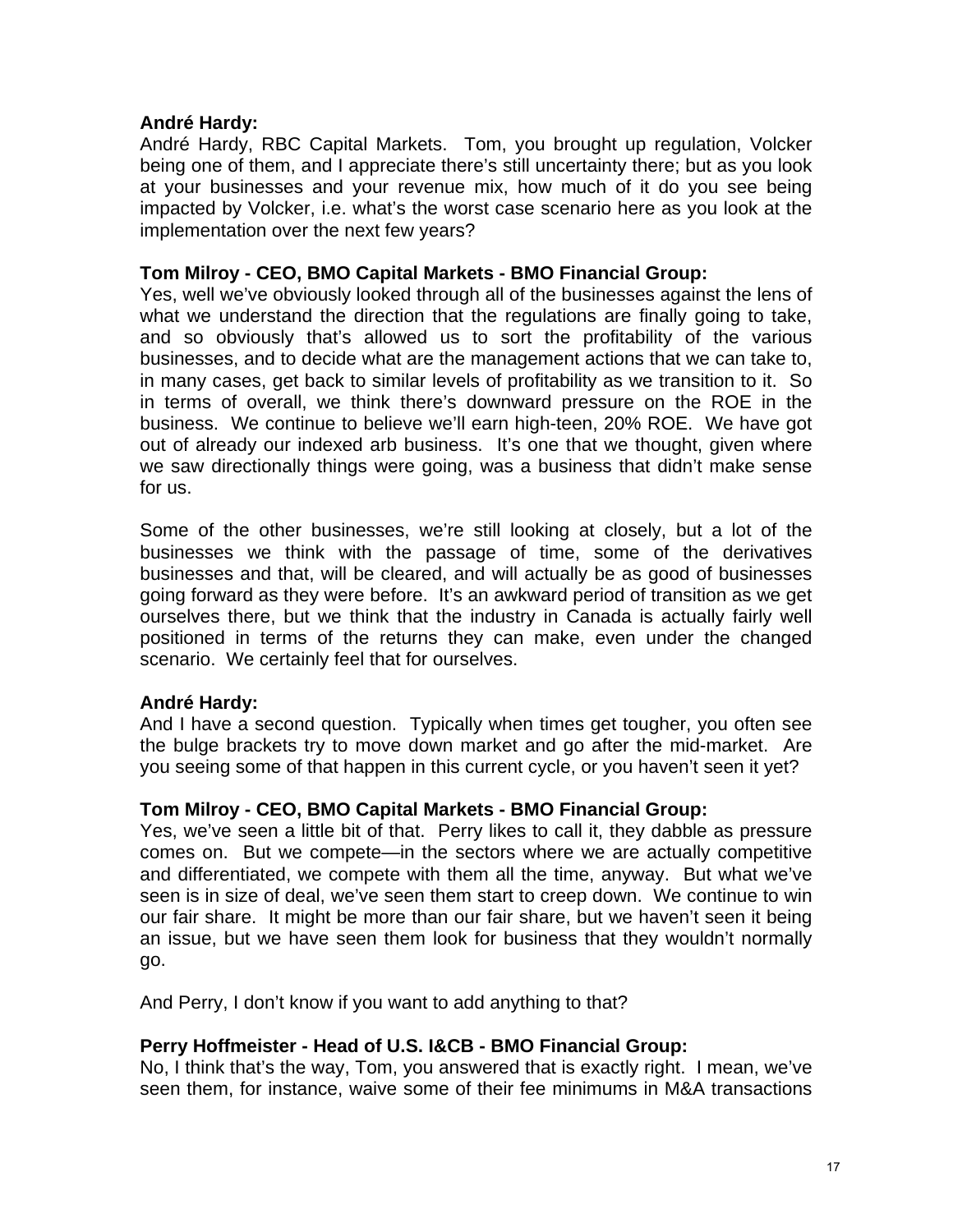**André Hardy:**
André Hardy, RBC Capital Markets. Tom, you brought up regulation, Volcker being one of them, and I appreciate there's still uncertainty there; but as you look at your businesses and your revenue mix, how much of it do you see being impacted by Volcker, i.e. what's the worst case scenario here as you look at the implementation over the next few years?

**Tom Milroy - CEO, BMO Capital Markets - BMO Financial Group:**
Yes, well we've obviously looked through all of the businesses against the lens of what we understand the direction that the regulations are finally going to take, and so obviously that's allowed us to sort the profitability of the various businesses, and to decide what are the management actions that we can take to, in many cases, get back to similar levels of profitability as we transition to it. So in terms of overall, we think there's downward pressure on the ROE in the business. We continue to believe we'll earn high-teen, 20% ROE. We have got out of already our indexed arb business. It's one that we thought, given where we saw directionally things were going, was a business that didn't make sense for us.

Some of the other businesses, we're still looking at closely, but a lot of the businesses we think with the passage of time, some of the derivatives businesses and that, will be cleared, and will actually be as good of businesses going forward as they were before. It's an awkward period of transition as we get ourselves there, but we think that the industry in Canada is actually fairly well positioned in terms of the returns they can make, even under the changed scenario. We certainly feel that for ourselves.

**André Hardy:**
And I have a second question. Typically when times get tougher, you often see the bulge brackets try to move down market and go after the mid-market. Are you seeing some of that happen in this current cycle, or you haven't seen it yet?

**Tom Milroy - CEO, BMO Capital Markets - BMO Financial Group:**
Yes, we've seen a little bit of that. Perry likes to call it, they dabble as pressure comes on. But we compete—in the sectors where we are actually competitive and differentiated, we compete with them all the time, anyway. But what we've seen is in size of deal, we've seen them start to creep down. We continue to win our fair share. It might be more than our fair share, but we haven't seen it being an issue, but we have seen them look for business that they wouldn't normally go.

And Perry, I don't know if you want to add anything to that?

**Perry Hoffmeister - Head of U.S. I&CB - BMO Financial Group:**
No, I think that's the way, Tom, you answered that is exactly right. I mean, we've seen them, for instance, waive some of their fee minimums in M&A transactions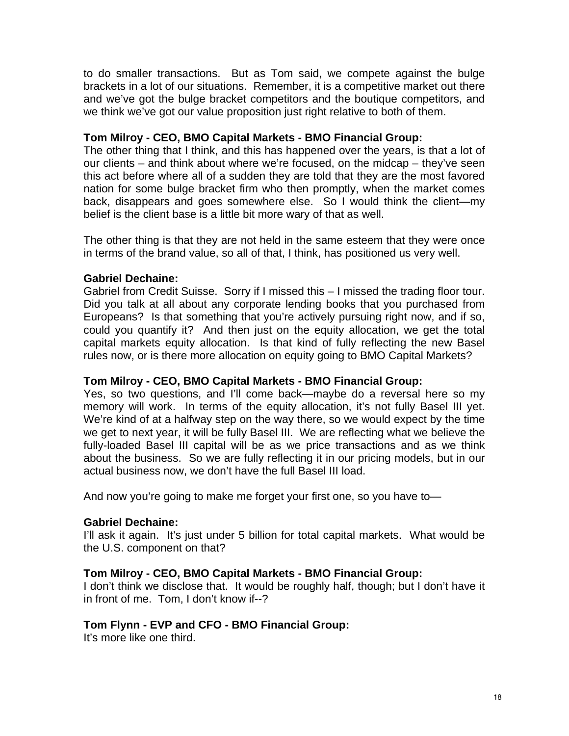to do smaller transactions. But as Tom said, we compete against the bulge brackets in a lot of our situations. Remember, it is a competitive market out there and we've got the bulge bracket competitors and the boutique competitors, and we think we've got our value proposition just right relative to both of them.

**Tom Milroy - CEO, BMO Capital Markets - BMO Financial Group:**
The other thing that I think, and this has happened over the years, is that a lot of our clients – and think about where we're focused, on the midcap – they've seen this act before where all of a sudden they are told that they are the most favored nation for some bulge bracket firm who then promptly, when the market comes back, disappears and goes somewhere else. So I would think the client—my belief is the client base is a little bit more wary of that as well.

The other thing is that they are not held in the same esteem that they were once in terms of the brand value, so all of that, I think, has positioned us very well.

**Gabriel Dechaine:**
Gabriel from Credit Suisse. Sorry if I missed this – I missed the trading floor tour. Did you talk at all about any corporate lending books that you purchased from Europeans? Is that something that you're actively pursuing right now, and if so, could you quantify it? And then just on the equity allocation, we get the total capital markets equity allocation. Is that kind of fully reflecting the new Basel rules now, or is there more allocation on equity going to BMO Capital Markets?

**Tom Milroy - CEO, BMO Capital Markets - BMO Financial Group:**
Yes, so two questions, and I'll come back—maybe do a reversal here so my memory will work. In terms of the equity allocation, it's not fully Basel III yet. We're kind of at a halfway step on the way there, so we would expect by the time we get to next year, it will be fully Basel III. We are reflecting what we believe the fully-loaded Basel III capital will be as we price transactions and as we think about the business. So we are fully reflecting it in our pricing models, but in our actual business now, we don't have the full Basel III load.

And now you're going to make me forget your first one, so you have to—

**Gabriel Dechaine:**
I'll ask it again. It's just under 5 billion for total capital markets. What would be the U.S. component on that?

**Tom Milroy - CEO, BMO Capital Markets - BMO Financial Group:**
I don't think we disclose that. It would be roughly half, though; but I don't have it in front of me. Tom, I don't know if--?

**Tom Flynn - EVP and CFO - BMO Financial Group:**
It's more like one third.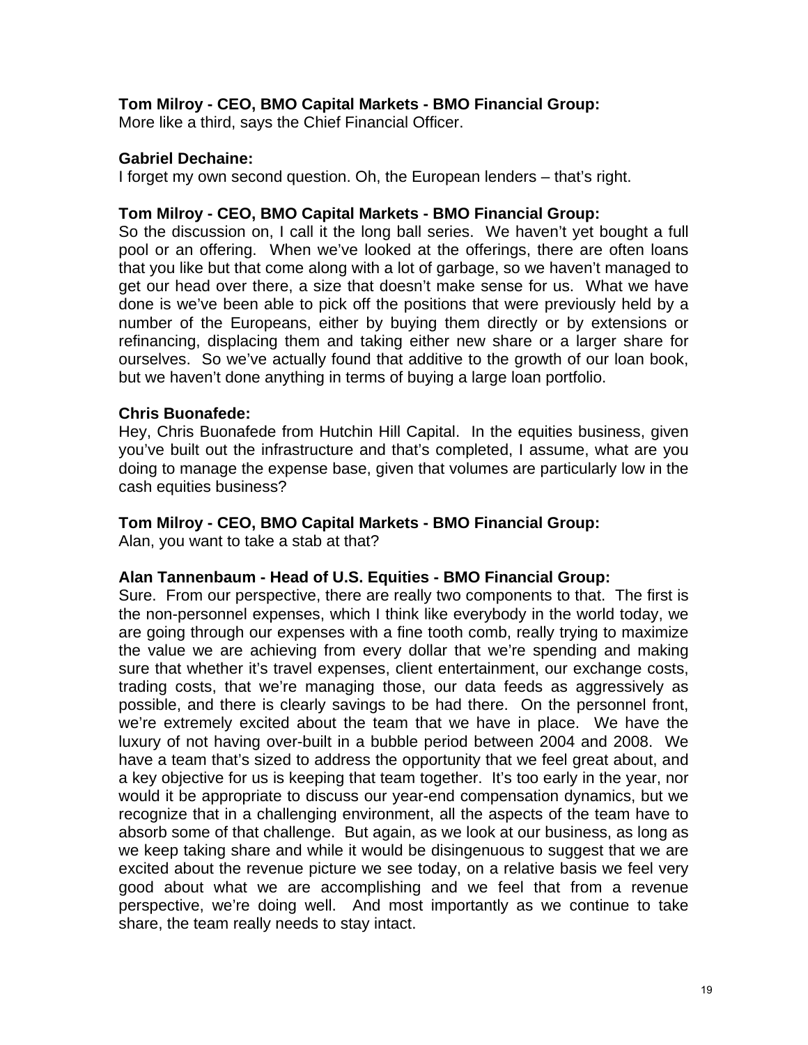**Tom Milroy - CEO, BMO Capital Markets - BMO Financial Group:**
More like a third, says the Chief Financial Officer.

**Gabriel Dechaine:**
I forget my own second question. Oh, the European lenders – that's right.

**Tom Milroy - CEO, BMO Capital Markets - BMO Financial Group:**
So the discussion on, I call it the long ball series. We haven't yet bought a full pool or an offering. When we've looked at the offerings, there are often loans that you like but that come along with a lot of garbage, so we haven't managed to get our head over there, a size that doesn't make sense for us. What we have done is we've been able to pick off the positions that were previously held by a number of the Europeans, either by buying them directly or by extensions or refinancing, displacing them and taking either new share or a larger share for ourselves. So we've actually found that additive to the growth of our loan book, but we haven't done anything in terms of buying a large loan portfolio.

**Chris Buonafede:**
Hey, Chris Buonafede from Hutchin Hill Capital. In the equities business, given you've built out the infrastructure and that's completed, I assume, what are you doing to manage the expense base, given that volumes are particularly low in the cash equities business?

**Tom Milroy - CEO, BMO Capital Markets - BMO Financial Group:**
Alan, you want to take a stab at that?

**Alan Tannenbaum - Head of U.S. Equities - BMO Financial Group:**
Sure. From our perspective, there are really two components to that. The first is the non-personnel expenses, which I think like everybody in the world today, we are going through our expenses with a fine tooth comb, really trying to maximize the value we are achieving from every dollar that we're spending and making sure that whether it's travel expenses, client entertainment, our exchange costs, trading costs, that we're managing those, our data feeds as aggressively as possible, and there is clearly savings to be had there. On the personnel front, we're extremely excited about the team that we have in place. We have the luxury of not having over-built in a bubble period between 2004 and 2008. We have a team that's sized to address the opportunity that we feel great about, and a key objective for us is keeping that team together. It's too early in the year, nor would it be appropriate to discuss our year-end compensation dynamics, but we recognize that in a challenging environment, all the aspects of the team have to absorb some of that challenge. But again, as we look at our business, as long as we keep taking share and while it would be disingenuous to suggest that we are excited about the revenue picture we see today, on a relative basis we feel very good about what we are accomplishing and we feel that from a revenue perspective, we're doing well. And most importantly as we continue to take share, the team really needs to stay intact.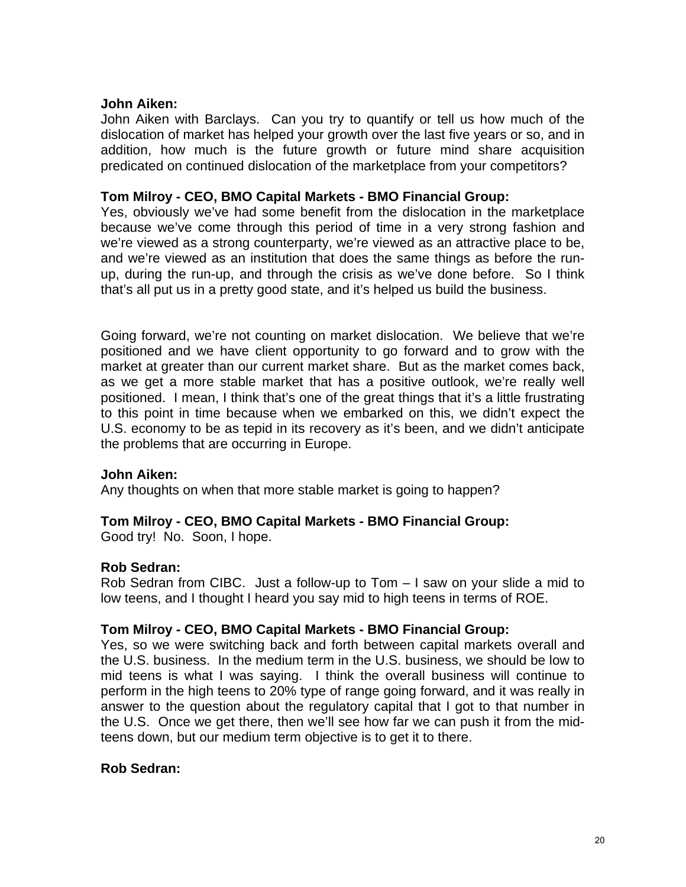**John Aiken:**
John Aiken with Barclays. Can you try to quantify or tell us how much of the dislocation of market has helped your growth over the last five years or so, and in addition, how much is the future growth or future mind share acquisition predicated on continued dislocation of the marketplace from your competitors?

**Tom Milroy - CEO, BMO Capital Markets - BMO Financial Group:**
Yes, obviously we've had some benefit from the dislocation in the marketplace because we've come through this period of time in a very strong fashion and we're viewed as a strong counterparty, we're viewed as an attractive place to be, and we're viewed as an institution that does the same things as before the run-up, during the run-up, and through the crisis as we've done before. So I think that's all put us in a pretty good state, and it's helped us build the business.

Going forward, we're not counting on market dislocation. We believe that we're positioned and we have client opportunity to go forward and to grow with the market at greater than our current market share. But as the market comes back, as we get a more stable market that has a positive outlook, we're really well positioned. I mean, I think that's one of the great things that it's a little frustrating to this point in time because when we embarked on this, we didn't expect the U.S. economy to be as tepid in its recovery as it's been, and we didn't anticipate the problems that are occurring in Europe.

**John Aiken:**
Any thoughts on when that more stable market is going to happen?

**Tom Milroy - CEO, BMO Capital Markets - BMO Financial Group:**
Good try! No. Soon, I hope.

**Rob Sedran:**
Rob Sedran from CIBC. Just a follow-up to Tom – I saw on your slide a mid to low teens, and I thought I heard you say mid to high teens in terms of ROE.

**Tom Milroy - CEO, BMO Capital Markets - BMO Financial Group:**
Yes, so we were switching back and forth between capital markets overall and the U.S. business. In the medium term in the U.S. business, we should be low to mid teens is what I was saying. I think the overall business will continue to perform in the high teens to 20% type of range going forward, and it was really in answer to the question about the regulatory capital that I got to that number in the U.S. Once we get there, then we'll see how far we can push it from the mid-teens down, but our medium term objective is to get it to there.

**Rob Sedran:**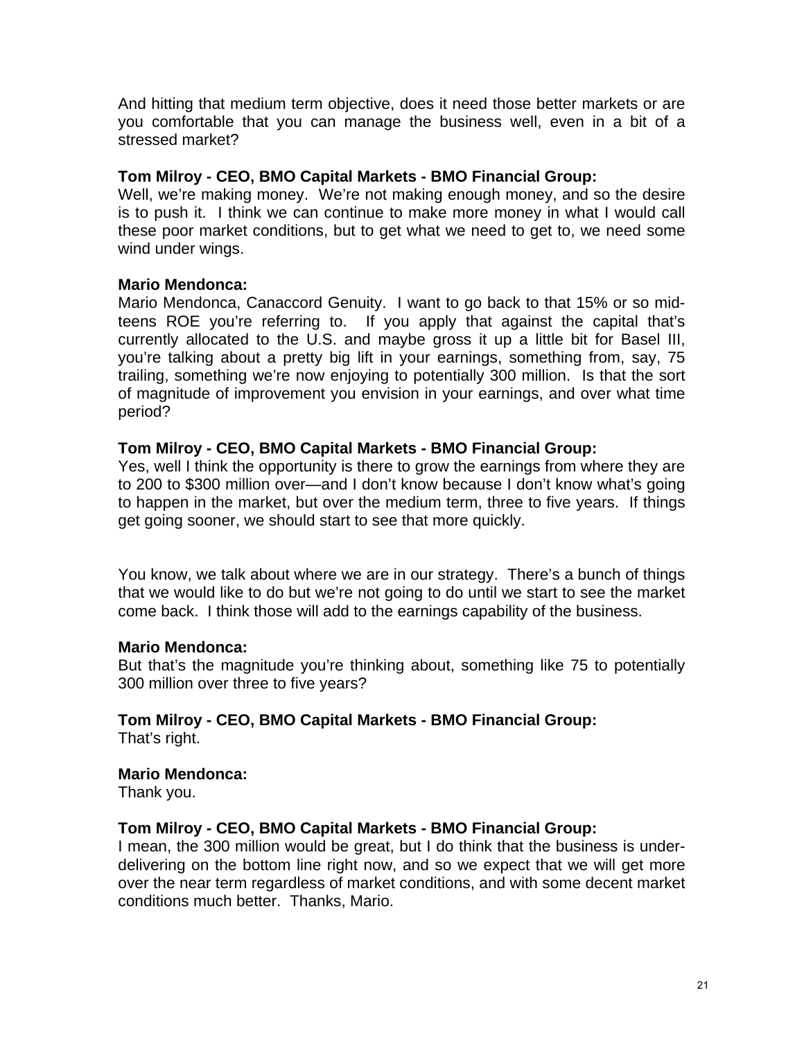And hitting that medium term objective, does it need those better markets or are you comfortable that you can manage the business well, even in a bit of a stressed market?

**Tom Milroy - CEO, BMO Capital Markets - BMO Financial Group:**
Well, we're making money. We're not making enough money, and so the desire is to push it. I think we can continue to make more money in what I would call these poor market conditions, but to get what we need to get to, we need some wind under wings.

**Mario Mendonca:**
Mario Mendonca, Canaccord Genuity. I want to go back to that 15% or so mid-teens ROE you're referring to. If you apply that against the capital that's currently allocated to the U.S. and maybe gross it up a little bit for Basel III, you're talking about a pretty big lift in your earnings, something from, say, 75 trailing, something we're now enjoying to potentially 300 million. Is that the sort of magnitude of improvement you envision in your earnings, and over what time period?

**Tom Milroy - CEO, BMO Capital Markets - BMO Financial Group:**
Yes, well I think the opportunity is there to grow the earnings from where they are to 200 to $300 million over—and I don't know because I don't know what's going to happen in the market, but over the medium term, three to five years. If things get going sooner, we should start to see that more quickly.

You know, we talk about where we are in our strategy. There's a bunch of things that we would like to do but we're not going to do until we start to see the market come back. I think those will add to the earnings capability of the business.

**Mario Mendonca:**
But that's the magnitude you're thinking about, something like 75 to potentially 300 million over three to five years?

**Tom Milroy - CEO, BMO Capital Markets - BMO Financial Group:**
That's right.

**Mario Mendonca:**
Thank you.

**Tom Milroy - CEO, BMO Capital Markets - BMO Financial Group:**
I mean, the 300 million would be great, but I do think that the business is under-delivering on the bottom line right now, and so we expect that we will get more over the near term regardless of market conditions, and with some decent market conditions much better. Thanks, Mario.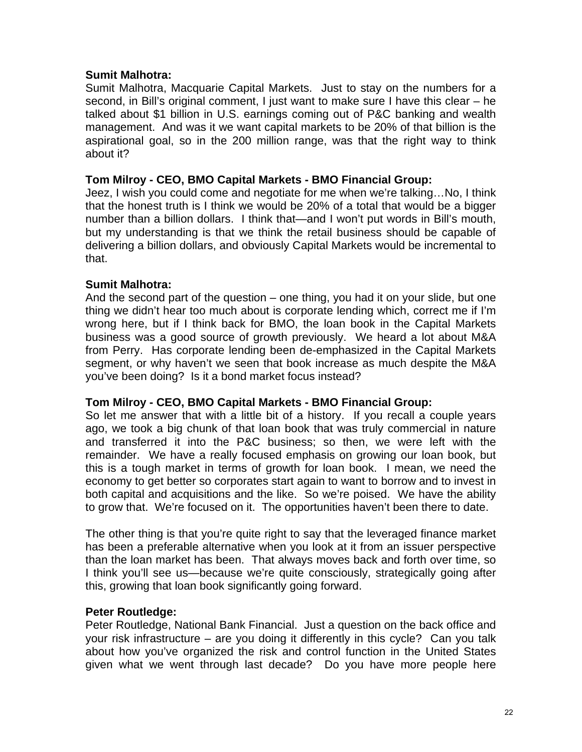**Sumit Malhotra:**
Sumit Malhotra, Macquarie Capital Markets. Just to stay on the numbers for a second, in Bill's original comment, I just want to make sure I have this clear – he talked about $1 billion in U.S. earnings coming out of P&C banking and wealth management. And was it we want capital markets to be 20% of that billion is the aspirational goal, so in the 200 million range, was that the right way to think about it?

**Tom Milroy - CEO, BMO Capital Markets - BMO Financial Group:**
Jeez, I wish you could come and negotiate for me when we're talking…No, I think that the honest truth is I think we would be 20% of a total that would be a bigger number than a billion dollars. I think that—and I won't put words in Bill's mouth, but my understanding is that we think the retail business should be capable of delivering a billion dollars, and obviously Capital Markets would be incremental to that.

**Sumit Malhotra:**
And the second part of the question – one thing, you had it on your slide, but one thing we didn't hear too much about is corporate lending which, correct me if I'm wrong here, but if I think back for BMO, the loan book in the Capital Markets business was a good source of growth previously. We heard a lot about M&A from Perry. Has corporate lending been de-emphasized in the Capital Markets segment, or why haven't we seen that book increase as much despite the M&A you've been doing? Is it a bond market focus instead?

**Tom Milroy - CEO, BMO Capital Markets - BMO Financial Group:**
So let me answer that with a little bit of a history. If you recall a couple years ago, we took a big chunk of that loan book that was truly commercial in nature and transferred it into the P&C business; so then, we were left with the remainder. We have a really focused emphasis on growing our loan book, but this is a tough market in terms of growth for loan book. I mean, we need the economy to get better so corporates start again to want to borrow and to invest in both capital and acquisitions and the like. So we're poised. We have the ability to grow that. We're focused on it. The opportunities haven't been there to date.

The other thing is that you're quite right to say that the leveraged finance market has been a preferable alternative when you look at it from an issuer perspective than the loan market has been. That always moves back and forth over time, so I think you'll see us—because we're quite consciously, strategically going after this, growing that loan book significantly going forward.

**Peter Routledge:**
Peter Routledge, National Bank Financial. Just a question on the back office and your risk infrastructure – are you doing it differently in this cycle? Can you talk about how you've organized the risk and control function in the United States given what we went through last decade? Do you have more people here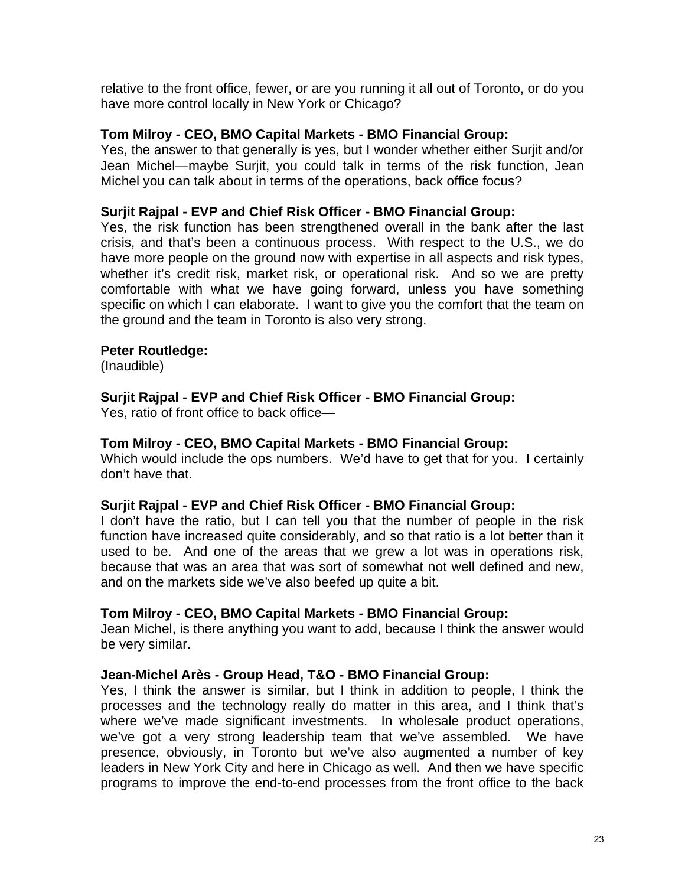relative to the front office, fewer, or are you running it all out of Toronto, or do you have more control locally in New York or Chicago?

**Tom Milroy - CEO, BMO Capital Markets - BMO Financial Group:**
Yes, the answer to that generally is yes, but I wonder whether either Surjit and/or Jean Michel—maybe Surjit, you could talk in terms of the risk function, Jean Michel you can talk about in terms of the operations, back office focus?

**Surjit Rajpal - EVP and Chief Risk Officer - BMO Financial Group:**
Yes, the risk function has been strengthened overall in the bank after the last crisis, and that's been a continuous process. With respect to the U.S., we do have more people on the ground now with expertise in all aspects and risk types, whether it's credit risk, market risk, or operational risk. And so we are pretty comfortable with what we have going forward, unless you have something specific on which I can elaborate. I want to give you the comfort that the team on the ground and the team in Toronto is also very strong.

**Peter Routledge:**
(Inaudible)

**Surjit Rajpal - EVP and Chief Risk Officer - BMO Financial Group:**
Yes, ratio of front office to back office—

**Tom Milroy - CEO, BMO Capital Markets - BMO Financial Group:**
Which would include the ops numbers. We'd have to get that for you. I certainly don't have that.

**Surjit Rajpal - EVP and Chief Risk Officer - BMO Financial Group:**
I don't have the ratio, but I can tell you that the number of people in the risk function have increased quite considerably, and so that ratio is a lot better than it used to be. And one of the areas that we grew a lot was in operations risk, because that was an area that was sort of somewhat not well defined and new, and on the markets side we've also beefed up quite a bit.

**Tom Milroy - CEO, BMO Capital Markets - BMO Financial Group:**
Jean Michel, is there anything you want to add, because I think the answer would be very similar.

**Jean-Michel Arès - Group Head, T&O - BMO Financial Group:**
Yes, I think the answer is similar, but I think in addition to people, I think the processes and the technology really do matter in this area, and I think that's where we've made significant investments. In wholesale product operations, we've got a very strong leadership team that we've assembled. We have presence, obviously, in Toronto but we've also augmented a number of key leaders in New York City and here in Chicago as well. And then we have specific programs to improve the end-to-end processes from the front office to the back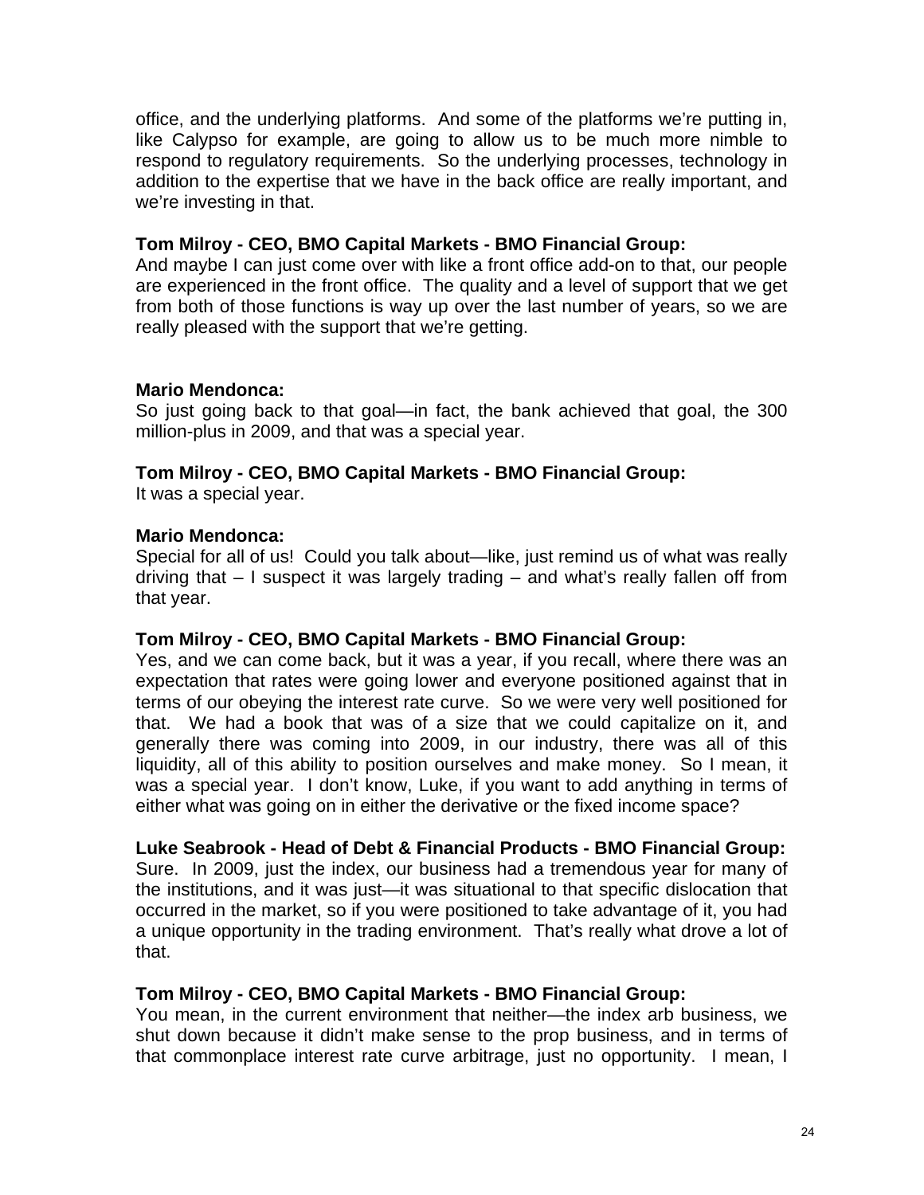office, and the underlying platforms. And some of the platforms we're putting in, like Calypso for example, are going to allow us to be much more nimble to respond to regulatory requirements. So the underlying processes, technology in addition to the expertise that we have in the back office are really important, and we're investing in that.

**Tom Milroy - CEO, BMO Capital Markets - BMO Financial Group:**
And maybe I can just come over with like a front office add-on to that, our people are experienced in the front office. The quality and a level of support that we get from both of those functions is way up over the last number of years, so we are really pleased with the support that we're getting.

**Mario Mendonca:**
So just going back to that goal—in fact, the bank achieved that goal, the 300 million-plus in 2009, and that was a special year.

**Tom Milroy - CEO, BMO Capital Markets - BMO Financial Group:**
It was a special year.

**Mario Mendonca:**
Special for all of us! Could you talk about—like, just remind us of what was really driving that – I suspect it was largely trading – and what's really fallen off from that year.

**Tom Milroy - CEO, BMO Capital Markets - BMO Financial Group:**
Yes, and we can come back, but it was a year, if you recall, where there was an expectation that rates were going lower and everyone positioned against that in terms of our obeying the interest rate curve. So we were very well positioned for that. We had a book that was of a size that we could capitalize on it, and generally there was coming into 2009, in our industry, there was all of this liquidity, all of this ability to position ourselves and make money. So I mean, it was a special year. I don't know, Luke, if you want to add anything in terms of either what was going on in either the derivative or the fixed income space?

**Luke Seabrook - Head of Debt & Financial Products - BMO Financial Group:**
Sure. In 2009, just the index, our business had a tremendous year for many of the institutions, and it was just—it was situational to that specific dislocation that occurred in the market, so if you were positioned to take advantage of it, you had a unique opportunity in the trading environment. That's really what drove a lot of that.

**Tom Milroy - CEO, BMO Capital Markets - BMO Financial Group:**
You mean, in the current environment that neither—the index arb business, we shut down because it didn't make sense to the prop business, and in terms of that commonplace interest rate curve arbitrage, just no opportunity. I mean, I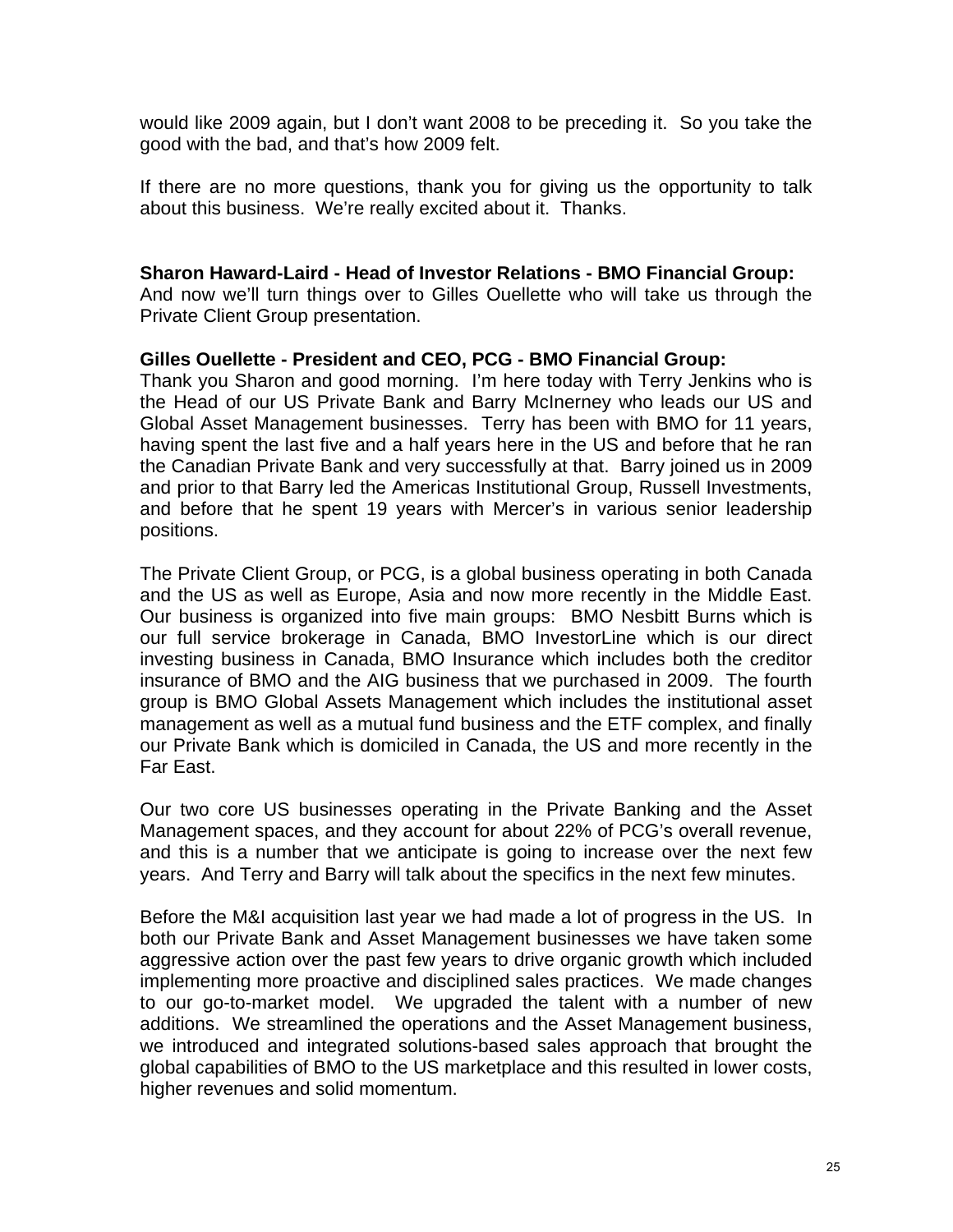would like 2009 again, but I don't want 2008 to be preceding it. So you take the good with the bad, and that's how 2009 felt.

If there are no more questions, thank you for giving us the opportunity to talk about this business. We're really excited about it. Thanks.

**Sharon Haward-Laird - Head of Investor Relations - BMO Financial Group:**
And now we'll turn things over to Gilles Ouellette who will take us through the Private Client Group presentation.

**Gilles Ouellette - President and CEO, PCG - BMO Financial Group:**
Thank you Sharon and good morning. I'm here today with Terry Jenkins who is the Head of our US Private Bank and Barry McInerney who leads our US and Global Asset Management businesses. Terry has been with BMO for 11 years, having spent the last five and a half years here in the US and before that he ran the Canadian Private Bank and very successfully at that. Barry joined us in 2009 and prior to that Barry led the Americas Institutional Group, Russell Investments, and before that he spent 19 years with Mercer's in various senior leadership positions.

The Private Client Group, or PCG, is a global business operating in both Canada and the US as well as Europe, Asia and now more recently in the Middle East. Our business is organized into five main groups: BMO Nesbitt Burns which is our full service brokerage in Canada, BMO InvestorLine which is our direct investing business in Canada, BMO Insurance which includes both the creditor insurance of BMO and the AIG business that we purchased in 2009. The fourth group is BMO Global Assets Management which includes the institutional asset management as well as a mutual fund business and the ETF complex, and finally our Private Bank which is domiciled in Canada, the US and more recently in the Far East.

Our two core US businesses operating in the Private Banking and the Asset Management spaces, and they account for about 22% of PCG's overall revenue, and this is a number that we anticipate is going to increase over the next few years. And Terry and Barry will talk about the specifics in the next few minutes.

Before the M&I acquisition last year we had made a lot of progress in the US. In both our Private Bank and Asset Management businesses we have taken some aggressive action over the past few years to drive organic growth which included implementing more proactive and disciplined sales practices. We made changes to our go-to-market model. We upgraded the talent with a number of new additions. We streamlined the operations and the Asset Management business, we introduced and integrated solutions-based sales approach that brought the global capabilities of BMO to the US marketplace and this resulted in lower costs, higher revenues and solid momentum.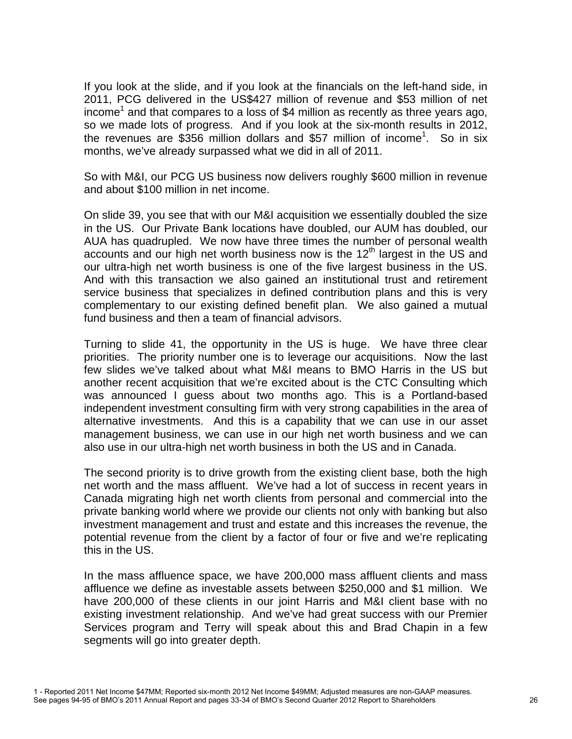If you look at the slide, and if you look at the financials on the left-hand side, in 2011, PCG delivered in the US$427 million of revenue and $53 million of net income[1] and that compares to a loss of $4 million as recently as three years ago, so we made lots of progress. And if you look at the six-month results in 2012, the revenues are $356 million dollars and $57 million of income[1]. So in six months, we've already surpassed what we did in all of 2011.

So with M&I, our PCG US business now delivers roughly $600 million in revenue and about $100 million in net income.

On slide 39, you see that with our M&I acquisition we essentially doubled the size in the US. Our Private Bank locations have doubled, our AUM has doubled, our AUA has quadrupled. We now have three times the number of personal wealth accounts and our high net worth business now is the 12th largest in the US and our ultra-high net worth business is one of the five largest business in the US. And with this transaction we also gained an institutional trust and retirement service business that specializes in defined contribution plans and this is very complementary to our existing defined benefit plan. We also gained a mutual fund business and then a team of financial advisors.

Turning to slide 41, the opportunity in the US is huge. We have three clear priorities. The priority number one is to leverage our acquisitions. Now the last few slides we've talked about what M&I means to BMO Harris in the US but another recent acquisition that we're excited about is the CTC Consulting which was announced I guess about two months ago. This is a Portland-based independent investment consulting firm with very strong capabilities in the area of alternative investments. And this is a capability that we can use in our asset management business, we can use in our high net worth business and we can also use in our ultra-high net worth business in both the US and in Canada.

The second priority is to drive growth from the existing client base, both the high net worth and the mass affluent. We've had a lot of success in recent years in Canada migrating high net worth clients from personal and commercial into the private banking world where we provide our clients not only with banking but also investment management and trust and estate and this increases the revenue, the potential revenue from the client by a factor of four or five and we're replicating this in the US.

In the mass affluence space, we have 200,000 mass affluent clients and mass affluence we define as investable assets between $250,000 and $1 million. We have 200,000 of these clients in our joint Harris and M&I client base with no existing investment relationship. And we've had great success with our Premier Services program and Terry will speak about this and Brad Chapin in a few segments will go into greater depth.

1 - Reported 2011 Net Income $47MM; Reported six-month 2012 Net Income $49MM; Adjusted measures are non-GAAP measures. See pages 94-95 of BMO's 2011 Annual Report and pages 33-34 of BMO's Second Quarter 2012 Report to Shareholders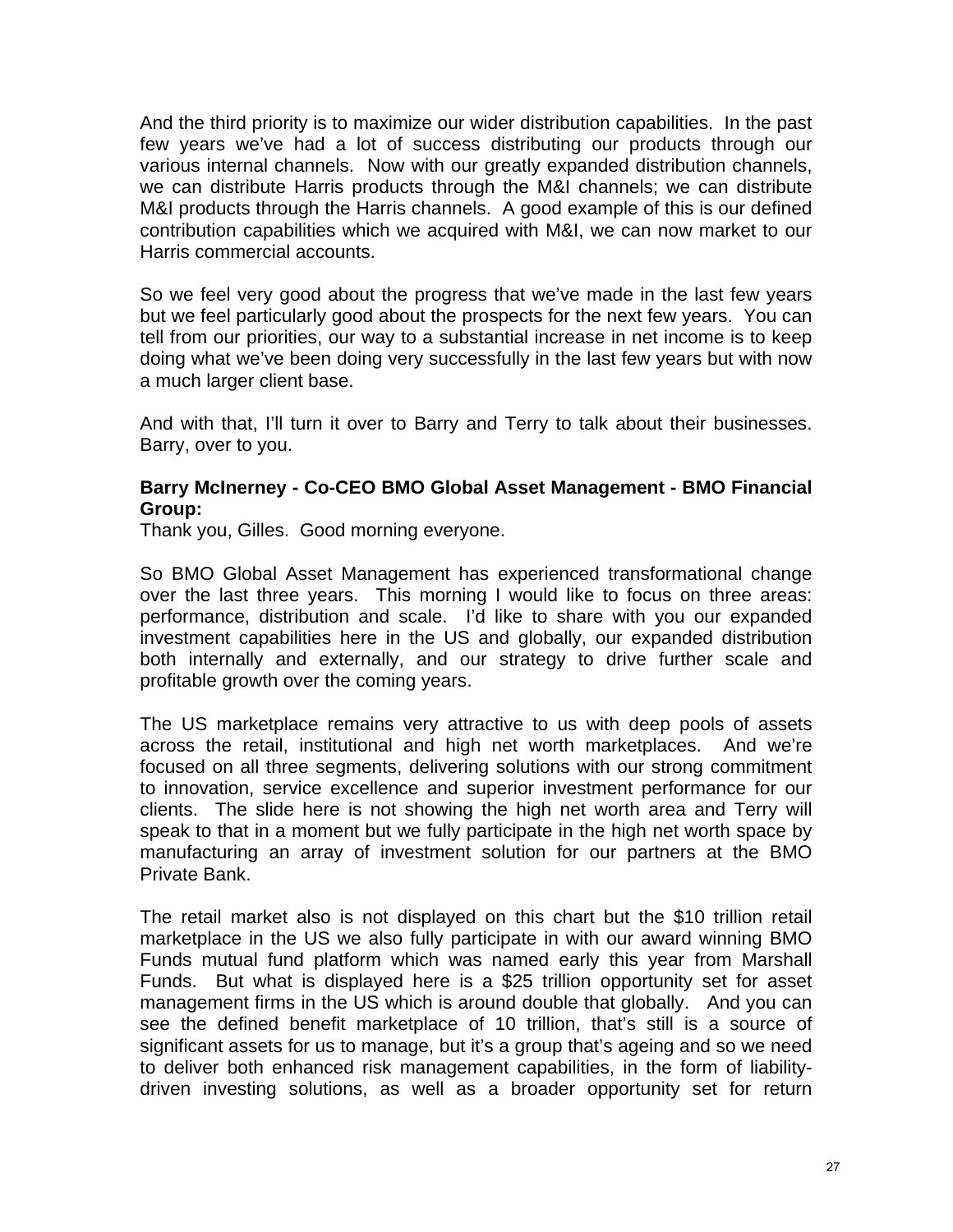And the third priority is to maximize our wider distribution capabilities. In the past few years we've had a lot of success distributing our products through our various internal channels. Now with our greatly expanded distribution channels, we can distribute Harris products through the M&I channels; we can distribute M&I products through the Harris channels. A good example of this is our defined contribution capabilities which we acquired with M&I, we can now market to our Harris commercial accounts.

So we feel very good about the progress that we've made in the last few years but we feel particularly good about the prospects for the next few years. You can tell from our priorities, our way to a substantial increase in net income is to keep doing what we've been doing very successfully in the last few years but with now a much larger client base.

And with that, I'll turn it over to Barry and Terry to talk about their businesses. Barry, over to you.

**Barry McInerney - Co-CEO BMO Global Asset Management - BMO Financial Group:**
Thank you, Gilles. Good morning everyone.

So BMO Global Asset Management has experienced transformational change over the last three years. This morning I would like to focus on three areas: performance, distribution and scale. I'd like to share with you our expanded investment capabilities here in the US and globally, our expanded distribution both internally and externally, and our strategy to drive further scale and profitable growth over the coming years.

The US marketplace remains very attractive to us with deep pools of assets across the retail, institutional and high net worth marketplaces. And we're focused on all three segments, delivering solutions with our strong commitment to innovation, service excellence and superior investment performance for our clients. The slide here is not showing the high net worth area and Terry will speak to that in a moment but we fully participate in the high net worth space by manufacturing an array of investment solution for our partners at the BMO Private Bank.

The retail market also is not displayed on this chart but the $10 trillion retail marketplace in the US we also fully participate in with our award winning BMO Funds mutual fund platform which was named early this year from Marshall Funds. But what is displayed here is a $25 trillion opportunity set for asset management firms in the US which is around double that globally. And you can see the defined benefit marketplace of 10 trillion, that's still is a source of significant assets for us to manage, but it's a group that's ageing and so we need to deliver both enhanced risk management capabilities, in the form of liability-driven investing solutions, as well as a broader opportunity set for return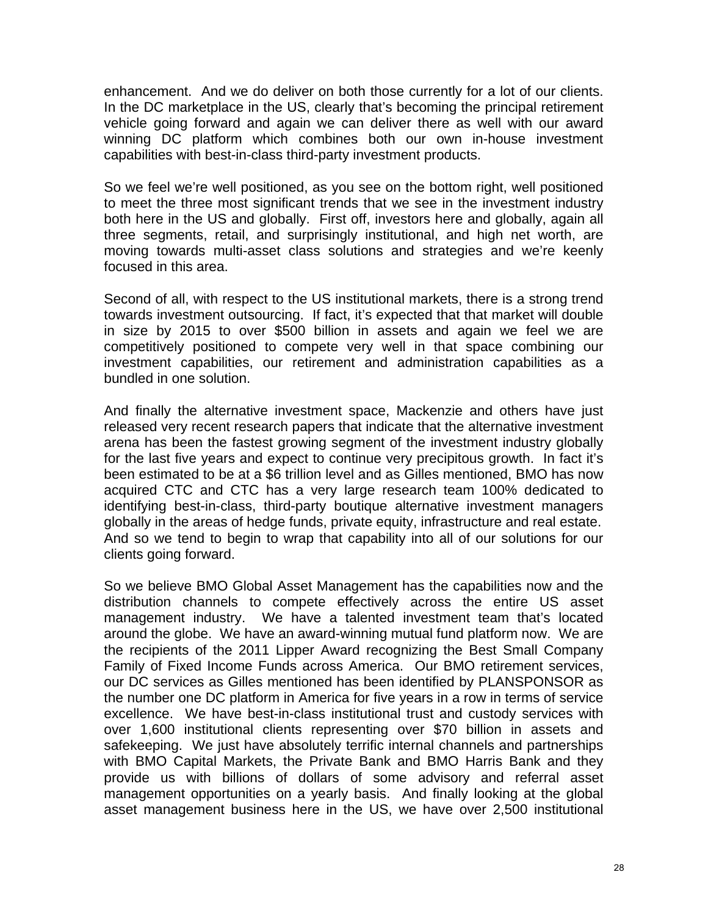enhancement. And we do deliver on both those currently for a lot of our clients. In the DC marketplace in the US, clearly that's becoming the principal retirement vehicle going forward and again we can deliver there as well with our award winning DC platform which combines both our own in-house investment capabilities with best-in-class third-party investment products.

So we feel we're well positioned, as you see on the bottom right, well positioned to meet the three most significant trends that we see in the investment industry both here in the US and globally. First off, investors here and globally, again all three segments, retail, and surprisingly institutional, and high net worth, are moving towards multi-asset class solutions and strategies and we're keenly focused in this area.

Second of all, with respect to the US institutional markets, there is a strong trend towards investment outsourcing. If fact, it's expected that that market will double in size by 2015 to over $500 billion in assets and again we feel we are competitively positioned to compete very well in that space combining our investment capabilities, our retirement and administration capabilities as a bundled in one solution.

And finally the alternative investment space, Mackenzie and others have just released very recent research papers that indicate that the alternative investment arena has been the fastest growing segment of the investment industry globally for the last five years and expect to continue very precipitous growth. In fact it's been estimated to be at a $6 trillion level and as Gilles mentioned, BMO has now acquired CTC and CTC has a very large research team 100% dedicated to identifying best-in-class, third-party boutique alternative investment managers globally in the areas of hedge funds, private equity, infrastructure and real estate. And so we tend to begin to wrap that capability into all of our solutions for our clients going forward.

So we believe BMO Global Asset Management has the capabilities now and the distribution channels to compete effectively across the entire US asset management industry. We have a talented investment team that's located around the globe. We have an award-winning mutual fund platform now. We are the recipients of the 2011 Lipper Award recognizing the Best Small Company Family of Fixed Income Funds across America. Our BMO retirement services, our DC services as Gilles mentioned has been identified by PLANSPONSOR as the number one DC platform in America for five years in a row in terms of service excellence. We have best-in-class institutional trust and custody services with over 1,600 institutional clients representing over $70 billion in assets and safekeeping. We just have absolutely terrific internal channels and partnerships with BMO Capital Markets, the Private Bank and BMO Harris Bank and they provide us with billions of dollars of some advisory and referral asset management opportunities on a yearly basis. And finally looking at the global asset management business here in the US, we have over 2,500 institutional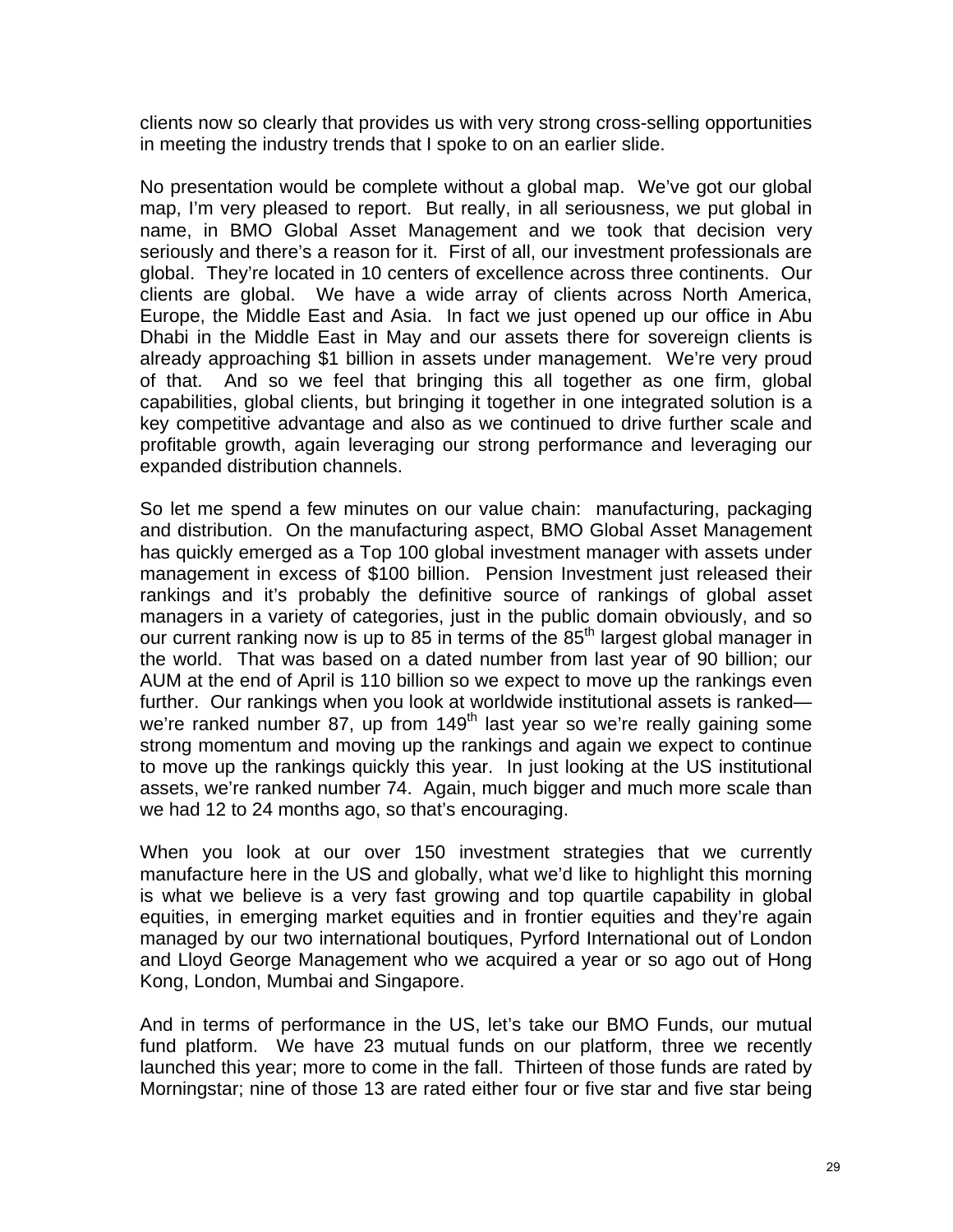clients now so clearly that provides us with very strong cross-selling opportunities in meeting the industry trends that I spoke to on an earlier slide.

No presentation would be complete without a global map. We've got our global map, I'm very pleased to report. But really, in all seriousness, we put global in name, in BMO Global Asset Management and we took that decision very seriously and there's a reason for it. First of all, our investment professionals are global. They're located in 10 centers of excellence across three continents. Our clients are global. We have a wide array of clients across North America, Europe, the Middle East and Asia. In fact we just opened up our office in Abu Dhabi in the Middle East in May and our assets there for sovereign clients is already approaching $1 billion in assets under management. We're very proud of that. And so we feel that bringing this all together as one firm, global capabilities, global clients, but bringing it together in one integrated solution is a key competitive advantage and also as we continued to drive further scale and profitable growth, again leveraging our strong performance and leveraging our expanded distribution channels.

So let me spend a few minutes on our value chain: manufacturing, packaging and distribution. On the manufacturing aspect, BMO Global Asset Management has quickly emerged as a Top 100 global investment manager with assets under management in excess of $100 billion. Pension Investment just released their rankings and it's probably the definitive source of rankings of global asset managers in a variety of categories, just in the public domain obviously, and so our current ranking now is up to 85 in terms of the 85th largest global manager in the world. That was based on a dated number from last year of 90 billion; our AUM at the end of April is 110 billion so we expect to move up the rankings even further. Our rankings when you look at worldwide institutional assets is ranked—we're ranked number 87, up from 149th last year so we're really gaining some strong momentum and moving up the rankings and again we expect to continue to move up the rankings quickly this year. In just looking at the US institutional assets, we're ranked number 74. Again, much bigger and much more scale than we had 12 to 24 months ago, so that's encouraging.

When you look at our over 150 investment strategies that we currently manufacture here in the US and globally, what we'd like to highlight this morning is what we believe is a very fast growing and top quartile capability in global equities, in emerging market equities and in frontier equities and they're again managed by our two international boutiques, Pyrford International out of London and Lloyd George Management who we acquired a year or so ago out of Hong Kong, London, Mumbai and Singapore.

And in terms of performance in the US, let's take our BMO Funds, our mutual fund platform. We have 23 mutual funds on our platform, three we recently launched this year; more to come in the fall. Thirteen of those funds are rated by Morningstar; nine of those 13 are rated either four or five star and five star being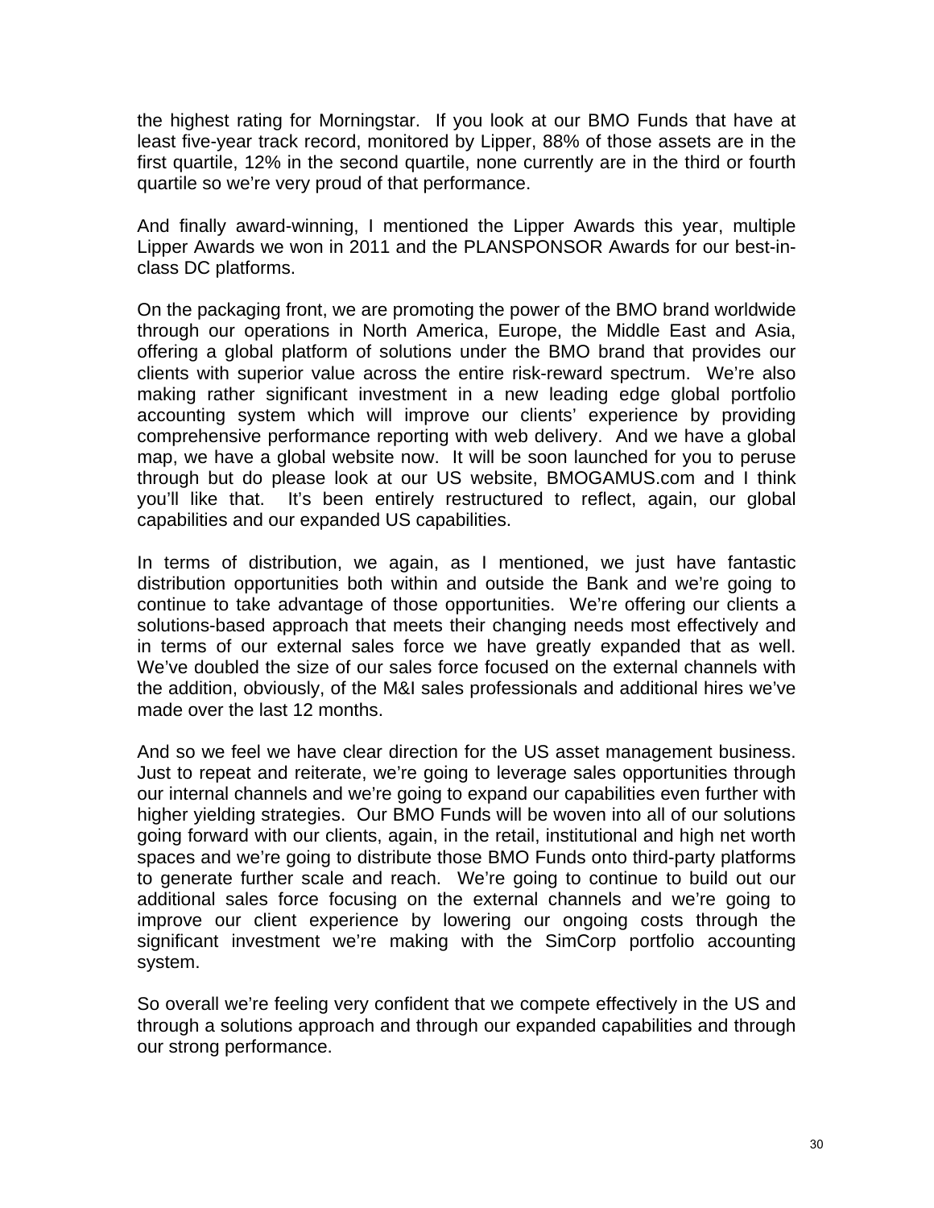the highest rating for Morningstar. If you look at our BMO Funds that have at least five-year track record, monitored by Lipper, 88% of those assets are in the first quartile, 12% in the second quartile, none currently are in the third or fourth quartile so we're very proud of that performance.

And finally award-winning, I mentioned the Lipper Awards this year, multiple Lipper Awards we won in 2011 and the PLANSPONSOR Awards for our best-in-class DC platforms.

On the packaging front, we are promoting the power of the BMO brand worldwide through our operations in North America, Europe, the Middle East and Asia, offering a global platform of solutions under the BMO brand that provides our clients with superior value across the entire risk-reward spectrum. We're also making rather significant investment in a new leading edge global portfolio accounting system which will improve our clients' experience by providing comprehensive performance reporting with web delivery. And we have a global map, we have a global website now. It will be soon launched for you to peruse through but do please look at our US website, BMOGAMUS.com and I think you'll like that. It's been entirely restructured to reflect, again, our global capabilities and our expanded US capabilities.

In terms of distribution, we again, as I mentioned, we just have fantastic distribution opportunities both within and outside the Bank and we're going to continue to take advantage of those opportunities. We're offering our clients a solutions-based approach that meets their changing needs most effectively and in terms of our external sales force we have greatly expanded that as well. We've doubled the size of our sales force focused on the external channels with the addition, obviously, of the M&I sales professionals and additional hires we've made over the last 12 months.

And so we feel we have clear direction for the US asset management business. Just to repeat and reiterate, we're going to leverage sales opportunities through our internal channels and we're going to expand our capabilities even further with higher yielding strategies. Our BMO Funds will be woven into all of our solutions going forward with our clients, again, in the retail, institutional and high net worth spaces and we're going to distribute those BMO Funds onto third-party platforms to generate further scale and reach. We're going to continue to build out our additional sales force focusing on the external channels and we're going to improve our client experience by lowering our ongoing costs through the significant investment we're making with the SimCorp portfolio accounting system.

So overall we're feeling very confident that we compete effectively in the US and through a solutions approach and through our expanded capabilities and through our strong performance.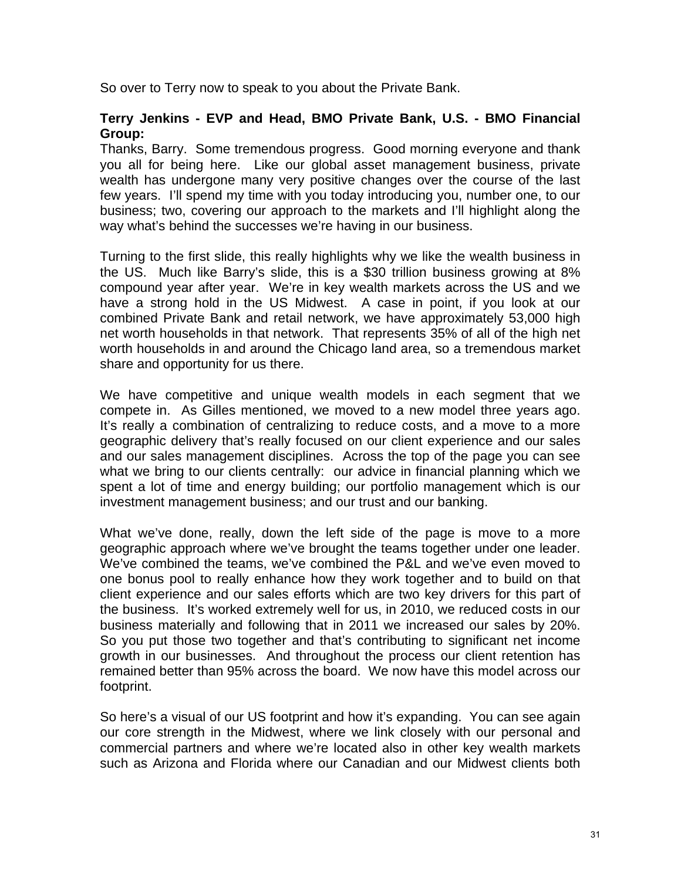So over to Terry now to speak to you about the Private Bank.

**Terry Jenkins - EVP and Head, BMO Private Bank, U.S. - BMO Financial Group:**
Thanks, Barry. Some tremendous progress. Good morning everyone and thank you all for being here. Like our global asset management business, private wealth has undergone many very positive changes over the course of the last few years. I'll spend my time with you today introducing you, number one, to our business; two, covering our approach to the markets and I'll highlight along the way what's behind the successes we're having in our business.

Turning to the first slide, this really highlights why we like the wealth business in the US. Much like Barry's slide, this is a $30 trillion business growing at 8% compound year after year. We're in key wealth markets across the US and we have a strong hold in the US Midwest. A case in point, if you look at our combined Private Bank and retail network, we have approximately 53,000 high net worth households in that network. That represents 35% of all of the high net worth households in and around the Chicago land area, so a tremendous market share and opportunity for us there.

We have competitive and unique wealth models in each segment that we compete in. As Gilles mentioned, we moved to a new model three years ago. It's really a combination of centralizing to reduce costs, and a move to a more geographic delivery that's really focused on our client experience and our sales and our sales management disciplines. Across the top of the page you can see what we bring to our clients centrally: our advice in financial planning which we spent a lot of time and energy building; our portfolio management which is our investment management business; and our trust and our banking.

What we've done, really, down the left side of the page is move to a more geographic approach where we've brought the teams together under one leader. We've combined the teams, we've combined the P&L and we've even moved to one bonus pool to really enhance how they work together and to build on that client experience and our sales efforts which are two key drivers for this part of the business. It's worked extremely well for us, in 2010, we reduced costs in our business materially and following that in 2011 we increased our sales by 20%. So you put those two together and that's contributing to significant net income growth in our businesses. And throughout the process our client retention has remained better than 95% across the board. We now have this model across our footprint.

So here's a visual of our US footprint and how it's expanding. You can see again our core strength in the Midwest, where we link closely with our personal and commercial partners and where we're located also in other key wealth markets such as Arizona and Florida where our Canadian and our Midwest clients both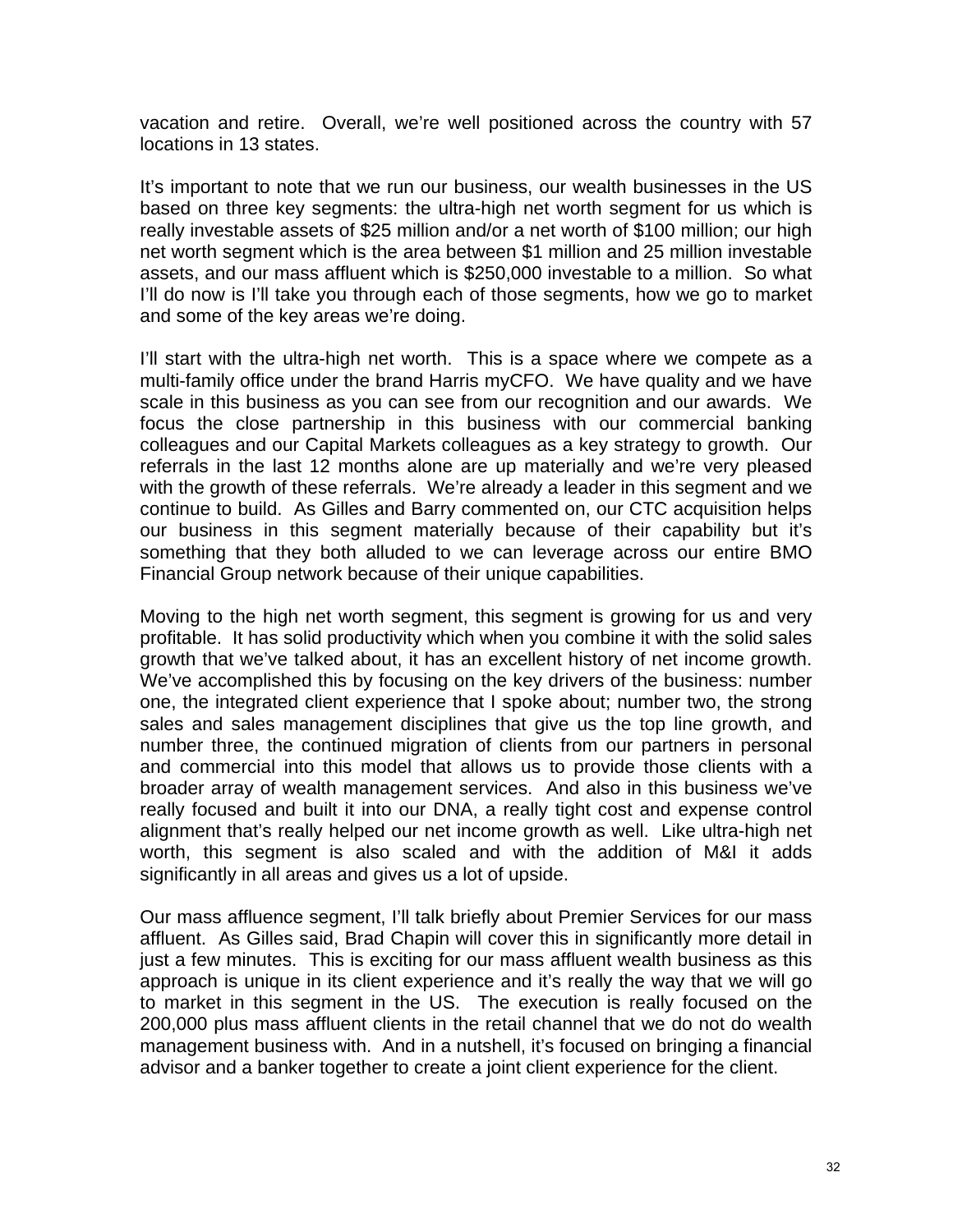vacation and retire. Overall, we're well positioned across the country with 57 locations in 13 states.

It's important to note that we run our business, our wealth businesses in the US based on three key segments: the ultra-high net worth segment for us which is really investable assets of $25 million and/or a net worth of $100 million; our high net worth segment which is the area between $1 million and 25 million investable assets, and our mass affluent which is $250,000 investable to a million. So what I'll do now is I'll take you through each of those segments, how we go to market and some of the key areas we're doing.

I'll start with the ultra-high net worth. This is a space where we compete as a multi-family office under the brand Harris myCFO. We have quality and we have scale in this business as you can see from our recognition and our awards. We focus the close partnership in this business with our commercial banking colleagues and our Capital Markets colleagues as a key strategy to growth. Our referrals in the last 12 months alone are up materially and we're very pleased with the growth of these referrals. We're already a leader in this segment and we continue to build. As Gilles and Barry commented on, our CTC acquisition helps our business in this segment materially because of their capability but it's something that they both alluded to we can leverage across our entire BMO Financial Group network because of their unique capabilities.

Moving to the high net worth segment, this segment is growing for us and very profitable. It has solid productivity which when you combine it with the solid sales growth that we've talked about, it has an excellent history of net income growth. We've accomplished this by focusing on the key drivers of the business: number one, the integrated client experience that I spoke about; number two, the strong sales and sales management disciplines that give us the top line growth, and number three, the continued migration of clients from our partners in personal and commercial into this model that allows us to provide those clients with a broader array of wealth management services. And also in this business we've really focused and built it into our DNA, a really tight cost and expense control alignment that's really helped our net income growth as well. Like ultra-high net worth, this segment is also scaled and with the addition of M&I it adds significantly in all areas and gives us a lot of upside.

Our mass affluence segment, I'll talk briefly about Premier Services for our mass affluent. As Gilles said, Brad Chapin will cover this in significantly more detail in just a few minutes. This is exciting for our mass affluent wealth business as this approach is unique in its client experience and it's really the way that we will go to market in this segment in the US. The execution is really focused on the 200,000 plus mass affluent clients in the retail channel that we do not do wealth management business with. And in a nutshell, it's focused on bringing a financial advisor and a banker together to create a joint client experience for the client.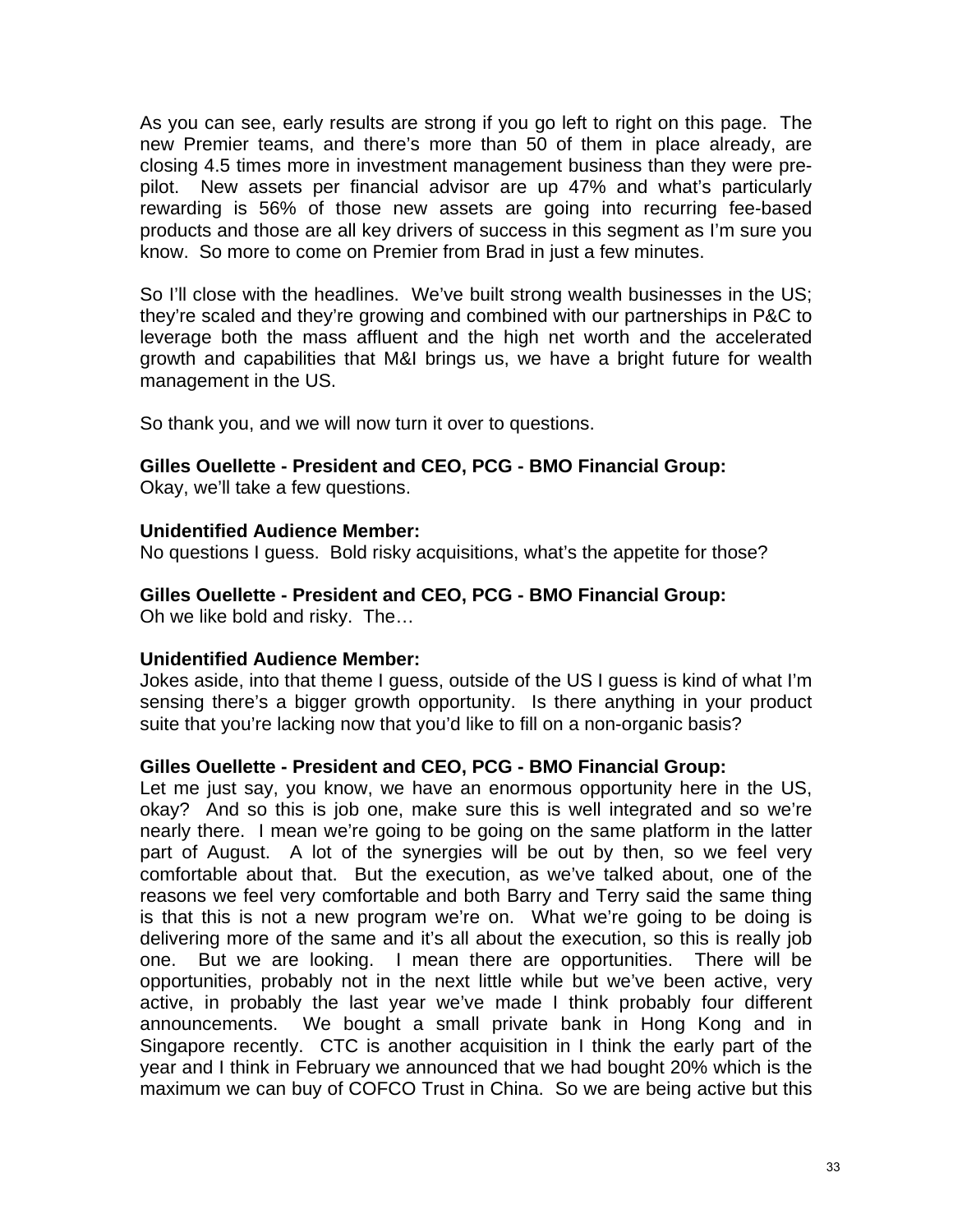As you can see, early results are strong if you go left to right on this page. The new Premier teams, and there's more than 50 of them in place already, are closing 4.5 times more in investment management business than they were pre-pilot. New assets per financial advisor are up 47% and what's particularly rewarding is 56% of those new assets are going into recurring fee-based products and those are all key drivers of success in this segment as I'm sure you know. So more to come on Premier from Brad in just a few minutes.

So I'll close with the headlines. We've built strong wealth businesses in the US; they're scaled and they're growing and combined with our partnerships in P&C to leverage both the mass affluent and the high net worth and the accelerated growth and capabilities that M&I brings us, we have a bright future for wealth management in the US.

So thank you, and we will now turn it over to questions.

**Gilles Ouellette - President and CEO, PCG - BMO Financial Group:**
Okay, we'll take a few questions.

**Unidentified Audience Member:**
No questions I guess. Bold risky acquisitions, what's the appetite for those?

**Gilles Ouellette - President and CEO, PCG - BMO Financial Group:**
Oh we like bold and risky. The…

**Unidentified Audience Member:**
Jokes aside, into that theme I guess, outside of the US I guess is kind of what I'm sensing there's a bigger growth opportunity. Is there anything in your product suite that you're lacking now that you'd like to fill on a non-organic basis?

**Gilles Ouellette - President and CEO, PCG - BMO Financial Group:**
Let me just say, you know, we have an enormous opportunity here in the US, okay? And so this is job one, make sure this is well integrated and so we're nearly there. I mean we're going to be going on the same platform in the latter part of August. A lot of the synergies will be out by then, so we feel very comfortable about that. But the execution, as we've talked about, one of the reasons we feel very comfortable and both Barry and Terry said the same thing is that this is not a new program we're on. What we're going to be doing is delivering more of the same and it's all about the execution, so this is really job one. But we are looking. I mean there are opportunities. There will be opportunities, probably not in the next little while but we've been active, very active, in probably the last year we've made I think probably four different announcements. We bought a small private bank in Hong Kong and in Singapore recently. CTC is another acquisition in I think the early part of the year and I think in February we announced that we had bought 20% which is the maximum we can buy of COFCO Trust in China. So we are being active but this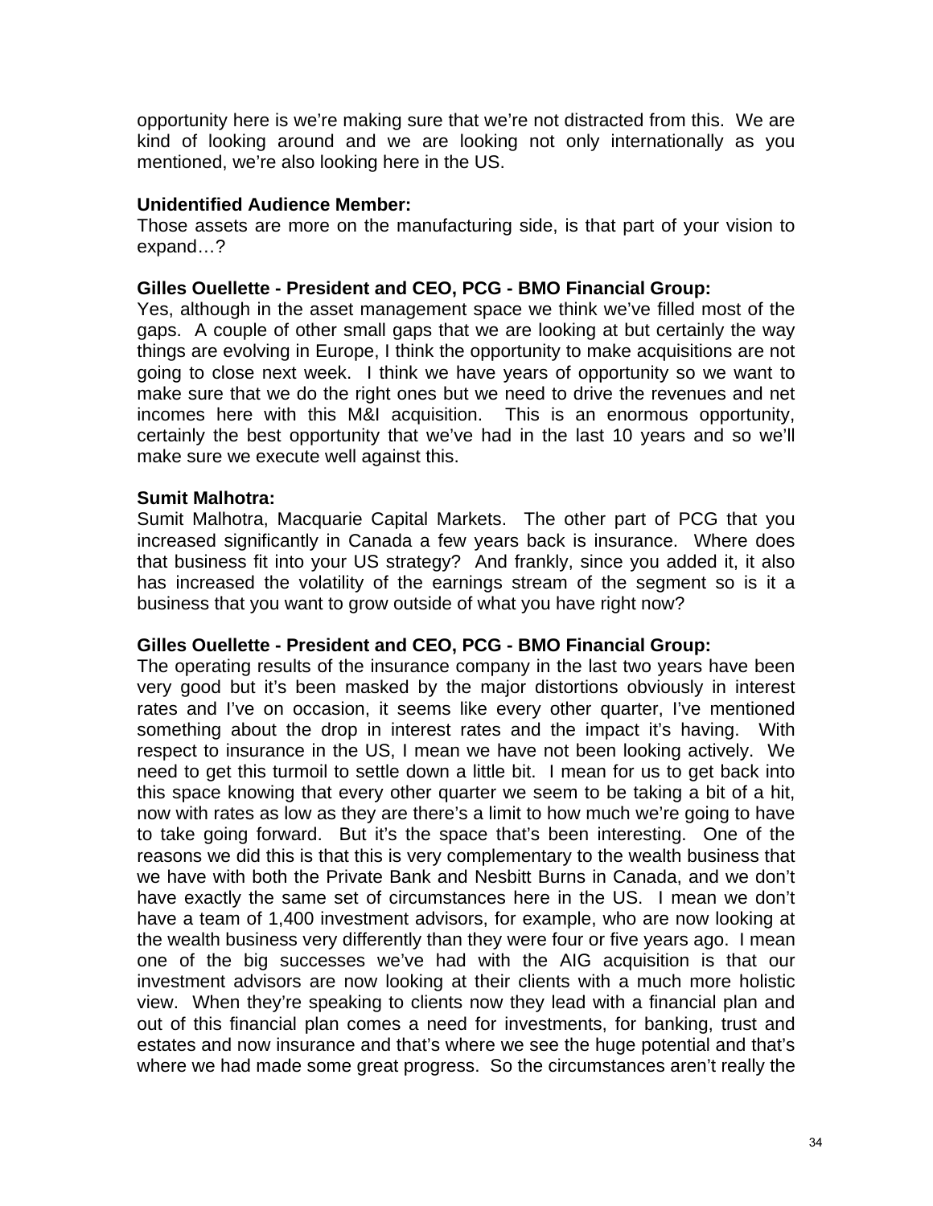opportunity here is we're making sure that we're not distracted from this. We are kind of looking around and we are looking not only internationally as you mentioned, we're also looking here in the US.

**Unidentified Audience Member:**
Those assets are more on the manufacturing side, is that part of your vision to expand…?

**Gilles Ouellette - President and CEO, PCG - BMO Financial Group:**
Yes, although in the asset management space we think we've filled most of the gaps. A couple of other small gaps that we are looking at but certainly the way things are evolving in Europe, I think the opportunity to make acquisitions are not going to close next week. I think we have years of opportunity so we want to make sure that we do the right ones but we need to drive the revenues and net incomes here with this M&I acquisition. This is an enormous opportunity, certainly the best opportunity that we've had in the last 10 years and so we'll make sure we execute well against this.

**Sumit Malhotra:**
Sumit Malhotra, Macquarie Capital Markets. The other part of PCG that you increased significantly in Canada a few years back is insurance. Where does that business fit into your US strategy? And frankly, since you added it, it also has increased the volatility of the earnings stream of the segment so is it a business that you want to grow outside of what you have right now?

**Gilles Ouellette - President and CEO, PCG - BMO Financial Group:**
The operating results of the insurance company in the last two years have been very good but it's been masked by the major distortions obviously in interest rates and I've on occasion, it seems like every other quarter, I've mentioned something about the drop in interest rates and the impact it's having. With respect to insurance in the US, I mean we have not been looking actively. We need to get this turmoil to settle down a little bit. I mean for us to get back into this space knowing that every other quarter we seem to be taking a bit of a hit, now with rates as low as they are there's a limit to how much we're going to have to take going forward. But it's the space that's been interesting. One of the reasons we did this is that this is very complementary to the wealth business that we have with both the Private Bank and Nesbitt Burns in Canada, and we don't have exactly the same set of circumstances here in the US. I mean we don't have a team of 1,400 investment advisors, for example, who are now looking at the wealth business very differently than they were four or five years ago. I mean one of the big successes we've had with the AIG acquisition is that our investment advisors are now looking at their clients with a much more holistic view. When they're speaking to clients now they lead with a financial plan and out of this financial plan comes a need for investments, for banking, trust and estates and now insurance and that's where we see the huge potential and that's where we had made some great progress. So the circumstances aren't really the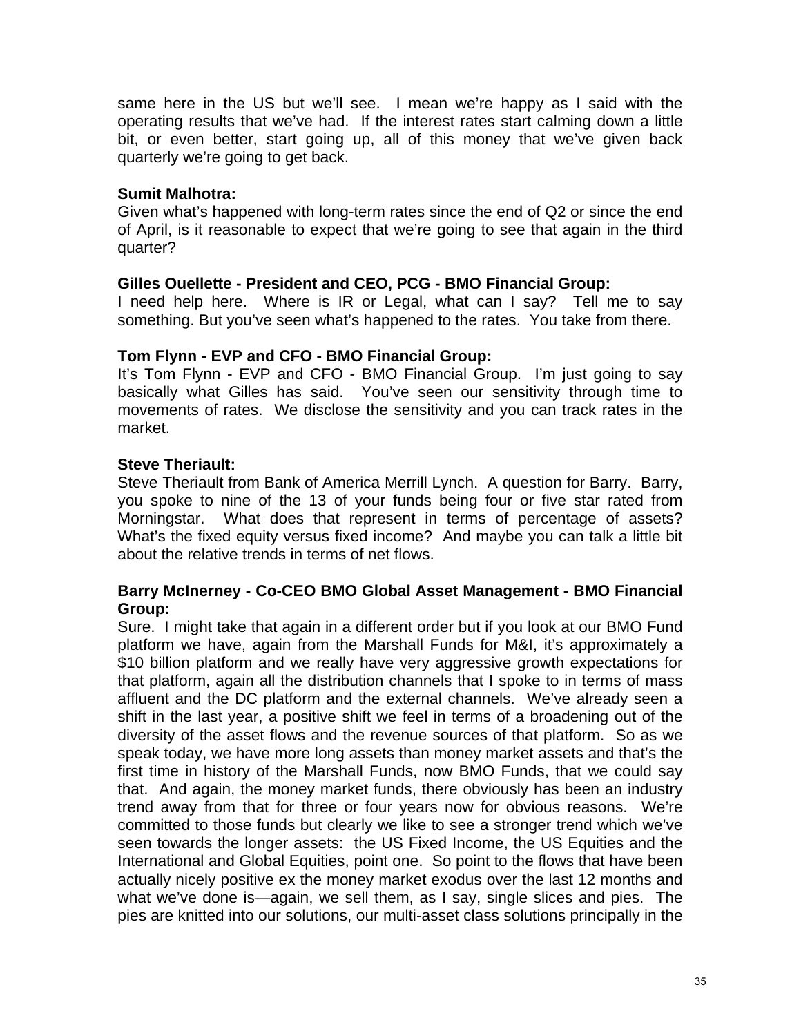same here in the US but we'll see. I mean we're happy as I said with the operating results that we've had. If the interest rates start calming down a little bit, or even better, start going up, all of this money that we've given back quarterly we're going to get back.

**Sumit Malhotra:**
Given what's happened with long-term rates since the end of Q2 or since the end of April, is it reasonable to expect that we're going to see that again in the third quarter?

**Gilles Ouellette - President and CEO, PCG - BMO Financial Group:**
I need help here. Where is IR or Legal, what can I say? Tell me to say something. But you've seen what's happened to the rates. You take from there.

**Tom Flynn - EVP and CFO - BMO Financial Group:**
It's Tom Flynn - EVP and CFO - BMO Financial Group. I'm just going to say basically what Gilles has said. You've seen our sensitivity through time to movements of rates. We disclose the sensitivity and you can track rates in the market.

**Steve Theriault:**
Steve Theriault from Bank of America Merrill Lynch. A question for Barry. Barry, you spoke to nine of the 13 of your funds being four or five star rated from Morningstar. What does that represent in terms of percentage of assets? What's the fixed equity versus fixed income? And maybe you can talk a little bit about the relative trends in terms of net flows.

**Barry McInerney - Co-CEO BMO Global Asset Management - BMO Financial Group:**
Sure. I might take that again in a different order but if you look at our BMO Fund platform we have, again from the Marshall Funds for M&I, it's approximately a $10 billion platform and we really have very aggressive growth expectations for that platform, again all the distribution channels that I spoke to in terms of mass affluent and the DC platform and the external channels. We've already seen a shift in the last year, a positive shift we feel in terms of a broadening out of the diversity of the asset flows and the revenue sources of that platform. So as we speak today, we have more long assets than money market assets and that's the first time in history of the Marshall Funds, now BMO Funds, that we could say that. And again, the money market funds, there obviously has been an industry trend away from that for three or four years now for obvious reasons. We're committed to those funds but clearly we like to see a stronger trend which we've seen towards the longer assets: the US Fixed Income, the US Equities and the International and Global Equities, point one. So point to the flows that have been actually nicely positive ex the money market exodus over the last 12 months and what we've done is—again, we sell them, as I say, single slices and pies. The pies are knitted into our solutions, our multi-asset class solutions principally in the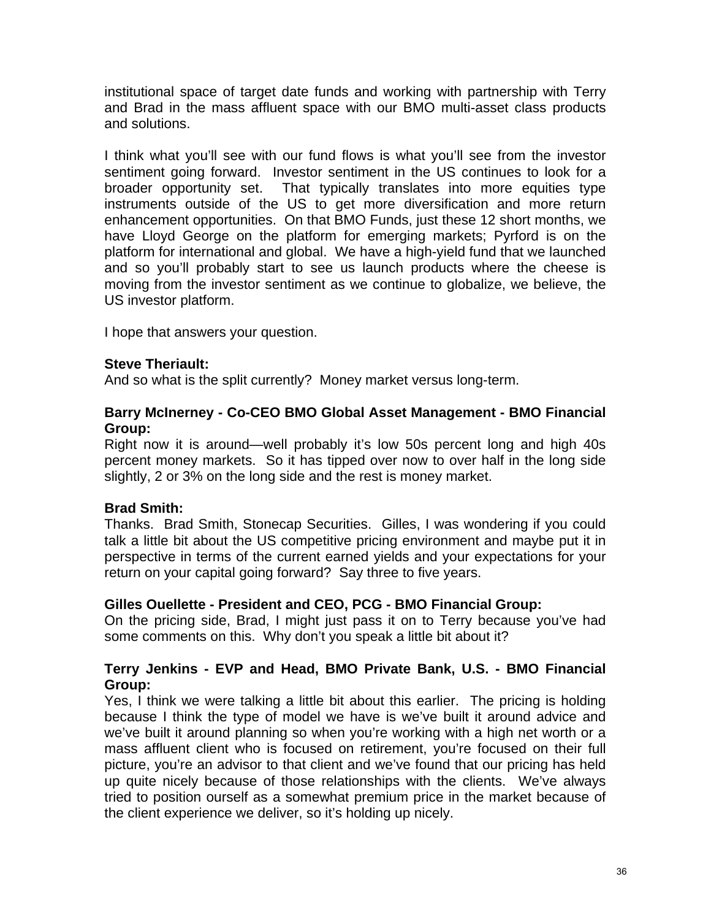institutional space of target date funds and working with partnership with Terry and Brad in the mass affluent space with our BMO multi-asset class products and solutions.

I think what you'll see with our fund flows is what you'll see from the investor sentiment going forward. Investor sentiment in the US continues to look for a broader opportunity set. That typically translates into more equities type instruments outside of the US to get more diversification and more return enhancement opportunities. On that BMO Funds, just these 12 short months, we have Lloyd George on the platform for emerging markets; Pyrford is on the platform for international and global. We have a high-yield fund that we launched and so you'll probably start to see us launch products where the cheese is moving from the investor sentiment as we continue to globalize, we believe, the US investor platform.

I hope that answers your question.

**Steve Theriault:**
And so what is the split currently? Money market versus long-term.

**Barry McInerney - Co-CEO BMO Global Asset Management - BMO Financial Group:**
Right now it is around—well probably it's low 50s percent long and high 40s percent money markets. So it has tipped over now to over half in the long side slightly, 2 or 3% on the long side and the rest is money market.

**Brad Smith:**
Thanks. Brad Smith, Stonecap Securities. Gilles, I was wondering if you could talk a little bit about the US competitive pricing environment and maybe put it in perspective in terms of the current earned yields and your expectations for your return on your capital going forward? Say three to five years.

**Gilles Ouellette - President and CEO, PCG - BMO Financial Group:**
On the pricing side, Brad, I might just pass it on to Terry because you've had some comments on this. Why don't you speak a little bit about it?

**Terry Jenkins - EVP and Head, BMO Private Bank, U.S. - BMO Financial Group:**
Yes, I think we were talking a little bit about this earlier. The pricing is holding because I think the type of model we have is we've built it around advice and we've built it around planning so when you're working with a high net worth or a mass affluent client who is focused on retirement, you're focused on their full picture, you're an advisor to that client and we've found that our pricing has held up quite nicely because of those relationships with the clients. We've always tried to position ourself as a somewhat premium price in the market because of the client experience we deliver, so it's holding up nicely.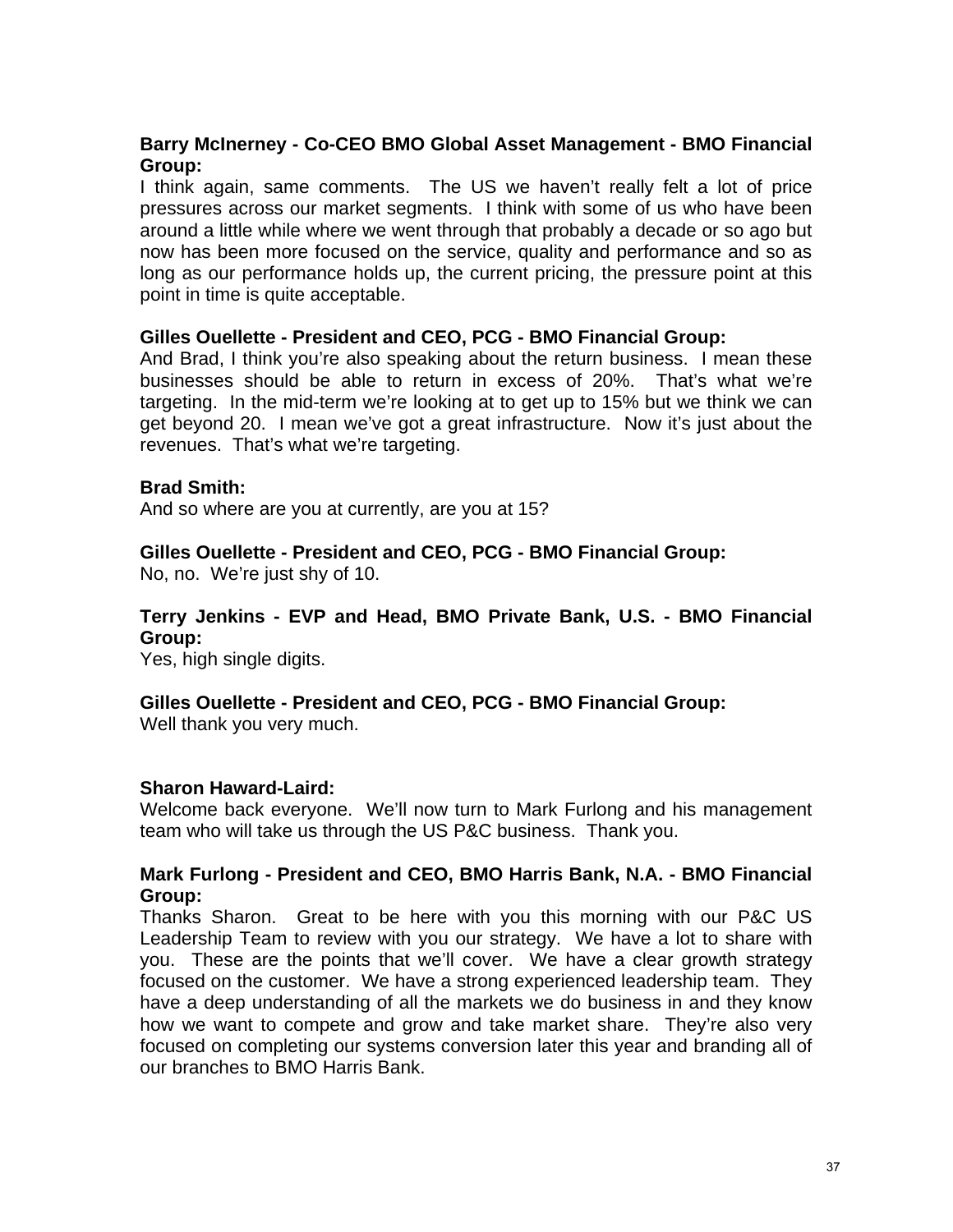**Barry McInerney - Co-CEO BMO Global Asset Management - BMO Financial Group:**
I think again, same comments. The US we haven't really felt a lot of price pressures across our market segments. I think with some of us who have been around a little while where we went through that probably a decade or so ago but now has been more focused on the service, quality and performance and so as long as our performance holds up, the current pricing, the pressure point at this point in time is quite acceptable.

**Gilles Ouellette - President and CEO, PCG - BMO Financial Group:**
And Brad, I think you're also speaking about the return business. I mean these businesses should be able to return in excess of 20%. That's what we're targeting. In the mid-term we're looking at to get up to 15% but we think we can get beyond 20. I mean we've got a great infrastructure. Now it's just about the revenues. That's what we're targeting.

**Brad Smith:**
And so where are you at currently, are you at 15?

**Gilles Ouellette - President and CEO, PCG - BMO Financial Group:**
No, no. We're just shy of 10.

**Terry Jenkins - EVP and Head, BMO Private Bank, U.S. - BMO Financial Group:**
Yes, high single digits.

**Gilles Ouellette - President and CEO, PCG - BMO Financial Group:**
Well thank you very much.

**Sharon Haward-Laird:**
Welcome back everyone. We'll now turn to Mark Furlong and his management team who will take us through the US P&C business. Thank you.

**Mark Furlong - President and CEO, BMO Harris Bank, N.A. - BMO Financial Group:**
Thanks Sharon. Great to be here with you this morning with our P&C US Leadership Team to review with you our strategy. We have a lot to share with you. These are the points that we'll cover. We have a clear growth strategy focused on the customer. We have a strong experienced leadership team. They have a deep understanding of all the markets we do business in and they know how we want to compete and grow and take market share. They're also very focused on completing our systems conversion later this year and branding all of our branches to BMO Harris Bank.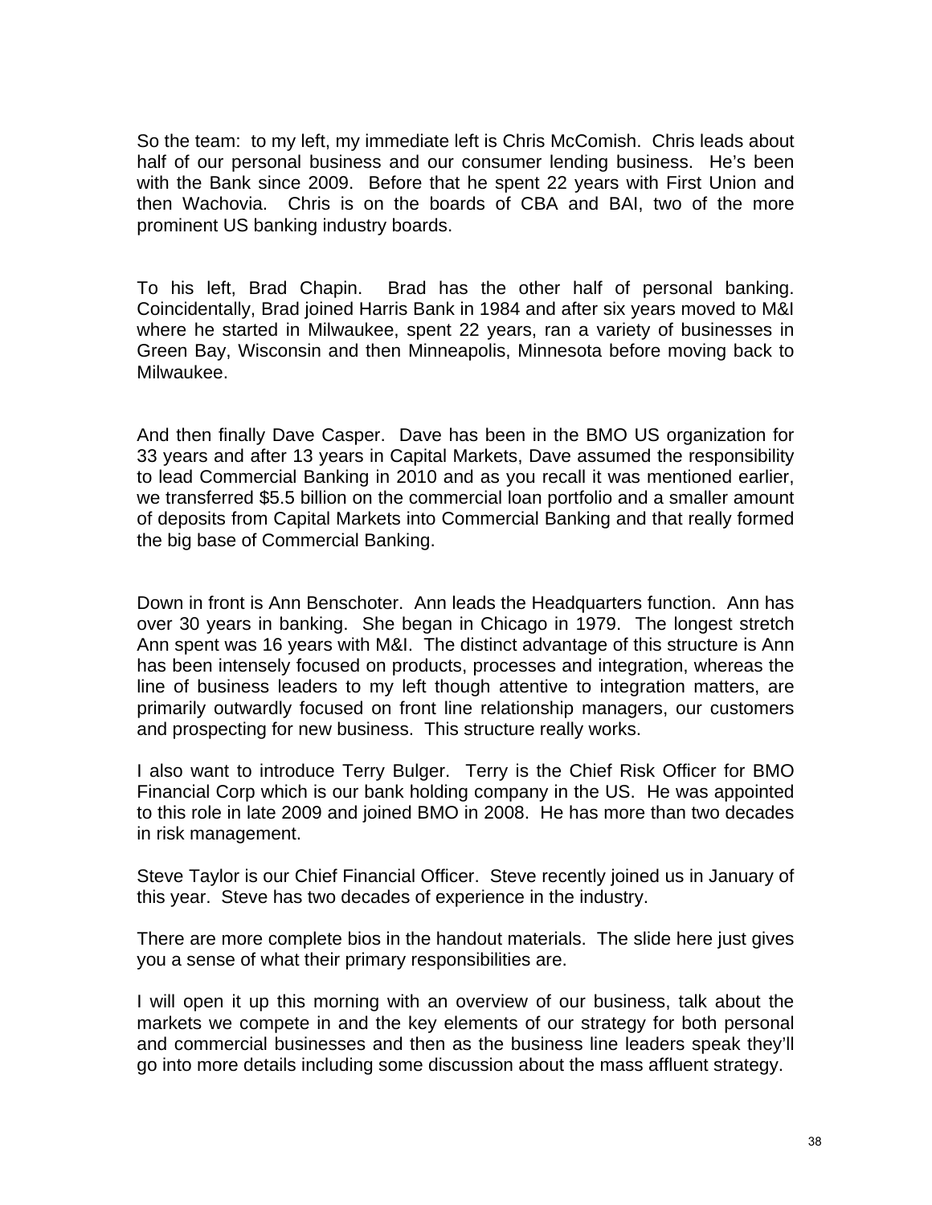So the team: to my left, my immediate left is Chris McComish. Chris leads about half of our personal business and our consumer lending business. He's been with the Bank since 2009. Before that he spent 22 years with First Union and then Wachovia. Chris is on the boards of CBA and BAI, two of the more prominent US banking industry boards.

To his left, Brad Chapin. Brad has the other half of personal banking. Coincidentally, Brad joined Harris Bank in 1984 and after six years moved to M&I where he started in Milwaukee, spent 22 years, ran a variety of businesses in Green Bay, Wisconsin and then Minneapolis, Minnesota before moving back to Milwaukee.

And then finally Dave Casper. Dave has been in the BMO US organization for 33 years and after 13 years in Capital Markets, Dave assumed the responsibility to lead Commercial Banking in 2010 and as you recall it was mentioned earlier, we transferred $5.5 billion on the commercial loan portfolio and a smaller amount of deposits from Capital Markets into Commercial Banking and that really formed the big base of Commercial Banking.

Down in front is Ann Benschoter. Ann leads the Headquarters function. Ann has over 30 years in banking. She began in Chicago in 1979. The longest stretch Ann spent was 16 years with M&I. The distinct advantage of this structure is Ann has been intensely focused on products, processes and integration, whereas the line of business leaders to my left though attentive to integration matters, are primarily outwardly focused on front line relationship managers, our customers and prospecting for new business. This structure really works.

I also want to introduce Terry Bulger. Terry is the Chief Risk Officer for BMO Financial Corp which is our bank holding company in the US. He was appointed to this role in late 2009 and joined BMO in 2008. He has more than two decades in risk management.

Steve Taylor is our Chief Financial Officer. Steve recently joined us in January of this year. Steve has two decades of experience in the industry.

There are more complete bios in the handout materials. The slide here just gives you a sense of what their primary responsibilities are.

I will open it up this morning with an overview of our business, talk about the markets we compete in and the key elements of our strategy for both personal and commercial businesses and then as the business line leaders speak they'll go into more details including some discussion about the mass affluent strategy.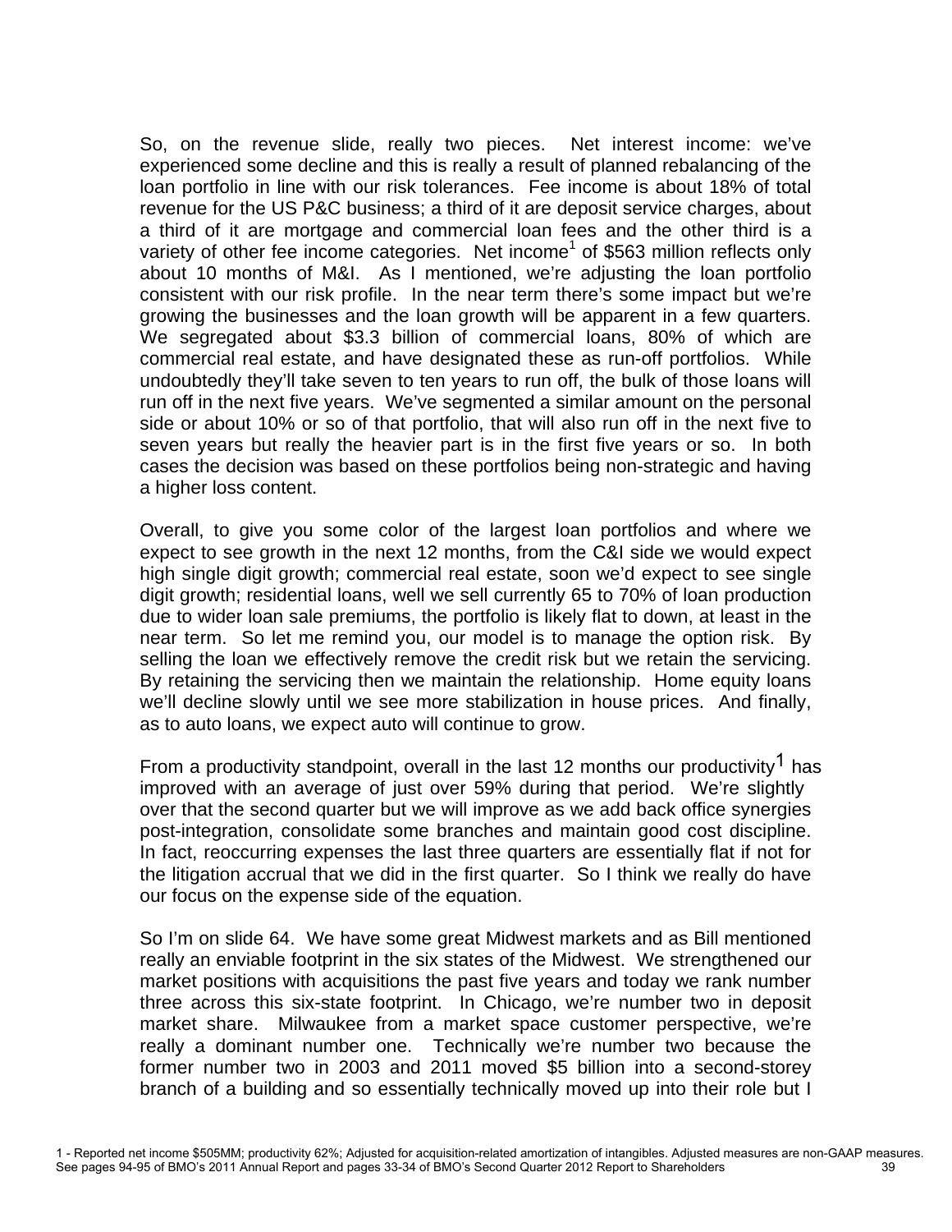So, on the revenue slide, really two pieces. Net interest income: we've experienced some decline and this is really a result of planned rebalancing of the loan portfolio in line with our risk tolerances. Fee income is about 18% of total revenue for the US P&C business; a third of it are deposit service charges, about a third of it are mortgage and commercial loan fees and the other third is a variety of other fee income categories. Net income[1] of $563 million reflects only about 10 months of M&I. As I mentioned, we're adjusting the loan portfolio consistent with our risk profile. In the near term there's some impact but we're growing the businesses and the loan growth will be apparent in a few quarters. We segregated about $3.3 billion of commercial loans, 80% of which are commercial real estate, and have designated these as run-off portfolios. While undoubtedly they'll take seven to ten years to run off, the bulk of those loans will run off in the next five years. We've segmented a similar amount on the personal side or about 10% or so of that portfolio, that will also run off in the next five to seven years but really the heavier part is in the first five years or so. In both cases the decision was based on these portfolios being non-strategic and having a higher loss content.

Overall, to give you some color of the largest loan portfolios and where we expect to see growth in the next 12 months, from the C&I side we would expect high single digit growth; commercial real estate, soon we'd expect to see single digit growth; residential loans, well we sell currently 65 to 70% of loan production due to wider loan sale premiums, the portfolio is likely flat to down, at least in the near term. So let me remind you, our model is to manage the option risk. By selling the loan we effectively remove the credit risk but we retain the servicing. By retaining the servicing then we maintain the relationship. Home equity loans we'll decline slowly until we see more stabilization in house prices. And finally, as to auto loans, we expect auto will continue to grow.

From a productivity standpoint, overall in the last 12 months our productivity[1] has improved with an average of just over 59% during that period. We're slightly over that the second quarter but we will improve as we add back office synergies post-integration, consolidate some branches and maintain good cost discipline. In fact, reoccurring expenses the last three quarters are essentially flat if not for the litigation accrual that we did in the first quarter. So I think we really do have our focus on the expense side of the equation.

So I'm on slide 64. We have some great Midwest markets and as Bill mentioned really an enviable footprint in the six states of the Midwest. We strengthened our market positions with acquisitions the past five years and today we rank number three across this six-state footprint. In Chicago, we're number two in deposit market share. Milwaukee from a market space customer perspective, we're really a dominant number one. Technically we're number two because the former number two in 2003 and 2011 moved $5 billion into a second-storey branch of a building and so essentially technically moved up into their role but I

1 - Reported net income $505MM; productivity 62%; Adjusted for acquisition-related amortization of intangibles. Adjusted measures are non-GAAP measures. See pages 94-95 of BMO's 2011 Annual Report and pages 33-34 of BMO's Second Quarter 2012 Report to Shareholders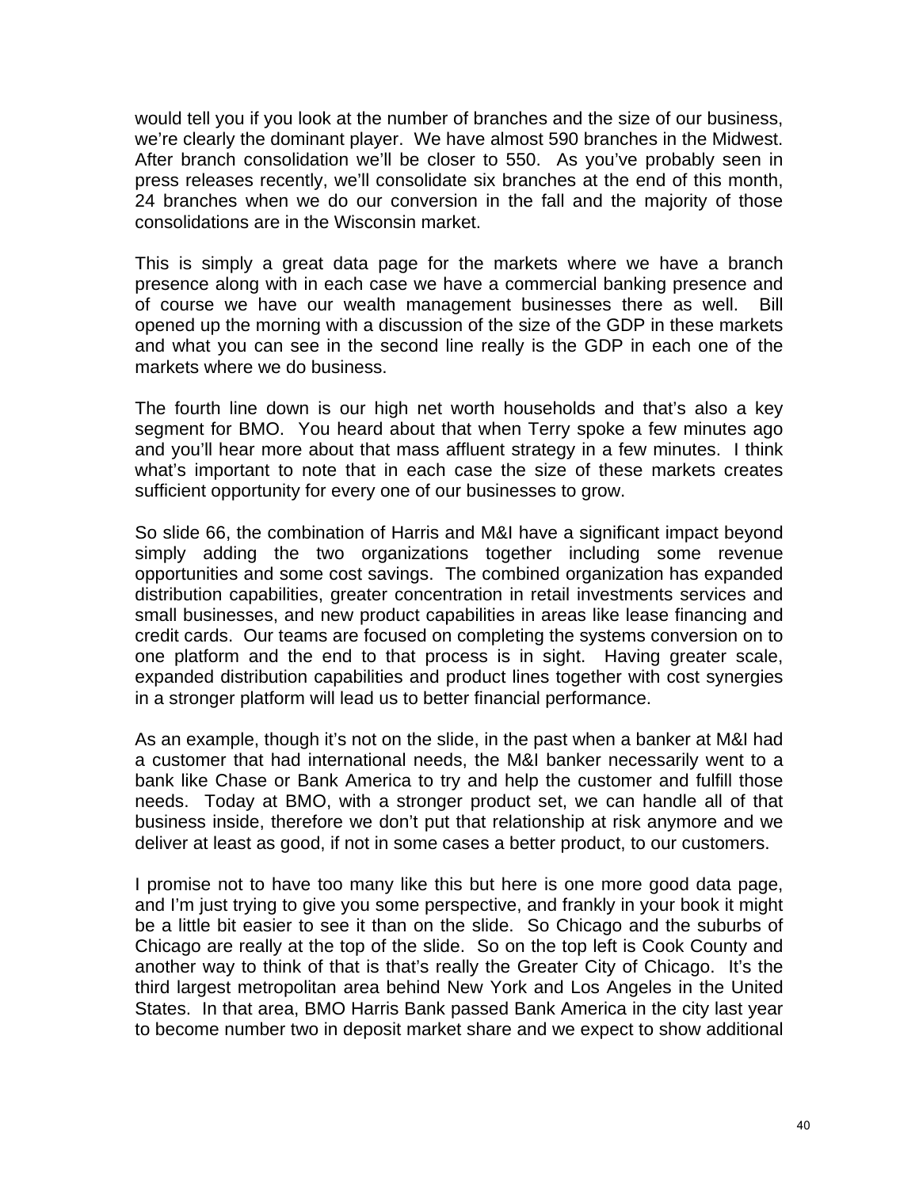would tell you if you look at the number of branches and the size of our business, we're clearly the dominant player. We have almost 590 branches in the Midwest. After branch consolidation we'll be closer to 550. As you've probably seen in press releases recently, we'll consolidate six branches at the end of this month, 24 branches when we do our conversion in the fall and the majority of those consolidations are in the Wisconsin market.

This is simply a great data page for the markets where we have a branch presence along with in each case we have a commercial banking presence and of course we have our wealth management businesses there as well. Bill opened up the morning with a discussion of the size of the GDP in these markets and what you can see in the second line really is the GDP in each one of the markets where we do business.

The fourth line down is our high net worth households and that's also a key segment for BMO. You heard about that when Terry spoke a few minutes ago and you'll hear more about that mass affluent strategy in a few minutes. I think what's important to note that in each case the size of these markets creates sufficient opportunity for every one of our businesses to grow.

So slide 66, the combination of Harris and M&I have a significant impact beyond simply adding the two organizations together including some revenue opportunities and some cost savings. The combined organization has expanded distribution capabilities, greater concentration in retail investments services and small businesses, and new product capabilities in areas like lease financing and credit cards. Our teams are focused on completing the systems conversion on to one platform and the end to that process is in sight. Having greater scale, expanded distribution capabilities and product lines together with cost synergies in a stronger platform will lead us to better financial performance.

As an example, though it's not on the slide, in the past when a banker at M&I had a customer that had international needs, the M&I banker necessarily went to a bank like Chase or Bank America to try and help the customer and fulfill those needs. Today at BMO, with a stronger product set, we can handle all of that business inside, therefore we don't put that relationship at risk anymore and we deliver at least as good, if not in some cases a better product, to our customers.

I promise not to have too many like this but here is one more good data page, and I'm just trying to give you some perspective, and frankly in your book it might be a little bit easier to see it than on the slide. So Chicago and the suburbs of Chicago are really at the top of the slide. So on the top left is Cook County and another way to think of that is that's really the Greater City of Chicago. It's the third largest metropolitan area behind New York and Los Angeles in the United States. In that area, BMO Harris Bank passed Bank America in the city last year to become number two in deposit market share and we expect to show additional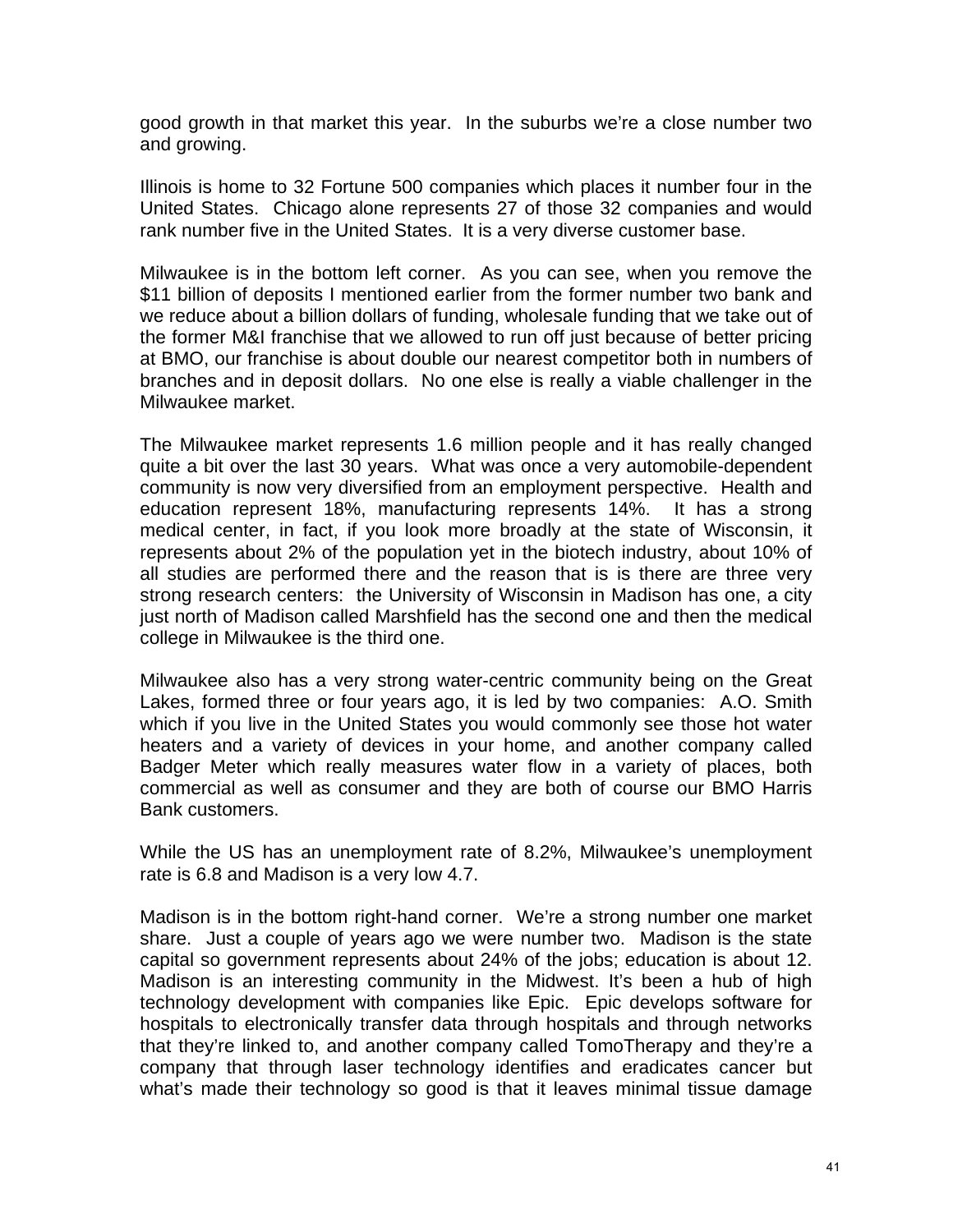good growth in that market this year. In the suburbs we're a close number two and growing.

Illinois is home to 32 Fortune 500 companies which places it number four in the United States. Chicago alone represents 27 of those 32 companies and would rank number five in the United States. It is a very diverse customer base.

Milwaukee is in the bottom left corner. As you can see, when you remove the $11 billion of deposits I mentioned earlier from the former number two bank and we reduce about a billion dollars of funding, wholesale funding that we take out of the former M&I franchise that we allowed to run off just because of better pricing at BMO, our franchise is about double our nearest competitor both in numbers of branches and in deposit dollars. No one else is really a viable challenger in the Milwaukee market.

The Milwaukee market represents 1.6 million people and it has really changed quite a bit over the last 30 years. What was once a very automobile-dependent community is now very diversified from an employment perspective. Health and education represent 18%, manufacturing represents 14%. It has a strong medical center, in fact, if you look more broadly at the state of Wisconsin, it represents about 2% of the population yet in the biotech industry, about 10% of all studies are performed there and the reason that is is there are three very strong research centers: the University of Wisconsin in Madison has one, a city just north of Madison called Marshfield has the second one and then the medical college in Milwaukee is the third one.

Milwaukee also has a very strong water-centric community being on the Great Lakes, formed three or four years ago, it is led by two companies: A.O. Smith which if you live in the United States you would commonly see those hot water heaters and a variety of devices in your home, and another company called Badger Meter which really measures water flow in a variety of places, both commercial as well as consumer and they are both of course our BMO Harris Bank customers.

While the US has an unemployment rate of 8.2%, Milwaukee's unemployment rate is 6.8 and Madison is a very low 4.7.

Madison is in the bottom right-hand corner. We're a strong number one market share. Just a couple of years ago we were number two. Madison is the state capital so government represents about 24% of the jobs; education is about 12. Madison is an interesting community in the Midwest. It's been a hub of high technology development with companies like Epic. Epic develops software for hospitals to electronically transfer data through hospitals and through networks that they're linked to, and another company called TomoTherapy and they're a company that through laser technology identifies and eradicates cancer but what's made their technology so good is that it leaves minimal tissue damage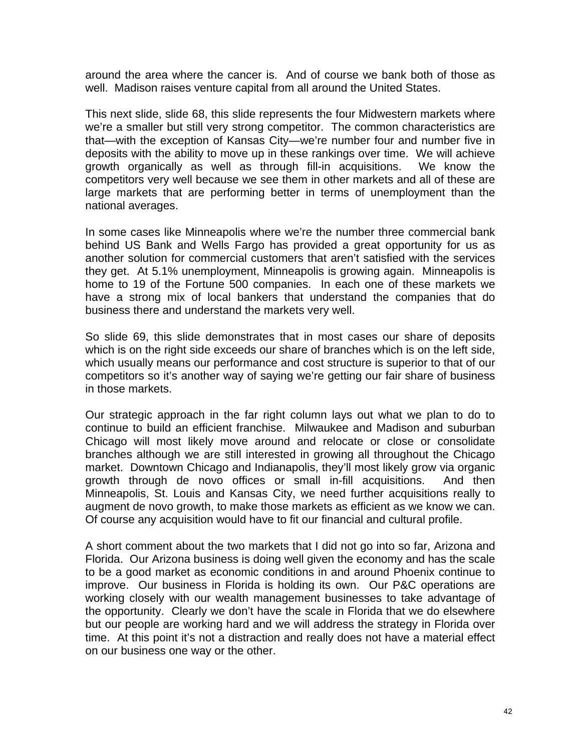around the area where the cancer is. And of course we bank both of those as well. Madison raises venture capital from all around the United States.

This next slide, slide 68, this slide represents the four Midwestern markets where we're a smaller but still very strong competitor. The common characteristics are that—with the exception of Kansas City—we're number four and number five in deposits with the ability to move up in these rankings over time. We will achieve growth organically as well as through fill-in acquisitions. We know the competitors very well because we see them in other markets and all of these are large markets that are performing better in terms of unemployment than the national averages.

In some cases like Minneapolis where we're the number three commercial bank behind US Bank and Wells Fargo has provided a great opportunity for us as another solution for commercial customers that aren't satisfied with the services they get. At 5.1% unemployment, Minneapolis is growing again. Minneapolis is home to 19 of the Fortune 500 companies. In each one of these markets we have a strong mix of local bankers that understand the companies that do business there and understand the markets very well.

So slide 69, this slide demonstrates that in most cases our share of deposits which is on the right side exceeds our share of branches which is on the left side, which usually means our performance and cost structure is superior to that of our competitors so it's another way of saying we're getting our fair share of business in those markets.

Our strategic approach in the far right column lays out what we plan to do to continue to build an efficient franchise. Milwaukee and Madison and suburban Chicago will most likely move around and relocate or close or consolidate branches although we are still interested in growing all throughout the Chicago market. Downtown Chicago and Indianapolis, they'll most likely grow via organic growth through de novo offices or small in-fill acquisitions. And then Minneapolis, St. Louis and Kansas City, we need further acquisitions really to augment de novo growth, to make those markets as efficient as we know we can. Of course any acquisition would have to fit our financial and cultural profile.

A short comment about the two markets that I did not go into so far, Arizona and Florida. Our Arizona business is doing well given the economy and has the scale to be a good market as economic conditions in and around Phoenix continue to improve. Our business in Florida is holding its own. Our P&C operations are working closely with our wealth management businesses to take advantage of the opportunity. Clearly we don't have the scale in Florida that we do elsewhere but our people are working hard and we will address the strategy in Florida over time. At this point it's not a distraction and really does not have a material effect on our business one way or the other.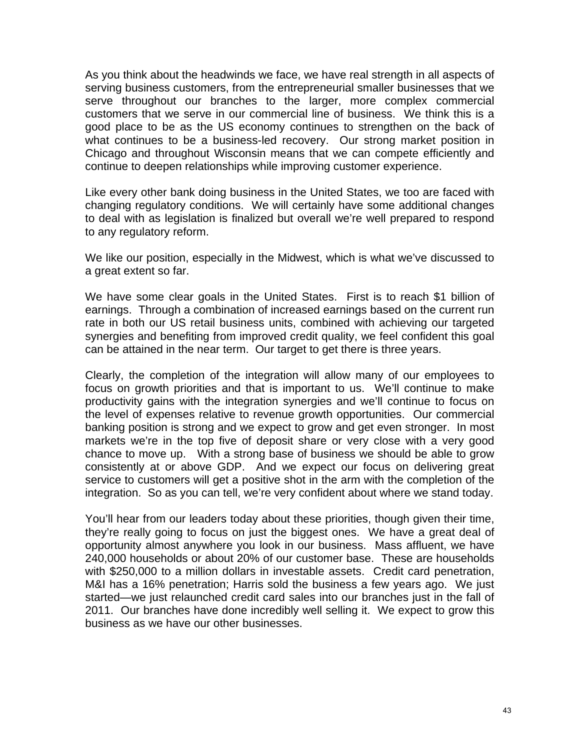As you think about the headwinds we face, we have real strength in all aspects of serving business customers, from the entrepreneurial smaller businesses that we serve throughout our branches to the larger, more complex commercial customers that we serve in our commercial line of business. We think this is a good place to be as the US economy continues to strengthen on the back of what continues to be a business-led recovery. Our strong market position in Chicago and throughout Wisconsin means that we can compete efficiently and continue to deepen relationships while improving customer experience.

Like every other bank doing business in the United States, we too are faced with changing regulatory conditions. We will certainly have some additional changes to deal with as legislation is finalized but overall we're well prepared to respond to any regulatory reform.

We like our position, especially in the Midwest, which is what we've discussed to a great extent so far.

We have some clear goals in the United States. First is to reach $1 billion of earnings. Through a combination of increased earnings based on the current run rate in both our US retail business units, combined with achieving our targeted synergies and benefiting from improved credit quality, we feel confident this goal can be attained in the near term. Our target to get there is three years.

Clearly, the completion of the integration will allow many of our employees to focus on growth priorities and that is important to us. We'll continue to make productivity gains with the integration synergies and we'll continue to focus on the level of expenses relative to revenue growth opportunities. Our commercial banking position is strong and we expect to grow and get even stronger. In most markets we're in the top five of deposit share or very close with a very good chance to move up. With a strong base of business we should be able to grow consistently at or above GDP. And we expect our focus on delivering great service to customers will get a positive shot in the arm with the completion of the integration. So as you can tell, we're very confident about where we stand today.

You'll hear from our leaders today about these priorities, though given their time, they're really going to focus on just the biggest ones. We have a great deal of opportunity almost anywhere you look in our business. Mass affluent, we have 240,000 households or about 20% of our customer base. These are households with $250,000 to a million dollars in investable assets. Credit card penetration, M&I has a 16% penetration; Harris sold the business a few years ago. We just started—we just relaunched credit card sales into our branches just in the fall of 2011. Our branches have done incredibly well selling it. We expect to grow this business as we have our other businesses.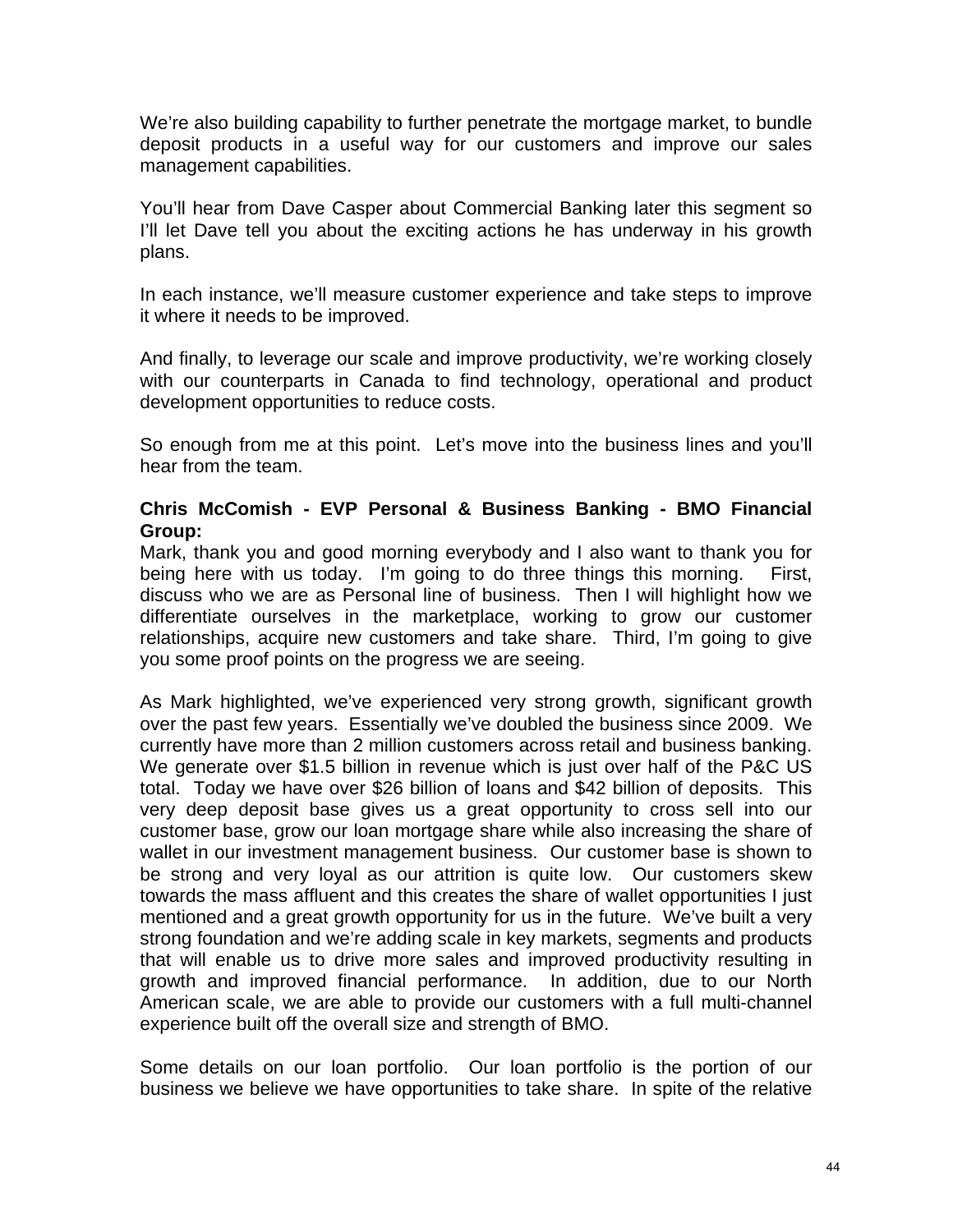We're also building capability to further penetrate the mortgage market, to bundle deposit products in a useful way for our customers and improve our sales management capabilities.

You'll hear from Dave Casper about Commercial Banking later this segment so I'll let Dave tell you about the exciting actions he has underway in his growth plans.

In each instance, we'll measure customer experience and take steps to improve it where it needs to be improved.

And finally, to leverage our scale and improve productivity, we're working closely with our counterparts in Canada to find technology, operational and product development opportunities to reduce costs.

So enough from me at this point. Let's move into the business lines and you'll hear from the team.

**Chris McComish - EVP Personal & Business Banking - BMO Financial Group:**

Mark, thank you and good morning everybody and I also want to thank you for being here with us today. I'm going to do three things this morning. First, discuss who we are as Personal line of business. Then I will highlight how we differentiate ourselves in the marketplace, working to grow our customer relationships, acquire new customers and take share. Third, I'm going to give you some proof points on the progress we are seeing.

As Mark highlighted, we've experienced very strong growth, significant growth over the past few years. Essentially we've doubled the business since 2009. We currently have more than 2 million customers across retail and business banking. We generate over $1.5 billion in revenue which is just over half of the P&C US total. Today we have over $26 billion of loans and $42 billion of deposits. This very deep deposit base gives us a great opportunity to cross sell into our customer base, grow our loan mortgage share while also increasing the share of wallet in our investment management business. Our customer base is shown to be strong and very loyal as our attrition is quite low. Our customers skew towards the mass affluent and this creates the share of wallet opportunities I just mentioned and a great growth opportunity for us in the future. We've built a very strong foundation and we're adding scale in key markets, segments and products that will enable us to drive more sales and improved productivity resulting in growth and improved financial performance. In addition, due to our North American scale, we are able to provide our customers with a full multi-channel experience built off the overall size and strength of BMO.

Some details on our loan portfolio. Our loan portfolio is the portion of our business we believe we have opportunities to take share. In spite of the relative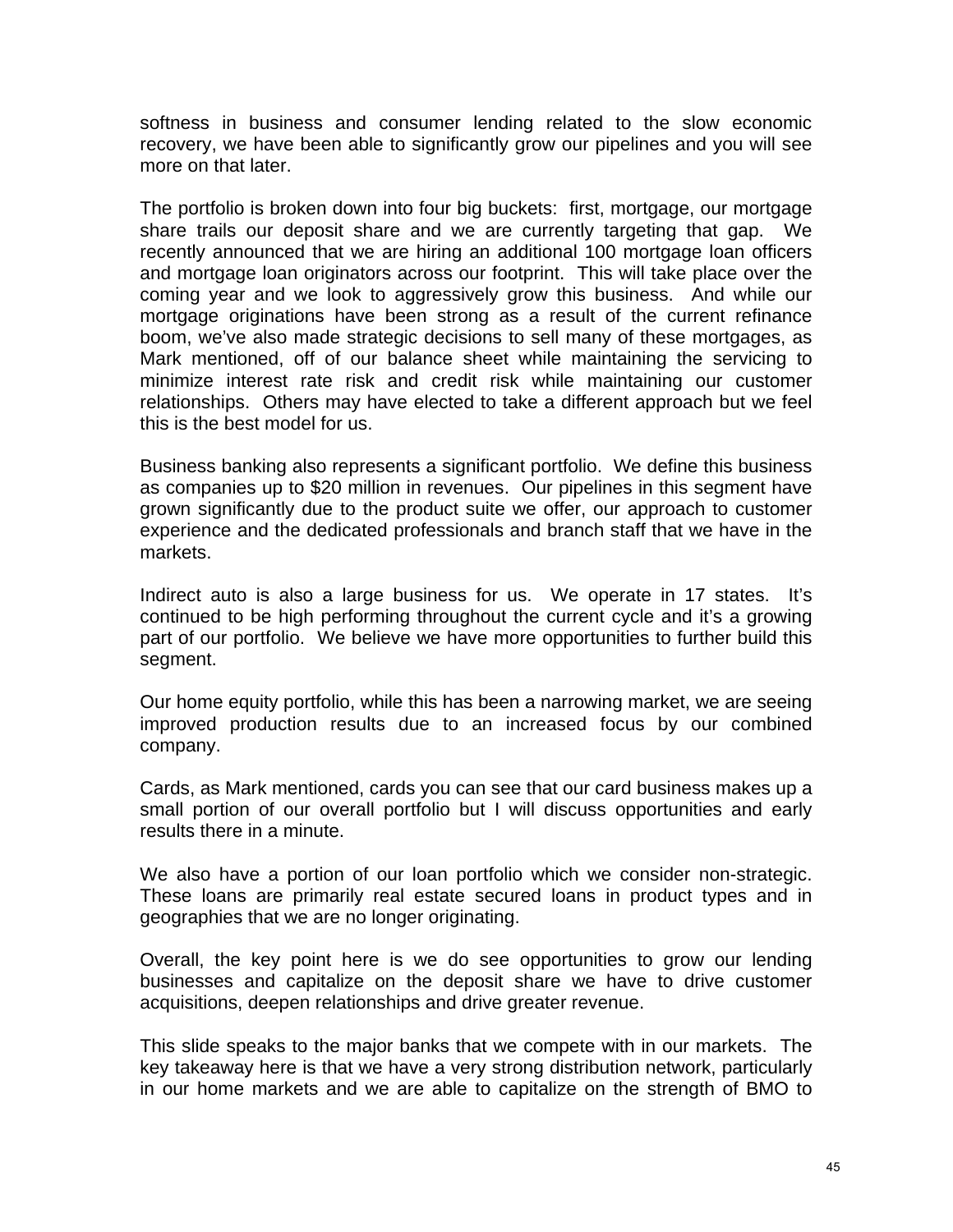softness in business and consumer lending related to the slow economic recovery, we have been able to significantly grow our pipelines and you will see more on that later.

The portfolio is broken down into four big buckets: first, mortgage, our mortgage share trails our deposit share and we are currently targeting that gap. We recently announced that we are hiring an additional 100 mortgage loan officers and mortgage loan originators across our footprint. This will take place over the coming year and we look to aggressively grow this business. And while our mortgage originations have been strong as a result of the current refinance boom, we've also made strategic decisions to sell many of these mortgages, as Mark mentioned, off of our balance sheet while maintaining the servicing to minimize interest rate risk and credit risk while maintaining our customer relationships. Others may have elected to take a different approach but we feel this is the best model for us.

Business banking also represents a significant portfolio. We define this business as companies up to $20 million in revenues. Our pipelines in this segment have grown significantly due to the product suite we offer, our approach to customer experience and the dedicated professionals and branch staff that we have in the markets.

Indirect auto is also a large business for us. We operate in 17 states. It's continued to be high performing throughout the current cycle and it's a growing part of our portfolio. We believe we have more opportunities to further build this segment.

Our home equity portfolio, while this has been a narrowing market, we are seeing improved production results due to an increased focus by our combined company.

Cards, as Mark mentioned, cards you can see that our card business makes up a small portion of our overall portfolio but I will discuss opportunities and early results there in a minute.

We also have a portion of our loan portfolio which we consider non-strategic. These loans are primarily real estate secured loans in product types and in geographies that we are no longer originating.

Overall, the key point here is we do see opportunities to grow our lending businesses and capitalize on the deposit share we have to drive customer acquisitions, deepen relationships and drive greater revenue.

This slide speaks to the major banks that we compete with in our markets. The key takeaway here is that we have a very strong distribution network, particularly in our home markets and we are able to capitalize on the strength of BMO to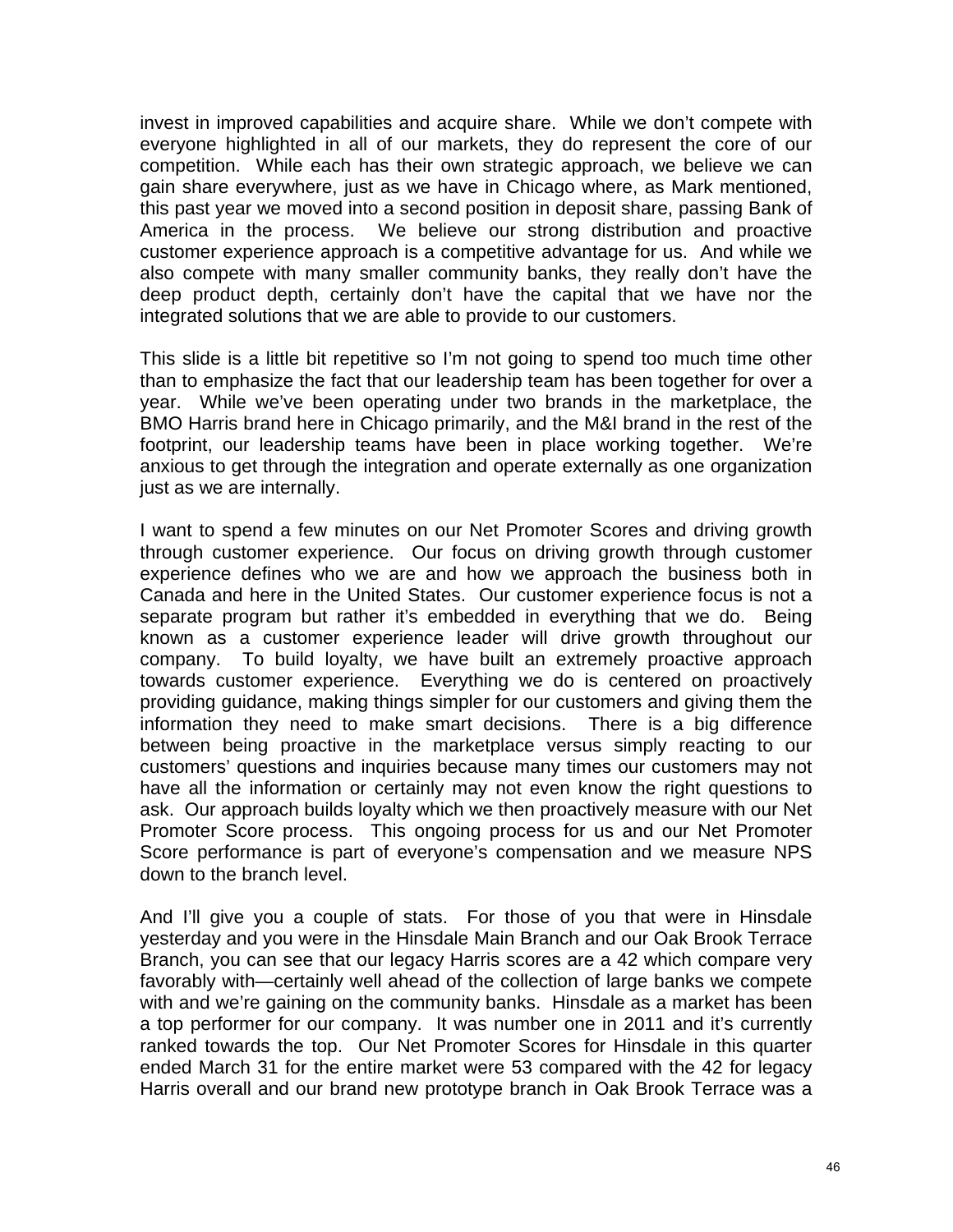invest in improved capabilities and acquire share. While we don't compete with everyone highlighted in all of our markets, they do represent the core of our competition. While each has their own strategic approach, we believe we can gain share everywhere, just as we have in Chicago where, as Mark mentioned, this past year we moved into a second position in deposit share, passing Bank of America in the process. We believe our strong distribution and proactive customer experience approach is a competitive advantage for us. And while we also compete with many smaller community banks, they really don't have the deep product depth, certainly don't have the capital that we have nor the integrated solutions that we are able to provide to our customers.

This slide is a little bit repetitive so I'm not going to spend too much time other than to emphasize the fact that our leadership team has been together for over a year. While we've been operating under two brands in the marketplace, the BMO Harris brand here in Chicago primarily, and the M&I brand in the rest of the footprint, our leadership teams have been in place working together. We're anxious to get through the integration and operate externally as one organization just as we are internally.

I want to spend a few minutes on our Net Promoter Scores and driving growth through customer experience. Our focus on driving growth through customer experience defines who we are and how we approach the business both in Canada and here in the United States. Our customer experience focus is not a separate program but rather it's embedded in everything that we do. Being known as a customer experience leader will drive growth throughout our company. To build loyalty, we have built an extremely proactive approach towards customer experience. Everything we do is centered on proactively providing guidance, making things simpler for our customers and giving them the information they need to make smart decisions. There is a big difference between being proactive in the marketplace versus simply reacting to our customers' questions and inquiries because many times our customers may not have all the information or certainly may not even know the right questions to ask. Our approach builds loyalty which we then proactively measure with our Net Promoter Score process. This ongoing process for us and our Net Promoter Score performance is part of everyone's compensation and we measure NPS down to the branch level.

And I'll give you a couple of stats. For those of you that were in Hinsdale yesterday and you were in the Hinsdale Main Branch and our Oak Brook Terrace Branch, you can see that our legacy Harris scores are a 42 which compare very favorably with—certainly well ahead of the collection of large banks we compete with and we're gaining on the community banks. Hinsdale as a market has been a top performer for our company. It was number one in 2011 and it's currently ranked towards the top. Our Net Promoter Scores for Hinsdale in this quarter ended March 31 for the entire market were 53 compared with the 42 for legacy Harris overall and our brand new prototype branch in Oak Brook Terrace was a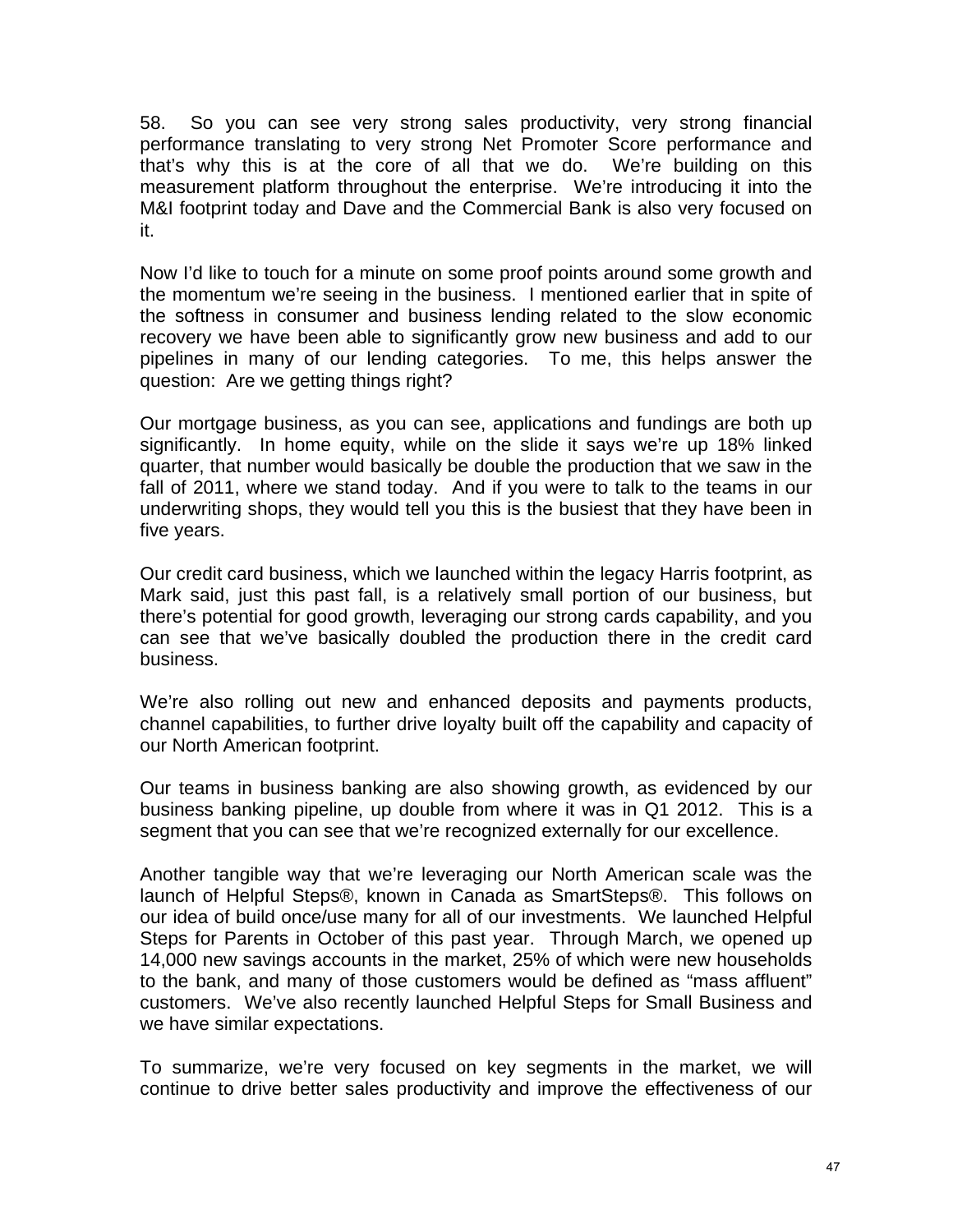58. So you can see very strong sales productivity, very strong financial performance translating to very strong Net Promoter Score performance and that's why this is at the core of all that we do. We're building on this measurement platform throughout the enterprise. We're introducing it into the M&I footprint today and Dave and the Commercial Bank is also very focused on it.

Now I'd like to touch for a minute on some proof points around some growth and the momentum we're seeing in the business. I mentioned earlier that in spite of the softness in consumer and business lending related to the slow economic recovery we have been able to significantly grow new business and add to our pipelines in many of our lending categories. To me, this helps answer the question: Are we getting things right?

Our mortgage business, as you can see, applications and fundings are both up significantly. In home equity, while on the slide it says we're up 18% linked quarter, that number would basically be double the production that we saw in the fall of 2011, where we stand today. And if you were to talk to the teams in our underwriting shops, they would tell you this is the busiest that they have been in five years.

Our credit card business, which we launched within the legacy Harris footprint, as Mark said, just this past fall, is a relatively small portion of our business, but there's potential for good growth, leveraging our strong cards capability, and you can see that we've basically doubled the production there in the credit card business.

We're also rolling out new and enhanced deposits and payments products, channel capabilities, to further drive loyalty built off the capability and capacity of our North American footprint.

Our teams in business banking are also showing growth, as evidenced by our business banking pipeline, up double from where it was in Q1 2012. This is a segment that you can see that we're recognized externally for our excellence.

Another tangible way that we're leveraging our North American scale was the launch of Helpful Steps®, known in Canada as SmartSteps®. This follows on our idea of build once/use many for all of our investments. We launched Helpful Steps for Parents in October of this past year. Through March, we opened up 14,000 new savings accounts in the market, 25% of which were new households to the bank, and many of those customers would be defined as "mass affluent" customers. We've also recently launched Helpful Steps for Small Business and we have similar expectations.

To summarize, we're very focused on key segments in the market, we will continue to drive better sales productivity and improve the effectiveness of our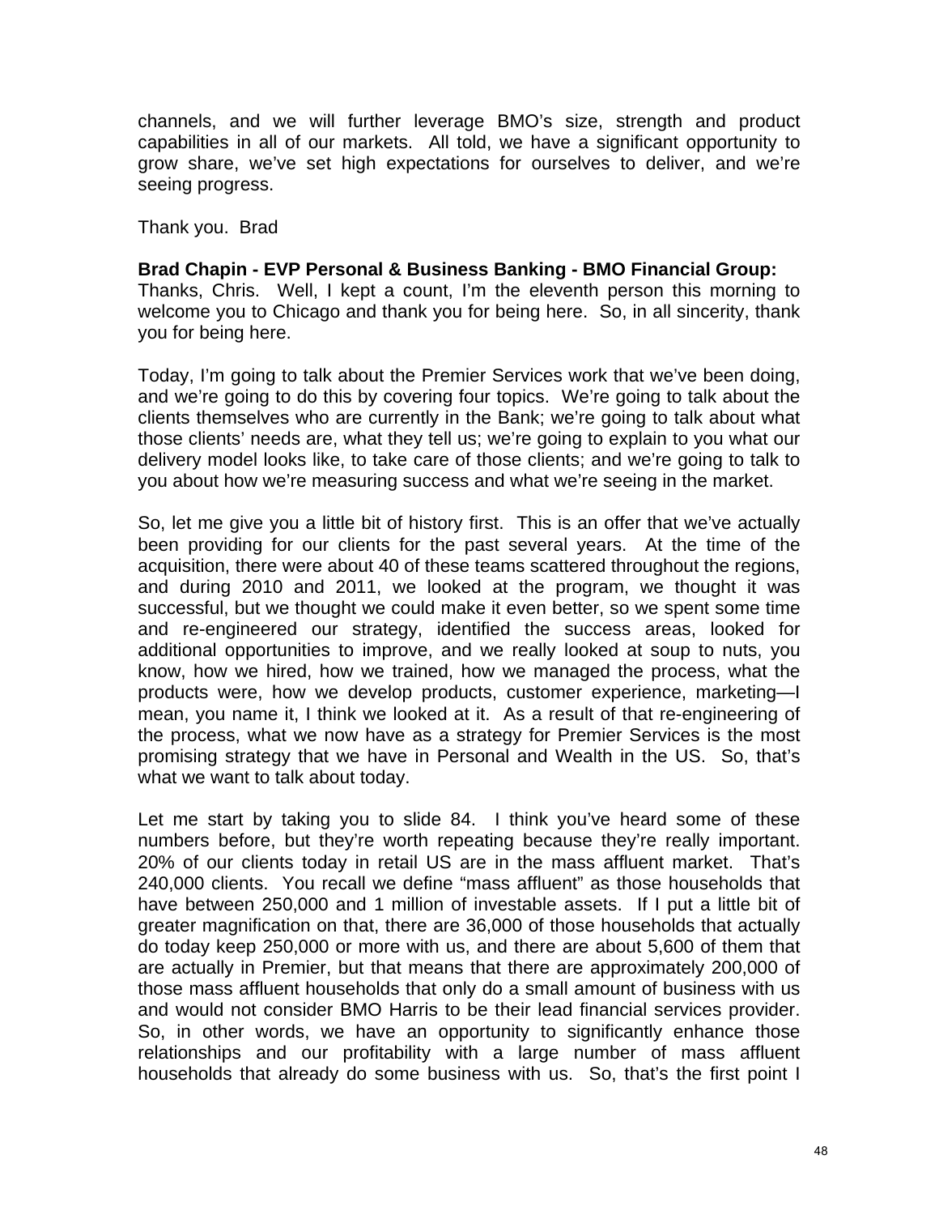channels, and we will further leverage BMO's size, strength and product capabilities in all of our markets. All told, we have a significant opportunity to grow share, we've set high expectations for ourselves to deliver, and we're seeing progress.

Thank you. Brad

**Brad Chapin - EVP Personal & Business Banking - BMO Financial Group:**
Thanks, Chris. Well, I kept a count, I'm the eleventh person this morning to welcome you to Chicago and thank you for being here. So, in all sincerity, thank you for being here.

Today, I'm going to talk about the Premier Services work that we've been doing, and we're going to do this by covering four topics. We're going to talk about the clients themselves who are currently in the Bank; we're going to talk about what those clients' needs are, what they tell us; we're going to explain to you what our delivery model looks like, to take care of those clients; and we're going to talk to you about how we're measuring success and what we're seeing in the market.

So, let me give you a little bit of history first. This is an offer that we've actually been providing for our clients for the past several years. At the time of the acquisition, there were about 40 of these teams scattered throughout the regions, and during 2010 and 2011, we looked at the program, we thought it was successful, but we thought we could make it even better, so we spent some time and re-engineered our strategy, identified the success areas, looked for additional opportunities to improve, and we really looked at soup to nuts, you know, how we hired, how we trained, how we managed the process, what the products were, how we develop products, customer experience, marketing—I mean, you name it, I think we looked at it. As a result of that re-engineering of the process, what we now have as a strategy for Premier Services is the most promising strategy that we have in Personal and Wealth in the US. So, that's what we want to talk about today.

Let me start by taking you to slide 84. I think you've heard some of these numbers before, but they're worth repeating because they're really important. 20% of our clients today in retail US are in the mass affluent market. That's 240,000 clients. You recall we define "mass affluent" as those households that have between 250,000 and 1 million of investable assets. If I put a little bit of greater magnification on that, there are 36,000 of those households that actually do today keep 250,000 or more with us, and there are about 5,600 of them that are actually in Premier, but that means that there are approximately 200,000 of those mass affluent households that only do a small amount of business with us and would not consider BMO Harris to be their lead financial services provider. So, in other words, we have an opportunity to significantly enhance those relationships and our profitability with a large number of mass affluent households that already do some business with us. So, that's the first point I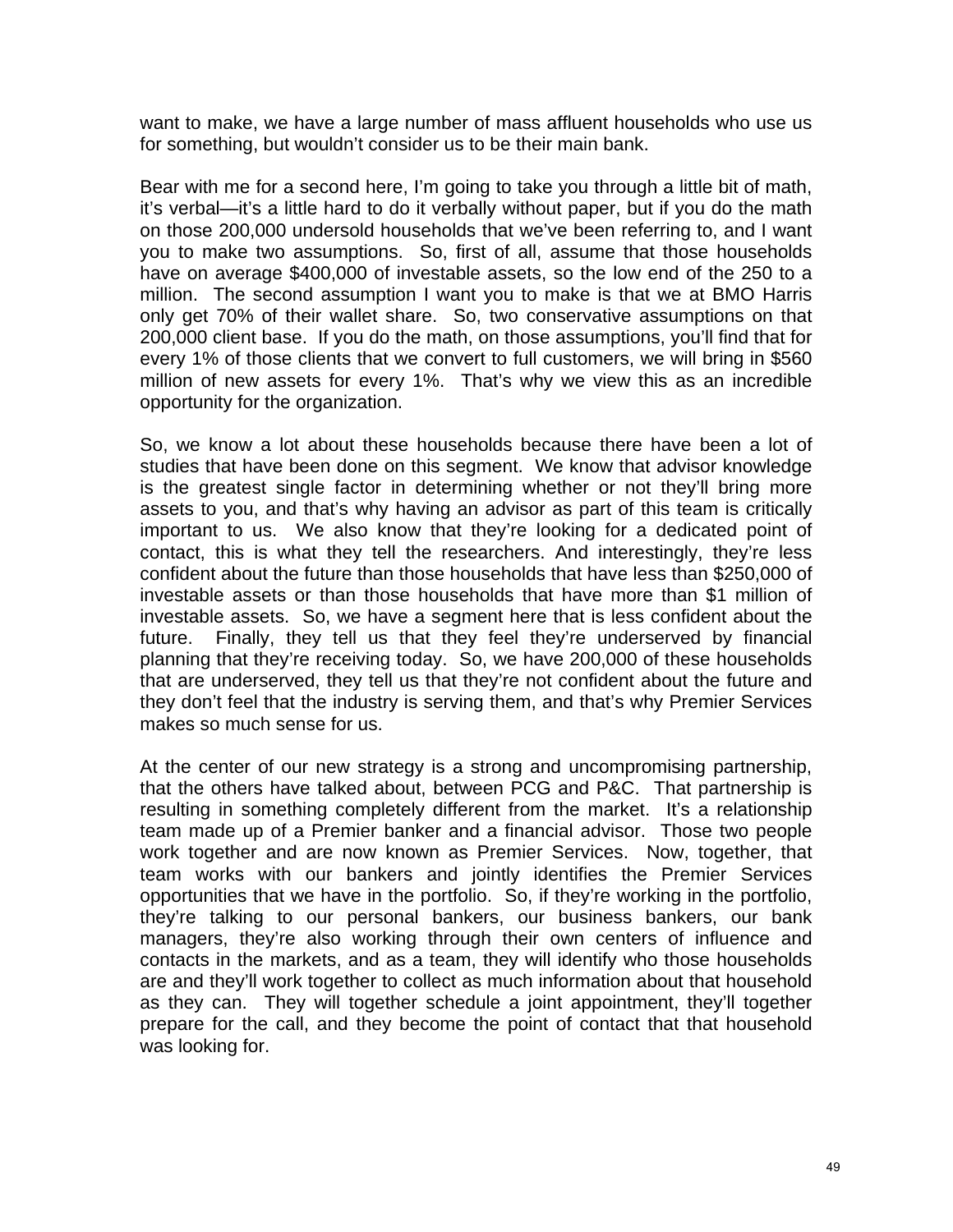want to make, we have a large number of mass affluent households who use us for something, but wouldn't consider us to be their main bank.

Bear with me for a second here, I'm going to take you through a little bit of math, it's verbal—it's a little hard to do it verbally without paper, but if you do the math on those 200,000 undersold households that we've been referring to, and I want you to make two assumptions. So, first of all, assume that those households have on average $400,000 of investable assets, so the low end of the 250 to a million. The second assumption I want you to make is that we at BMO Harris only get 70% of their wallet share. So, two conservative assumptions on that 200,000 client base. If you do the math, on those assumptions, you'll find that for every 1% of those clients that we convert to full customers, we will bring in $560 million of new assets for every 1%. That's why we view this as an incredible opportunity for the organization.

So, we know a lot about these households because there have been a lot of studies that have been done on this segment. We know that advisor knowledge is the greatest single factor in determining whether or not they'll bring more assets to you, and that's why having an advisor as part of this team is critically important to us. We also know that they're looking for a dedicated point of contact, this is what they tell the researchers. And interestingly, they're less confident about the future than those households that have less than $250,000 of investable assets or than those households that have more than $1 million of investable assets. So, we have a segment here that is less confident about the future. Finally, they tell us that they feel they're underserved by financial planning that they're receiving today. So, we have 200,000 of these households that are underserved, they tell us that they're not confident about the future and they don't feel that the industry is serving them, and that's why Premier Services makes so much sense for us.

At the center of our new strategy is a strong and uncompromising partnership, that the others have talked about, between PCG and P&C. That partnership is resulting in something completely different from the market. It's a relationship team made up of a Premier banker and a financial advisor. Those two people work together and are now known as Premier Services. Now, together, that team works with our bankers and jointly identifies the Premier Services opportunities that we have in the portfolio. So, if they're working in the portfolio, they're talking to our personal bankers, our business bankers, our bank managers, they're also working through their own centers of influence and contacts in the markets, and as a team, they will identify who those households are and they'll work together to collect as much information about that household as they can. They will together schedule a joint appointment, they'll together prepare for the call, and they become the point of contact that that household was looking for.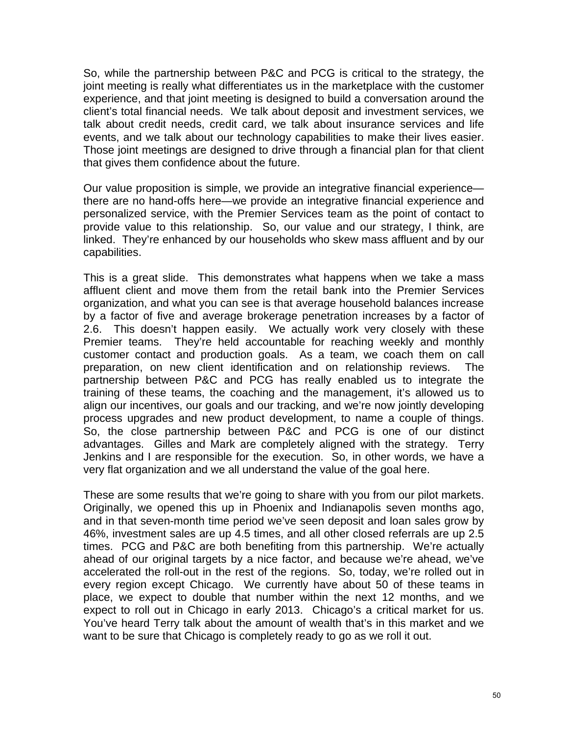So, while the partnership between P&C and PCG is critical to the strategy, the joint meeting is really what differentiates us in the marketplace with the customer experience, and that joint meeting is designed to build a conversation around the client's total financial needs. We talk about deposit and investment services, we talk about credit needs, credit card, we talk about insurance services and life events, and we talk about our technology capabilities to make their lives easier. Those joint meetings are designed to drive through a financial plan for that client that gives them confidence about the future.

Our value proposition is simple, we provide an integrative financial experience—there are no hand-offs here—we provide an integrative financial experience and personalized service, with the Premier Services team as the point of contact to provide value to this relationship. So, our value and our strategy, I think, are linked. They're enhanced by our households who skew mass affluent and by our capabilities.

This is a great slide. This demonstrates what happens when we take a mass affluent client and move them from the retail bank into the Premier Services organization, and what you can see is that average household balances increase by a factor of five and average brokerage penetration increases by a factor of 2.6. This doesn't happen easily. We actually work very closely with these Premier teams. They're held accountable for reaching weekly and monthly customer contact and production goals. As a team, we coach them on call preparation, on new client identification and on relationship reviews. The partnership between P&C and PCG has really enabled us to integrate the training of these teams, the coaching and the management, it's allowed us to align our incentives, our goals and our tracking, and we're now jointly developing process upgrades and new product development, to name a couple of things. So, the close partnership between P&C and PCG is one of our distinct advantages. Gilles and Mark are completely aligned with the strategy. Terry Jenkins and I are responsible for the execution. So, in other words, we have a very flat organization and we all understand the value of the goal here.

These are some results that we're going to share with you from our pilot markets. Originally, we opened this up in Phoenix and Indianapolis seven months ago, and in that seven-month time period we've seen deposit and loan sales grow by 46%, investment sales are up 4.5 times, and all other closed referrals are up 2.5 times. PCG and P&C are both benefiting from this partnership. We're actually ahead of our original targets by a nice factor, and because we're ahead, we've accelerated the roll-out in the rest of the regions. So, today, we're rolled out in every region except Chicago. We currently have about 50 of these teams in place, we expect to double that number within the next 12 months, and we expect to roll out in Chicago in early 2013. Chicago's a critical market for us. You've heard Terry talk about the amount of wealth that's in this market and we want to be sure that Chicago is completely ready to go as we roll it out.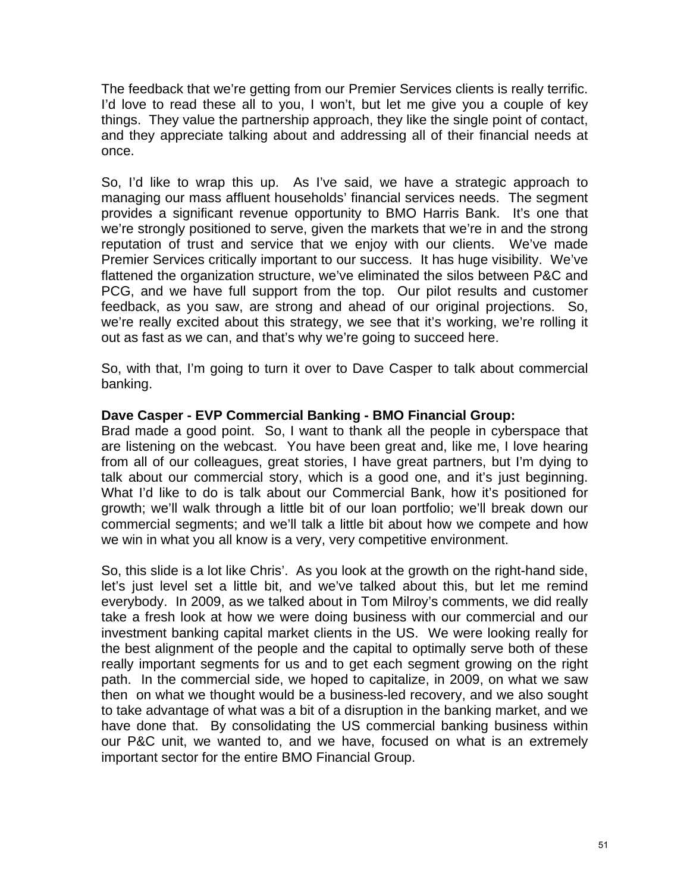The feedback that we're getting from our Premier Services clients is really terrific. I'd love to read these all to you, I won't, but let me give you a couple of key things. They value the partnership approach, they like the single point of contact, and they appreciate talking about and addressing all of their financial needs at once.

So, I'd like to wrap this up. As I've said, we have a strategic approach to managing our mass affluent households' financial services needs. The segment provides a significant revenue opportunity to BMO Harris Bank. It's one that we're strongly positioned to serve, given the markets that we're in and the strong reputation of trust and service that we enjoy with our clients. We've made Premier Services critically important to our success. It has huge visibility. We've flattened the organization structure, we've eliminated the silos between P&C and PCG, and we have full support from the top. Our pilot results and customer feedback, as you saw, are strong and ahead of our original projections. So, we're really excited about this strategy, we see that it's working, we're rolling it out as fast as we can, and that's why we're going to succeed here.

So, with that, I'm going to turn it over to Dave Casper to talk about commercial banking.

**Dave Casper - EVP Commercial Banking - BMO Financial Group:**
Brad made a good point. So, I want to thank all the people in cyberspace that are listening on the webcast. You have been great and, like me, I love hearing from all of our colleagues, great stories, I have great partners, but I'm dying to talk about our commercial story, which is a good one, and it's just beginning. What I'd like to do is talk about our Commercial Bank, how it's positioned for growth; we'll walk through a little bit of our loan portfolio; we'll break down our commercial segments; and we'll talk a little bit about how we compete and how we win in what you all know is a very, very competitive environment.

So, this slide is a lot like Chris'. As you look at the growth on the right-hand side, let's just level set a little bit, and we've talked about this, but let me remind everybody. In 2009, as we talked about in Tom Milroy's comments, we did really take a fresh look at how we were doing business with our commercial and our investment banking capital market clients in the US. We were looking really for the best alignment of the people and the capital to optimally serve both of these really important segments for us and to get each segment growing on the right path. In the commercial side, we hoped to capitalize, in 2009, on what we saw then on what we thought would be a business-led recovery, and we also sought to take advantage of what was a bit of a disruption in the banking market, and we have done that. By consolidating the US commercial banking business within our P&C unit, we wanted to, and we have, focused on what is an extremely important sector for the entire BMO Financial Group.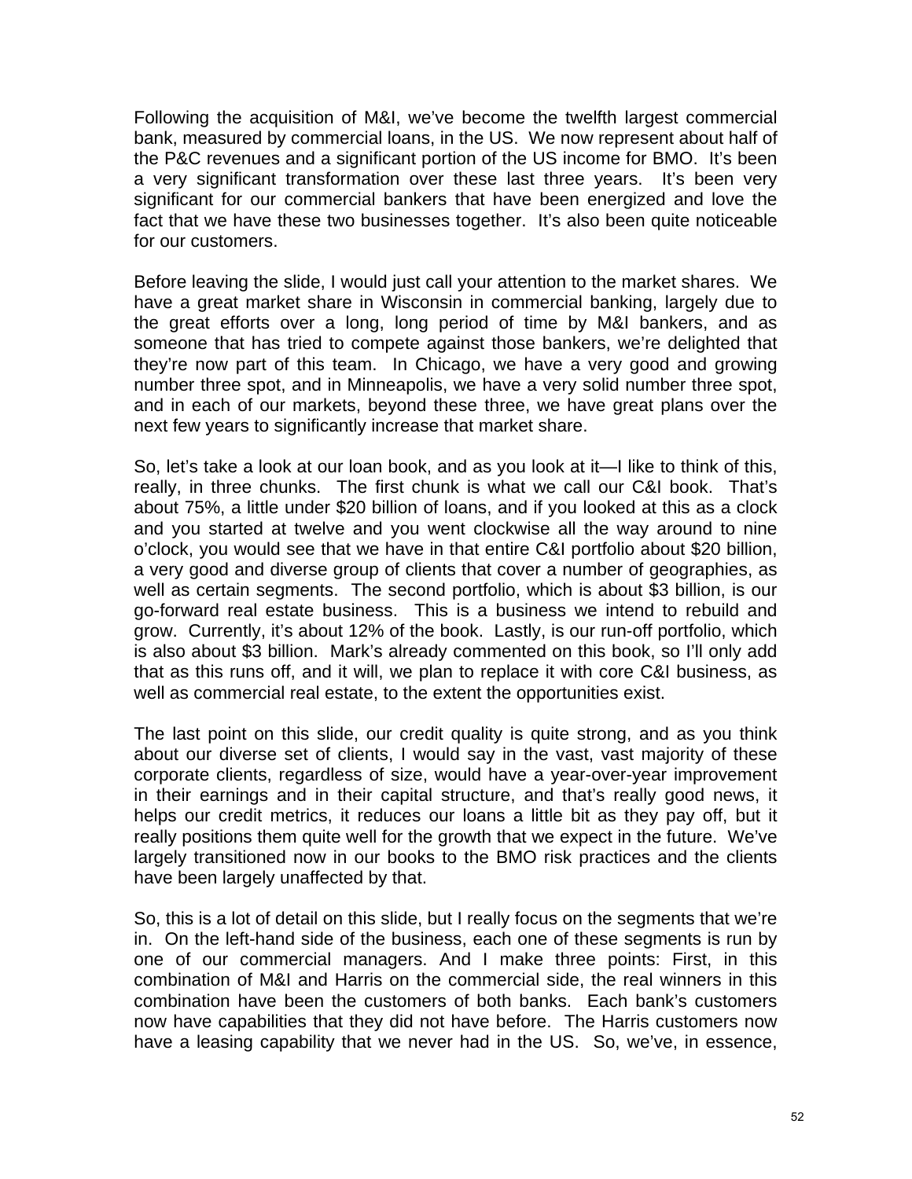Following the acquisition of M&I, we've become the twelfth largest commercial bank, measured by commercial loans, in the US. We now represent about half of the P&C revenues and a significant portion of the US income for BMO. It's been a very significant transformation over these last three years. It's been very significant for our commercial bankers that have been energized and love the fact that we have these two businesses together. It's also been quite noticeable for our customers.

Before leaving the slide, I would just call your attention to the market shares. We have a great market share in Wisconsin in commercial banking, largely due to the great efforts over a long, long period of time by M&I bankers, and as someone that has tried to compete against those bankers, we're delighted that they're now part of this team. In Chicago, we have a very good and growing number three spot, and in Minneapolis, we have a very solid number three spot, and in each of our markets, beyond these three, we have great plans over the next few years to significantly increase that market share.

So, let's take a look at our loan book, and as you look at it—I like to think of this, really, in three chunks. The first chunk is what we call our C&I book. That's about 75%, a little under $20 billion of loans, and if you looked at this as a clock and you started at twelve and you went clockwise all the way around to nine o'clock, you would see that we have in that entire C&I portfolio about $20 billion, a very good and diverse group of clients that cover a number of geographies, as well as certain segments. The second portfolio, which is about $3 billion, is our go-forward real estate business. This is a business we intend to rebuild and grow. Currently, it's about 12% of the book. Lastly, is our run-off portfolio, which is also about $3 billion. Mark's already commented on this book, so I'll only add that as this runs off, and it will, we plan to replace it with core C&I business, as well as commercial real estate, to the extent the opportunities exist.

The last point on this slide, our credit quality is quite strong, and as you think about our diverse set of clients, I would say in the vast, vast majority of these corporate clients, regardless of size, would have a year-over-year improvement in their earnings and in their capital structure, and that's really good news, it helps our credit metrics, it reduces our loans a little bit as they pay off, but it really positions them quite well for the growth that we expect in the future. We've largely transitioned now in our books to the BMO risk practices and the clients have been largely unaffected by that.

So, this is a lot of detail on this slide, but I really focus on the segments that we're in. On the left-hand side of the business, each one of these segments is run by one of our commercial managers. And I make three points: First, in this combination of M&I and Harris on the commercial side, the real winners in this combination have been the customers of both banks. Each bank's customers now have capabilities that they did not have before. The Harris customers now have a leasing capability that we never had in the US. So, we've, in essence,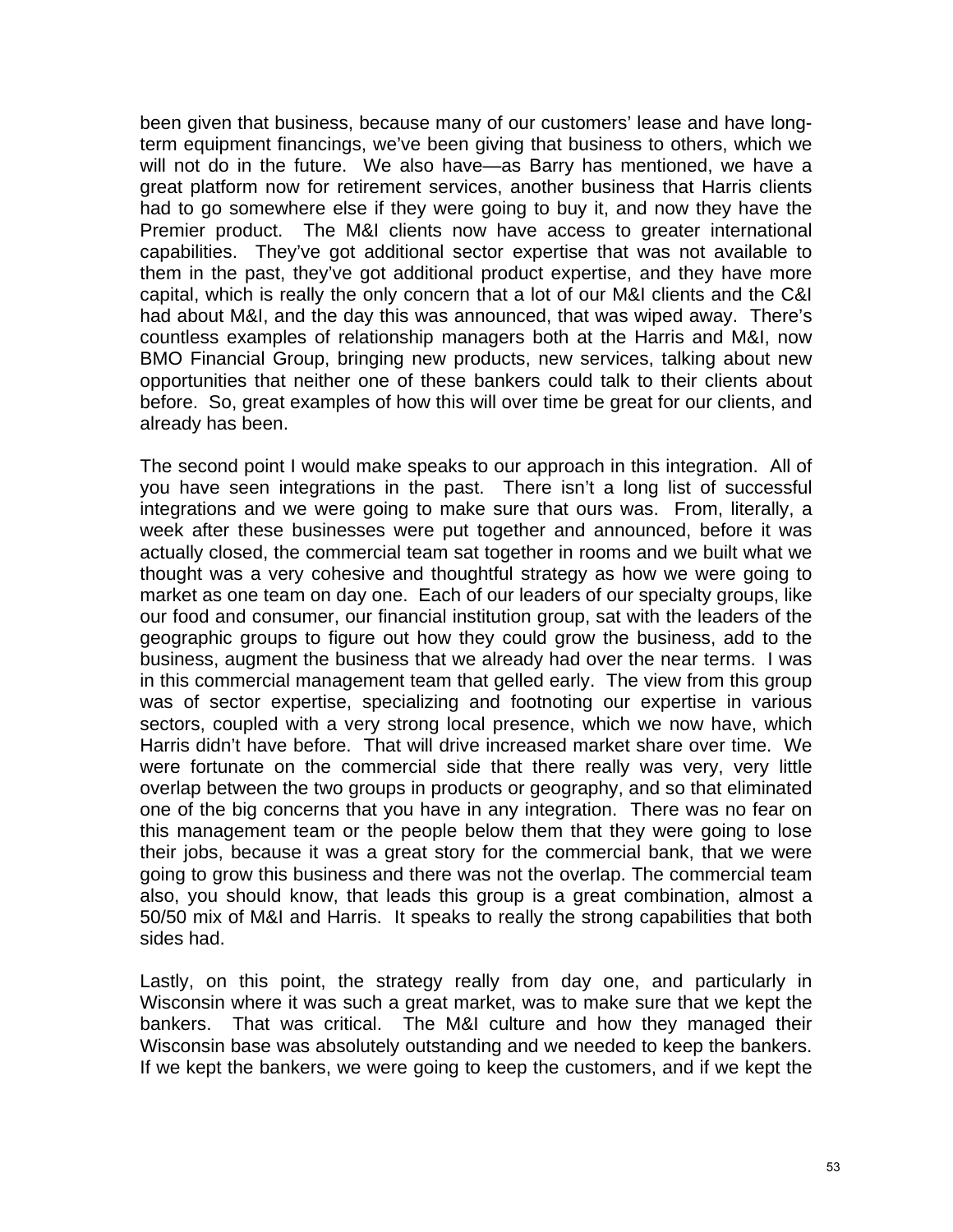been given that business, because many of our customers' lease and have long-term equipment financings, we've been giving that business to others, which we will not do in the future. We also have—as Barry has mentioned, we have a great platform now for retirement services, another business that Harris clients had to go somewhere else if they were going to buy it, and now they have the Premier product. The M&I clients now have access to greater international capabilities. They've got additional sector expertise that was not available to them in the past, they've got additional product expertise, and they have more capital, which is really the only concern that a lot of our M&I clients and the C&I had about M&I, and the day this was announced, that was wiped away. There's countless examples of relationship managers both at the Harris and M&I, now BMO Financial Group, bringing new products, new services, talking about new opportunities that neither one of these bankers could talk to their clients about before. So, great examples of how this will over time be great for our clients, and already has been.

The second point I would make speaks to our approach in this integration. All of you have seen integrations in the past. There isn't a long list of successful integrations and we were going to make sure that ours was. From, literally, a week after these businesses were put together and announced, before it was actually closed, the commercial team sat together in rooms and we built what we thought was a very cohesive and thoughtful strategy as how we were going to market as one team on day one. Each of our leaders of our specialty groups, like our food and consumer, our financial institution group, sat with the leaders of the geographic groups to figure out how they could grow the business, add to the business, augment the business that we already had over the near terms. I was in this commercial management team that gelled early. The view from this group was of sector expertise, specializing and footnoting our expertise in various sectors, coupled with a very strong local presence, which we now have, which Harris didn't have before. That will drive increased market share over time. We were fortunate on the commercial side that there really was very, very little overlap between the two groups in products or geography, and so that eliminated one of the big concerns that you have in any integration. There was no fear on this management team or the people below them that they were going to lose their jobs, because it was a great story for the commercial bank, that we were going to grow this business and there was not the overlap. The commercial team also, you should know, that leads this group is a great combination, almost a 50/50 mix of M&I and Harris. It speaks to really the strong capabilities that both sides had.

Lastly, on this point, the strategy really from day one, and particularly in Wisconsin where it was such a great market, was to make sure that we kept the bankers. That was critical. The M&I culture and how they managed their Wisconsin base was absolutely outstanding and we needed to keep the bankers. If we kept the bankers, we were going to keep the customers, and if we kept the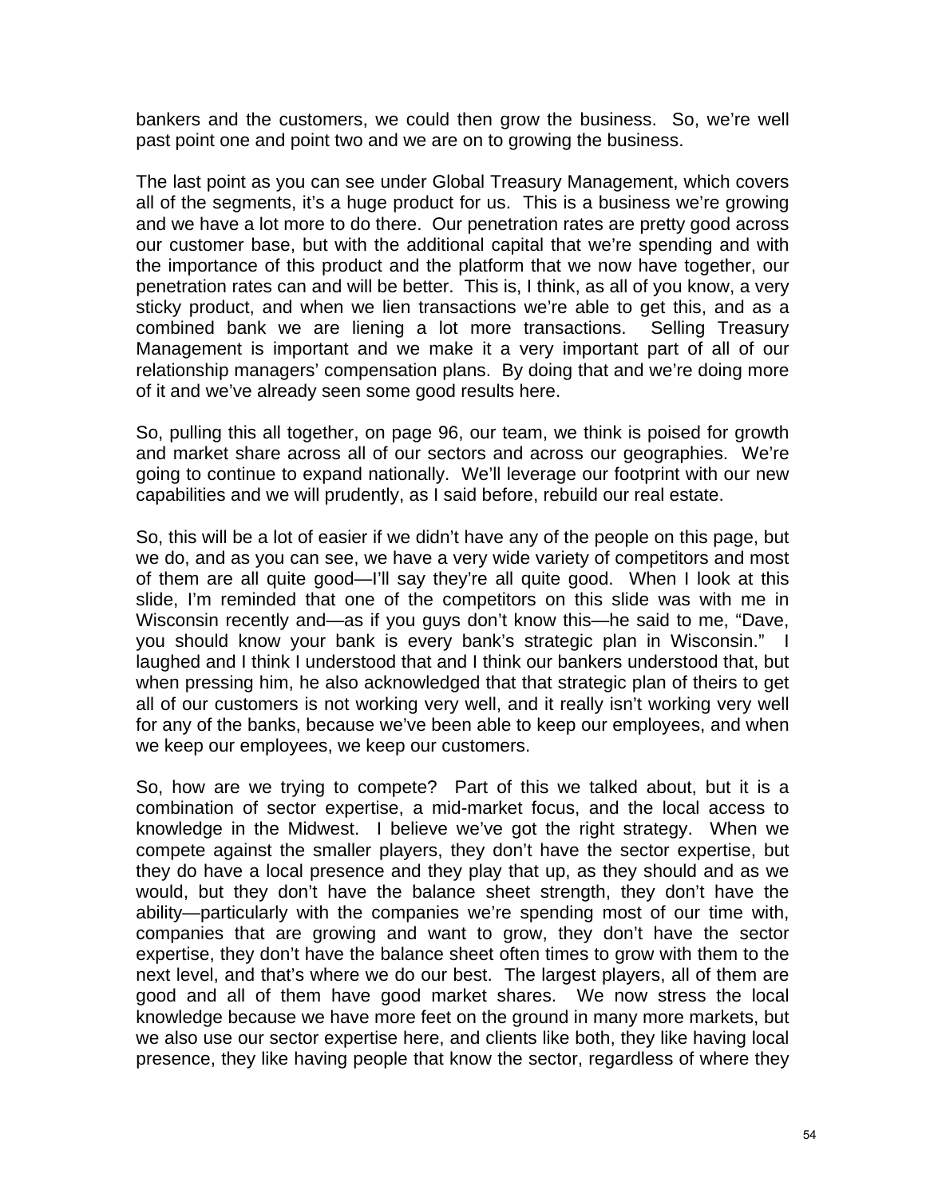bankers and the customers, we could then grow the business. So, we're well past point one and point two and we are on to growing the business.

The last point as you can see under Global Treasury Management, which covers all of the segments, it's a huge product for us. This is a business we're growing and we have a lot more to do there. Our penetration rates are pretty good across our customer base, but with the additional capital that we're spending and with the importance of this product and the platform that we now have together, our penetration rates can and will be better. This is, I think, as all of you know, a very sticky product, and when we lien transactions we're able to get this, and as a combined bank we are liening a lot more transactions. Selling Treasury Management is important and we make it a very important part of all of our relationship managers' compensation plans. By doing that and we're doing more of it and we've already seen some good results here.

So, pulling this all together, on page 96, our team, we think is poised for growth and market share across all of our sectors and across our geographies. We're going to continue to expand nationally. We'll leverage our footprint with our new capabilities and we will prudently, as I said before, rebuild our real estate.

So, this will be a lot of easier if we didn't have any of the people on this page, but we do, and as you can see, we have a very wide variety of competitors and most of them are all quite good—I'll say they're all quite good. When I look at this slide, I'm reminded that one of the competitors on this slide was with me in Wisconsin recently and—as if you guys don't know this—he said to me, "Dave, you should know your bank is every bank's strategic plan in Wisconsin." I laughed and I think I understood that and I think our bankers understood that, but when pressing him, he also acknowledged that that strategic plan of theirs to get all of our customers is not working very well, and it really isn't working very well for any of the banks, because we've been able to keep our employees, and when we keep our employees, we keep our customers.

So, how are we trying to compete? Part of this we talked about, but it is a combination of sector expertise, a mid-market focus, and the local access to knowledge in the Midwest. I believe we've got the right strategy. When we compete against the smaller players, they don't have the sector expertise, but they do have a local presence and they play that up, as they should and as we would, but they don't have the balance sheet strength, they don't have the ability—particularly with the companies we're spending most of our time with, companies that are growing and want to grow, they don't have the sector expertise, they don't have the balance sheet often times to grow with them to the next level, and that's where we do our best. The largest players, all of them are good and all of them have good market shares. We now stress the local knowledge because we have more feet on the ground in many more markets, but we also use our sector expertise here, and clients like both, they like having local presence, they like having people that know the sector, regardless of where they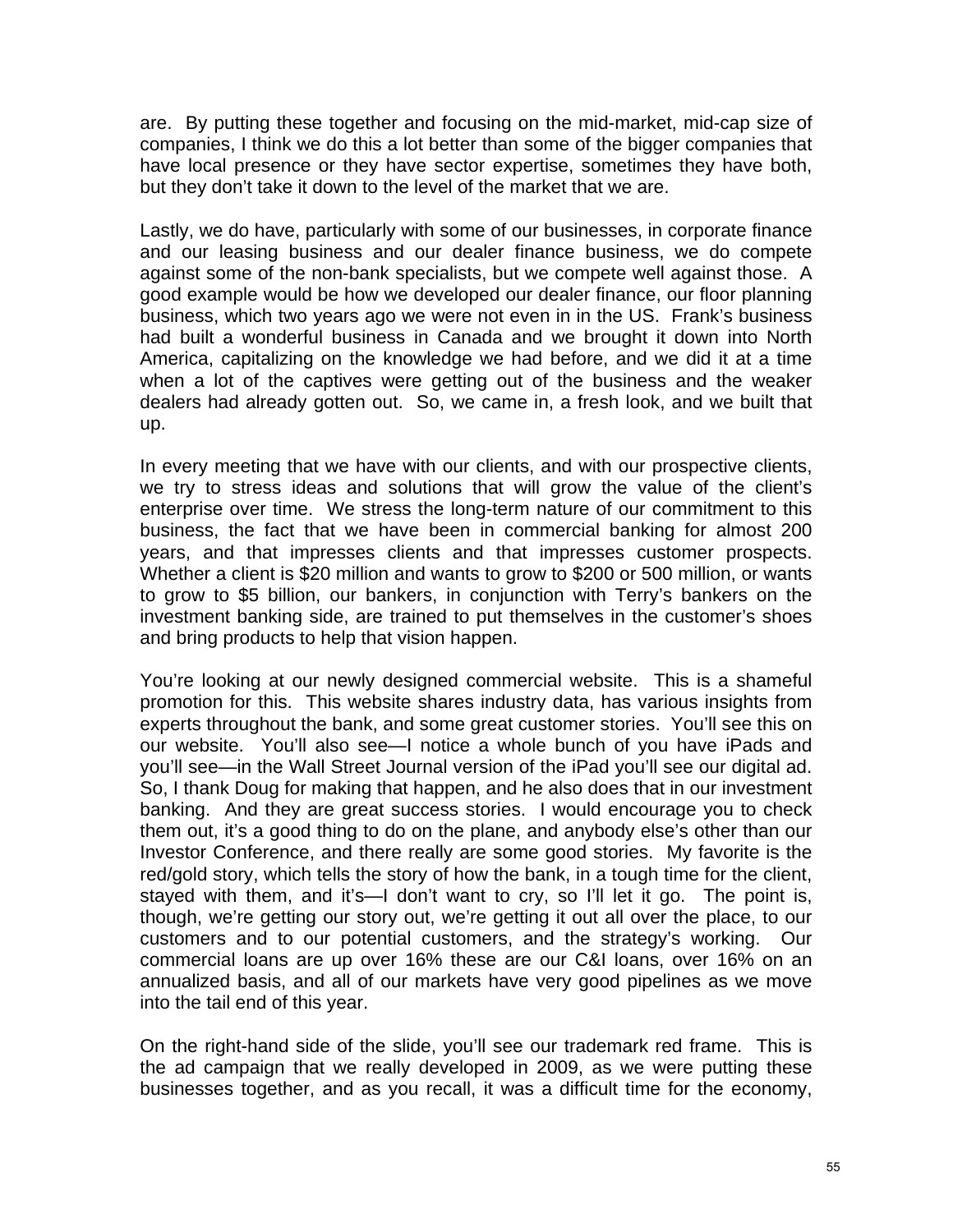are. By putting these together and focusing on the mid-market, mid-cap size of companies, I think we do this a lot better than some of the bigger companies that have local presence or they have sector expertise, sometimes they have both, but they don't take it down to the level of the market that we are.

Lastly, we do have, particularly with some of our businesses, in corporate finance and our leasing business and our dealer finance business, we do compete against some of the non-bank specialists, but we compete well against those. A good example would be how we developed our dealer finance, our floor planning business, which two years ago we were not even in in the US. Frank's business had built a wonderful business in Canada and we brought it down into North America, capitalizing on the knowledge we had before, and we did it at a time when a lot of the captives were getting out of the business and the weaker dealers had already gotten out. So, we came in, a fresh look, and we built that up.

In every meeting that we have with our clients, and with our prospective clients, we try to stress ideas and solutions that will grow the value of the client's enterprise over time. We stress the long-term nature of our commitment to this business, the fact that we have been in commercial banking for almost 200 years, and that impresses clients and that impresses customer prospects. Whether a client is $20 million and wants to grow to $200 or 500 million, or wants to grow to $5 billion, our bankers, in conjunction with Terry's bankers on the investment banking side, are trained to put themselves in the customer's shoes and bring products to help that vision happen.

You're looking at our newly designed commercial website. This is a shameful promotion for this. This website shares industry data, has various insights from experts throughout the bank, and some great customer stories. You'll see this on our website. You'll also see—I notice a whole bunch of you have iPads and you'll see—in the Wall Street Journal version of the iPad you'll see our digital ad. So, I thank Doug for making that happen, and he also does that in our investment banking. And they are great success stories. I would encourage you to check them out, it's a good thing to do on the plane, and anybody else's other than our Investor Conference, and there really are some good stories. My favorite is the red/gold story, which tells the story of how the bank, in a tough time for the client, stayed with them, and it's—I don't want to cry, so I'll let it go. The point is, though, we're getting our story out, we're getting it out all over the place, to our customers and to our potential customers, and the strategy's working. Our commercial loans are up over 16% these are our C&I loans, over 16% on an annualized basis, and all of our markets have very good pipelines as we move into the tail end of this year.

On the right-hand side of the slide, you'll see our trademark red frame. This is the ad campaign that we really developed in 2009, as we were putting these businesses together, and as you recall, it was a difficult time for the economy,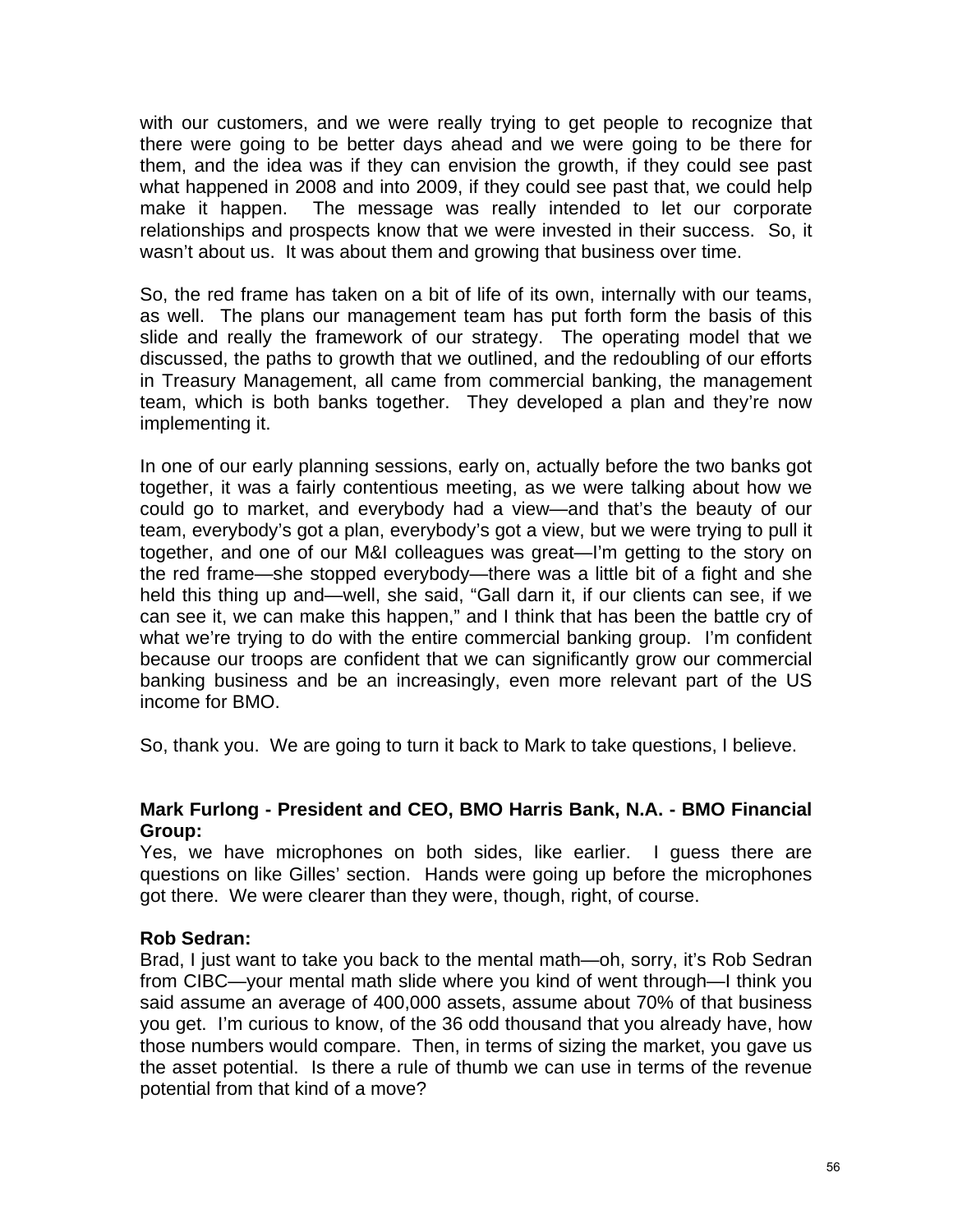with our customers, and we were really trying to get people to recognize that there were going to be better days ahead and we were going to be there for them, and the idea was if they can envision the growth, if they could see past what happened in 2008 and into 2009, if they could see past that, we could help make it happen. The message was really intended to let our corporate relationships and prospects know that we were invested in their success. So, it wasn't about us. It was about them and growing that business over time.

So, the red frame has taken on a bit of life of its own, internally with our teams, as well. The plans our management team has put forth form the basis of this slide and really the framework of our strategy. The operating model that we discussed, the paths to growth that we outlined, and the redoubling of our efforts in Treasury Management, all came from commercial banking, the management team, which is both banks together. They developed a plan and they're now implementing it.

In one of our early planning sessions, early on, actually before the two banks got together, it was a fairly contentious meeting, as we were talking about how we could go to market, and everybody had a view—and that's the beauty of our team, everybody's got a plan, everybody's got a view, but we were trying to pull it together, and one of our M&I colleagues was great—I'm getting to the story on the red frame—she stopped everybody—there was a little bit of a fight and she held this thing up and—well, she said, "Gall darn it, if our clients can see, if we can see it, we can make this happen," and I think that has been the battle cry of what we're trying to do with the entire commercial banking group. I'm confident because our troops are confident that we can significantly grow our commercial banking business and be an increasingly, even more relevant part of the US income for BMO.

So, thank you. We are going to turn it back to Mark to take questions, I believe.

**Mark Furlong - President and CEO, BMO Harris Bank, N.A. - BMO Financial Group:**
Yes, we have microphones on both sides, like earlier. I guess there are questions on like Gilles' section. Hands were going up before the microphones got there. We were clearer than they were, though, right, of course.

**Rob Sedran:**
Brad, I just want to take you back to the mental math—oh, sorry, it's Rob Sedran from CIBC—your mental math slide where you kind of went through—I think you said assume an average of 400,000 assets, assume about 70% of that business you get. I'm curious to know, of the 36 odd thousand that you already have, how those numbers would compare. Then, in terms of sizing the market, you gave us the asset potential. Is there a rule of thumb we can use in terms of the revenue potential from that kind of a move?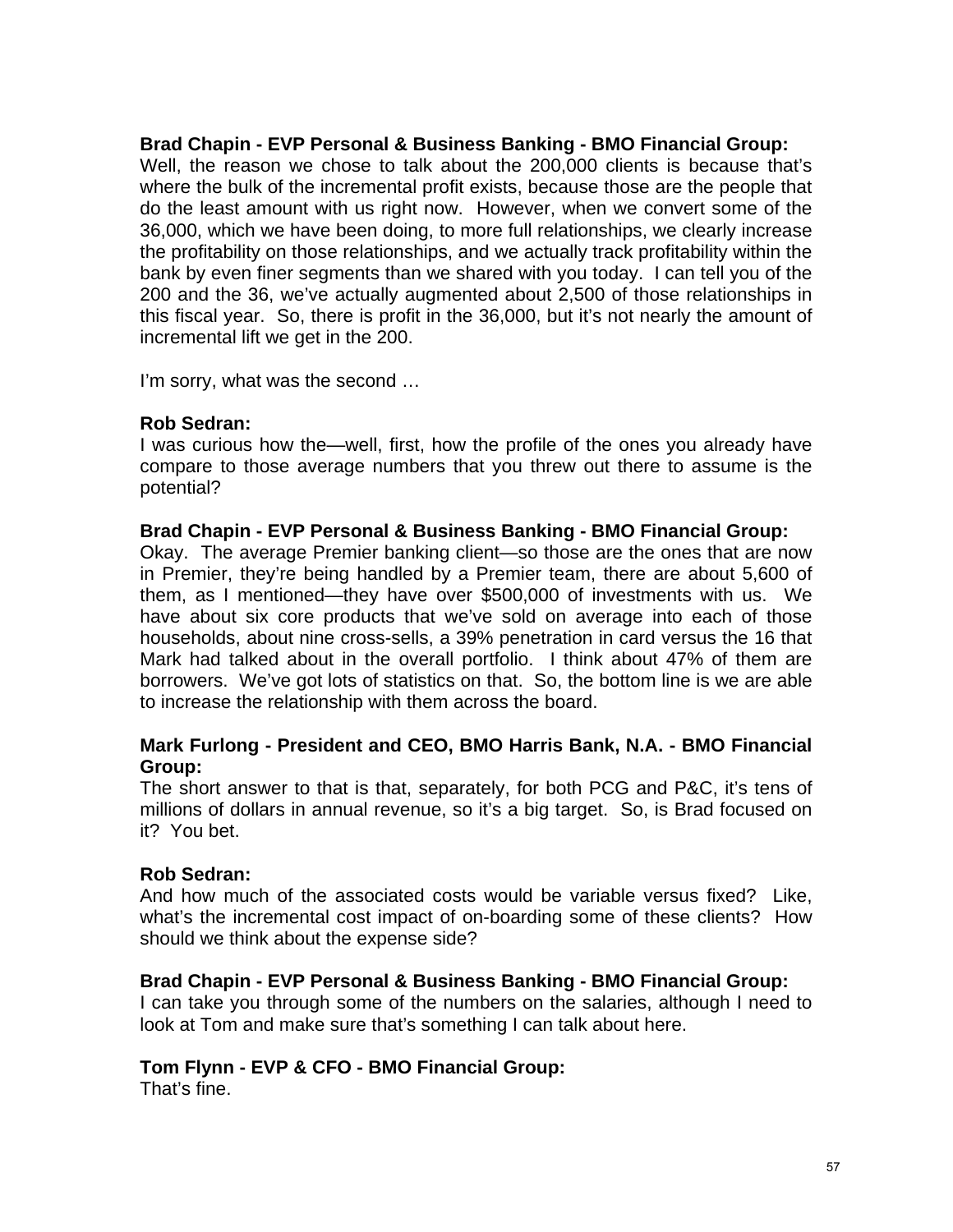**Brad Chapin - EVP Personal & Business Banking - BMO Financial Group:**
Well, the reason we chose to talk about the 200,000 clients is because that's where the bulk of the incremental profit exists, because those are the people that do the least amount with us right now. However, when we convert some of the 36,000, which we have been doing, to more full relationships, we clearly increase the profitability on those relationships, and we actually track profitability within the bank by even finer segments than we shared with you today. I can tell you of the 200 and the 36, we've actually augmented about 2,500 of those relationships in this fiscal year. So, there is profit in the 36,000, but it's not nearly the amount of incremental lift we get in the 200.

I'm sorry, what was the second …

**Rob Sedran:**
I was curious how the—well, first, how the profile of the ones you already have compare to those average numbers that you threw out there to assume is the potential?

**Brad Chapin - EVP Personal & Business Banking - BMO Financial Group:**
Okay. The average Premier banking client—so those are the ones that are now in Premier, they're being handled by a Premier team, there are about 5,600 of them, as I mentioned—they have over $500,000 of investments with us. We have about six core products that we've sold on average into each of those households, about nine cross-sells, a 39% penetration in card versus the 16 that Mark had talked about in the overall portfolio. I think about 47% of them are borrowers. We've got lots of statistics on that. So, the bottom line is we are able to increase the relationship with them across the board.

**Mark Furlong - President and CEO, BMO Harris Bank, N.A. - BMO Financial Group:**
The short answer to that is that, separately, for both PCG and P&C, it's tens of millions of dollars in annual revenue, so it's a big target. So, is Brad focused on it? You bet.

**Rob Sedran:**
And how much of the associated costs would be variable versus fixed? Like, what's the incremental cost impact of on-boarding some of these clients? How should we think about the expense side?

**Brad Chapin - EVP Personal & Business Banking - BMO Financial Group:**
I can take you through some of the numbers on the salaries, although I need to look at Tom and make sure that's something I can talk about here.

**Tom Flynn - EVP & CFO - BMO Financial Group:**
That's fine.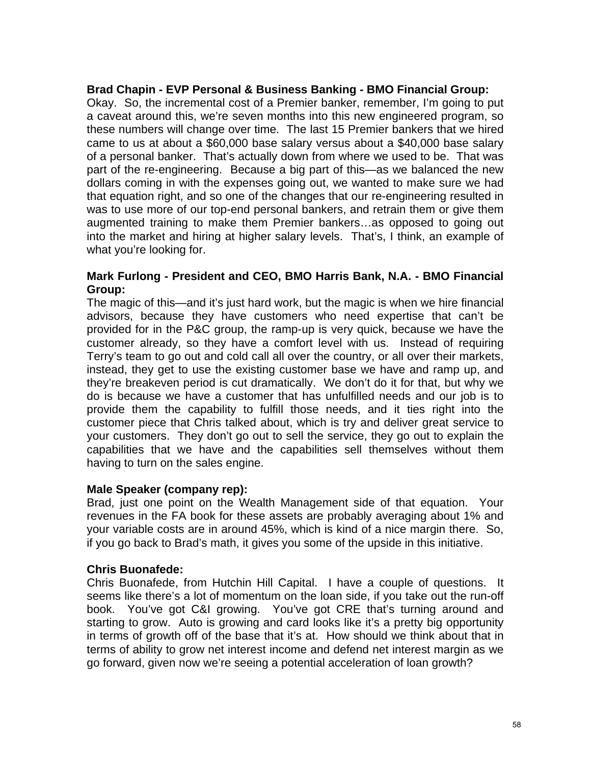**Brad Chapin - EVP Personal & Business Banking - BMO Financial Group:**
Okay. So, the incremental cost of a Premier banker, remember, I'm going to put a caveat around this, we're seven months into this new engineered program, so these numbers will change over time. The last 15 Premier bankers that we hired came to us at about a $60,000 base salary versus about a $40,000 base salary of a personal banker. That's actually down from where we used to be. That was part of the re-engineering. Because a big part of this—as we balanced the new dollars coming in with the expenses going out, we wanted to make sure we had that equation right, and so one of the changes that our re-engineering resulted in was to use more of our top-end personal bankers, and retrain them or give them augmented training to make them Premier bankers…as opposed to going out into the market and hiring at higher salary levels. That's, I think, an example of what you're looking for.

**Mark Furlong - President and CEO, BMO Harris Bank, N.A. - BMO Financial Group:**
The magic of this—and it's just hard work, but the magic is when we hire financial advisors, because they have customers who need expertise that can't be provided for in the P&C group, the ramp-up is very quick, because we have the customer already, so they have a comfort level with us. Instead of requiring Terry's team to go out and cold call all over the country, or all over their markets, instead, they get to use the existing customer base we have and ramp up, and they're breakeven period is cut dramatically. We don't do it for that, but why we do is because we have a customer that has unfulfilled needs and our job is to provide them the capability to fulfill those needs, and it ties right into the customer piece that Chris talked about, which is try and deliver great service to your customers. They don't go out to sell the service, they go out to explain the capabilities that we have and the capabilities sell themselves without them having to turn on the sales engine.

**Male Speaker (company rep):**
Brad, just one point on the Wealth Management side of that equation. Your revenues in the FA book for these assets are probably averaging about 1% and your variable costs are in around 45%, which is kind of a nice margin there. So, if you go back to Brad's math, it gives you some of the upside in this initiative.

**Chris Buonafede:**
Chris Buonafede, from Hutchin Hill Capital. I have a couple of questions. It seems like there's a lot of momentum on the loan side, if you take out the run-off book. You've got C&I growing. You've got CRE that's turning around and starting to grow. Auto is growing and card looks like it's a pretty big opportunity in terms of growth off of the base that it's at. How should we think about that in terms of ability to grow net interest income and defend net interest margin as we go forward, given now we're seeing a potential acceleration of loan growth?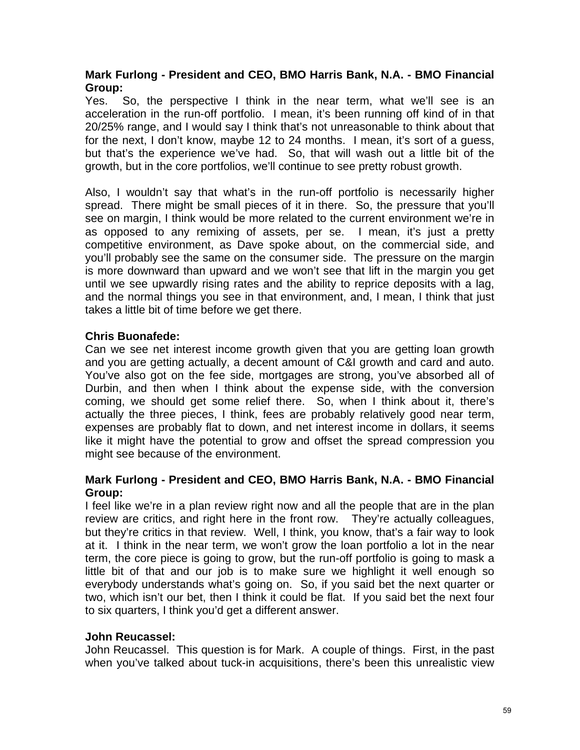**Mark Furlong - President and CEO, BMO Harris Bank, N.A. - BMO Financial Group:**

Yes. So, the perspective I think in the near term, what we'll see is an acceleration in the run-off portfolio. I mean, it's been running off kind of in that 20/25% range, and I would say I think that's not unreasonable to think about that for the next, I don't know, maybe 12 to 24 months. I mean, it's sort of a guess, but that's the experience we've had. So, that will wash out a little bit of the growth, but in the core portfolios, we'll continue to see pretty robust growth.

Also, I wouldn't say that what's in the run-off portfolio is necessarily higher spread. There might be small pieces of it in there. So, the pressure that you'll see on margin, I think would be more related to the current environment we're in as opposed to any remixing of assets, per se. I mean, it's just a pretty competitive environment, as Dave spoke about, on the commercial side, and you'll probably see the same on the consumer side. The pressure on the margin is more downward than upward and we won't see that lift in the margin you get until we see upwardly rising rates and the ability to reprice deposits with a lag, and the normal things you see in that environment, and, I mean, I think that just takes a little bit of time before we get there.

**Chris Buonafede:**

Can we see net interest income growth given that you are getting loan growth and you are getting actually, a decent amount of C&I growth and card and auto. You've also got on the fee side, mortgages are strong, you've absorbed all of Durbin, and then when I think about the expense side, with the conversion coming, we should get some relief there. So, when I think about it, there's actually the three pieces, I think, fees are probably relatively good near term, expenses are probably flat to down, and net interest income in dollars, it seems like it might have the potential to grow and offset the spread compression you might see because of the environment.

**Mark Furlong - President and CEO, BMO Harris Bank, N.A. - BMO Financial Group:**

I feel like we're in a plan review right now and all the people that are in the plan review are critics, and right here in the front row. They're actually colleagues, but they're critics in that review. Well, I think, you know, that's a fair way to look at it. I think in the near term, we won't grow the loan portfolio a lot in the near term, the core piece is going to grow, but the run-off portfolio is going to mask a little bit of that and our job is to make sure we highlight it well enough so everybody understands what's going on. So, if you said bet the next quarter or two, which isn't our bet, then I think it could be flat. If you said bet the next four to six quarters, I think you'd get a different answer.

**John Reucassel:**

John Reucassel. This question is for Mark. A couple of things. First, in the past when you've talked about tuck-in acquisitions, there's been this unrealistic view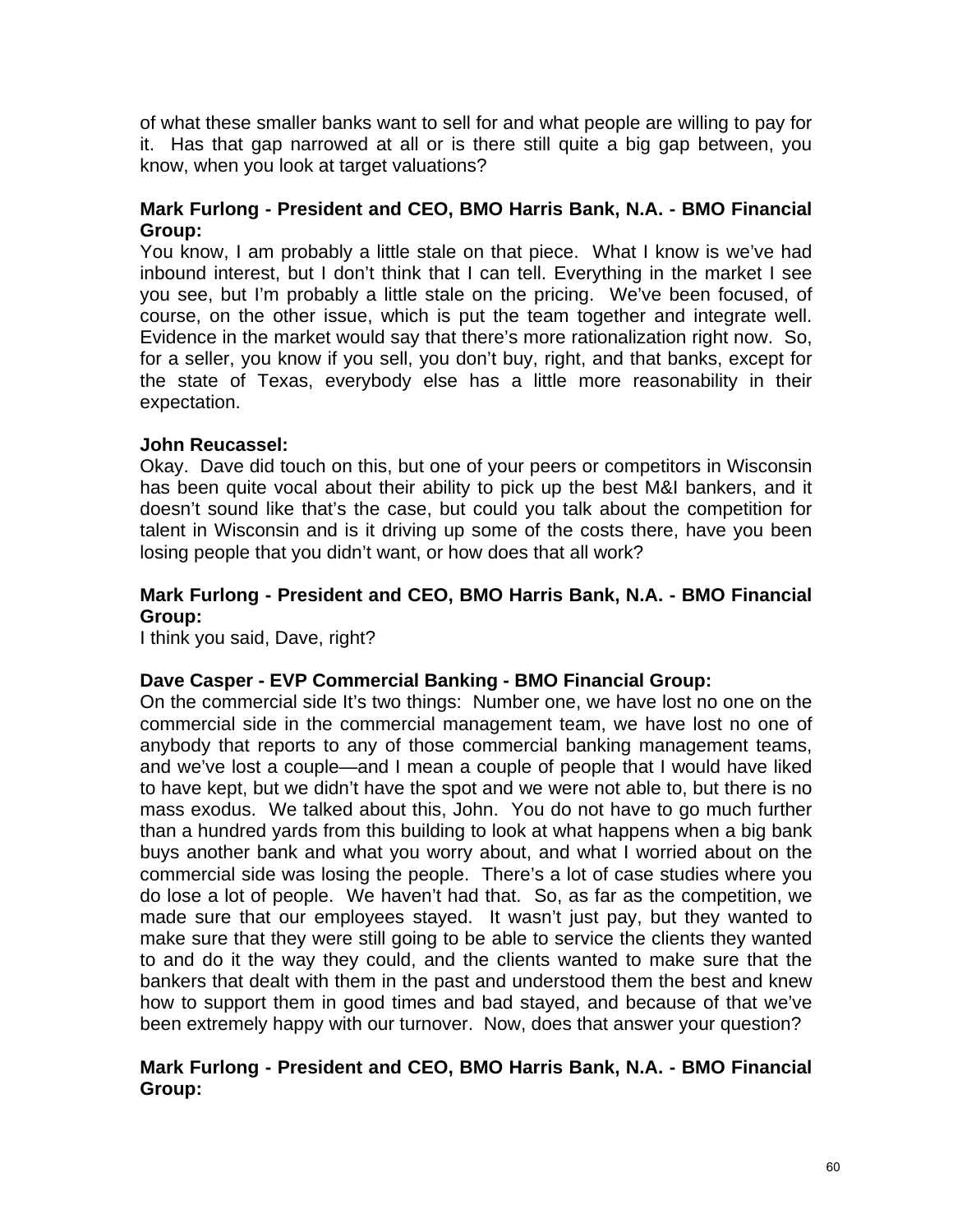of what these smaller banks want to sell for and what people are willing to pay for it. Has that gap narrowed at all or is there still quite a big gap between, you know, when you look at target valuations?

**Mark Furlong - President and CEO, BMO Harris Bank, N.A. - BMO Financial Group:**
You know, I am probably a little stale on that piece. What I know is we've had inbound interest, but I don't think that I can tell. Everything in the market I see you see, but I'm probably a little stale on the pricing. We've been focused, of course, on the other issue, which is put the team together and integrate well. Evidence in the market would say that there's more rationalization right now. So, for a seller, you know if you sell, you don't buy, right, and that banks, except for the state of Texas, everybody else has a little more reasonability in their expectation.

**John Reucassel:**
Okay. Dave did touch on this, but one of your peers or competitors in Wisconsin has been quite vocal about their ability to pick up the best M&I bankers, and it doesn't sound like that's the case, but could you talk about the competition for talent in Wisconsin and is it driving up some of the costs there, have you been losing people that you didn't want, or how does that all work?

**Mark Furlong - President and CEO, BMO Harris Bank, N.A. - BMO Financial Group:**
I think you said, Dave, right?

**Dave Casper - EVP Commercial Banking - BMO Financial Group:**
On the commercial side It's two things: Number one, we have lost no one on the commercial side in the commercial management team, we have lost no one of anybody that reports to any of those commercial banking management teams, and we've lost a couple—and I mean a couple of people that I would have liked to have kept, but we didn't have the spot and we were not able to, but there is no mass exodus. We talked about this, John. You do not have to go much further than a hundred yards from this building to look at what happens when a big bank buys another bank and what you worry about, and what I worried about on the commercial side was losing the people. There's a lot of case studies where you do lose a lot of people. We haven't had that. So, as far as the competition, we made sure that our employees stayed. It wasn't just pay, but they wanted to make sure that they were still going to be able to service the clients they wanted to and do it the way they could, and the clients wanted to make sure that the bankers that dealt with them in the past and understood them the best and knew how to support them in good times and bad stayed, and because of that we've been extremely happy with our turnover. Now, does that answer your question?

**Mark Furlong - President and CEO, BMO Harris Bank, N.A. - BMO Financial Group:**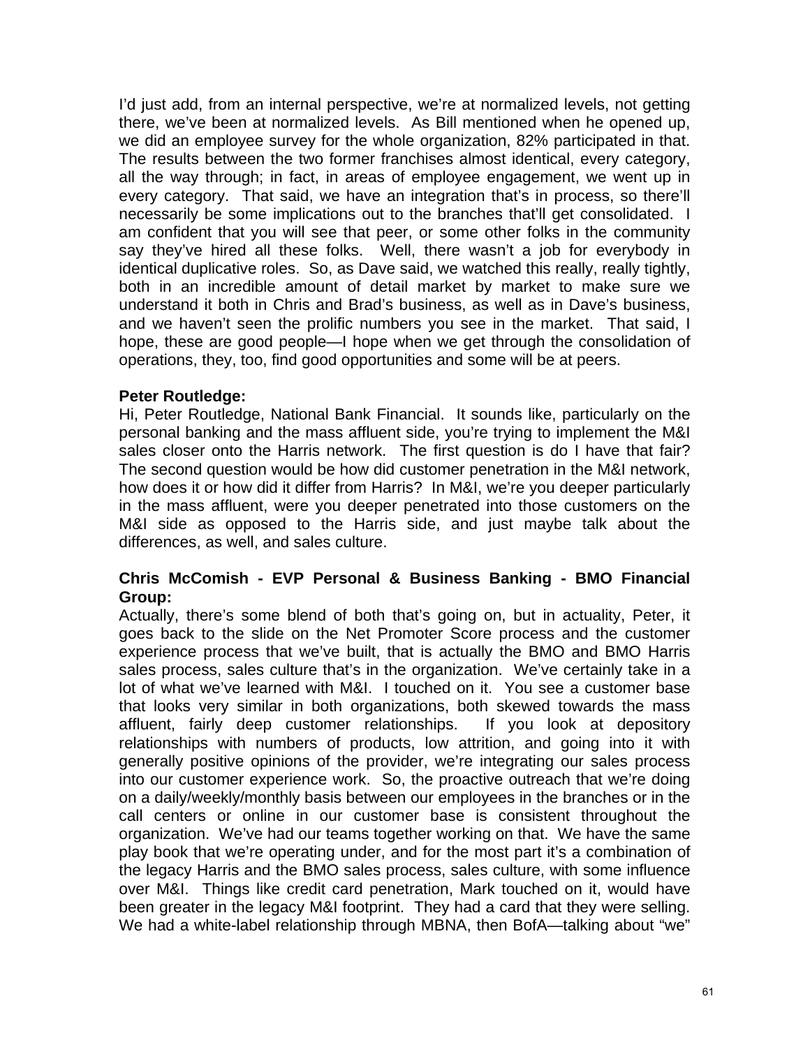I'd just add, from an internal perspective, we're at normalized levels, not getting there, we've been at normalized levels. As Bill mentioned when he opened up, we did an employee survey for the whole organization, 82% participated in that. The results between the two former franchises almost identical, every category, all the way through; in fact, in areas of employee engagement, we went up in every category. That said, we have an integration that's in process, so there'll necessarily be some implications out to the branches that'll get consolidated. I am confident that you will see that peer, or some other folks in the community say they've hired all these folks. Well, there wasn't a job for everybody in identical duplicative roles. So, as Dave said, we watched this really, really tightly, both in an incredible amount of detail market by market to make sure we understand it both in Chris and Brad's business, as well as in Dave's business, and we haven't seen the prolific numbers you see in the market. That said, I hope, these are good people—I hope when we get through the consolidation of operations, they, too, find good opportunities and some will be at peers.

**Peter Routledge:**
Hi, Peter Routledge, National Bank Financial. It sounds like, particularly on the personal banking and the mass affluent side, you're trying to implement the M&I sales closer onto the Harris network. The first question is do I have that fair? The second question would be how did customer penetration in the M&I network, how does it or how did it differ from Harris? In M&I, we're you deeper particularly in the mass affluent, were you deeper penetrated into those customers on the M&I side as opposed to the Harris side, and just maybe talk about the differences, as well, and sales culture.

**Chris McComish - EVP Personal & Business Banking - BMO Financial Group:**
Actually, there's some blend of both that's going on, but in actuality, Peter, it goes back to the slide on the Net Promoter Score process and the customer experience process that we've built, that is actually the BMO and BMO Harris sales process, sales culture that's in the organization. We've certainly take in a lot of what we've learned with M&I. I touched on it. You see a customer base that looks very similar in both organizations, both skewed towards the mass affluent, fairly deep customer relationships. If you look at depository relationships with numbers of products, low attrition, and going into it with generally positive opinions of the provider, we're integrating our sales process into our customer experience work. So, the proactive outreach that we're doing on a daily/weekly/monthly basis between our employees in the branches or in the call centers or online in our customer base is consistent throughout the organization. We've had our teams together working on that. We have the same play book that we're operating under, and for the most part it's a combination of the legacy Harris and the BMO sales process, sales culture, with some influence over M&I. Things like credit card penetration, Mark touched on it, would have been greater in the legacy M&I footprint. They had a card that they were selling. We had a white-label relationship through MBNA, then BofA—talking about "we"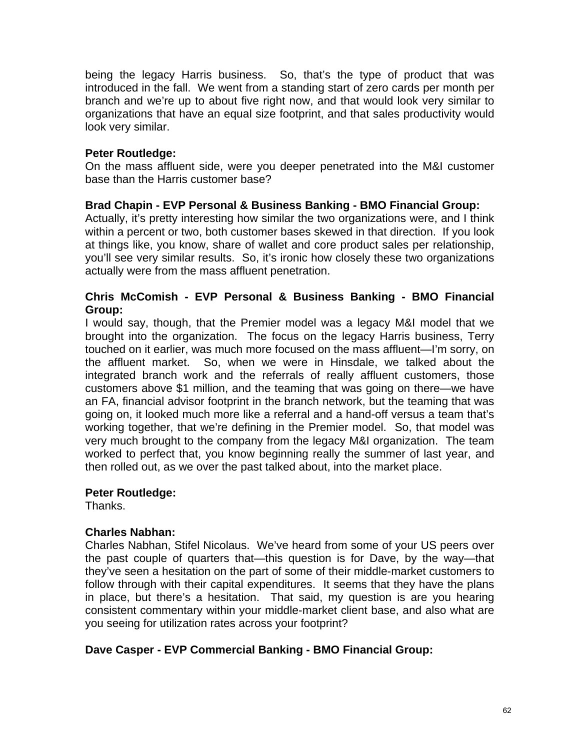being the legacy Harris business. So, that's the type of product that was introduced in the fall. We went from a standing start of zero cards per month per branch and we're up to about five right now, and that would look very similar to organizations that have an equal size footprint, and that sales productivity would look very similar.

**Peter Routledge:**
On the mass affluent side, were you deeper penetrated into the M&I customer base than the Harris customer base?

**Brad Chapin - EVP Personal & Business Banking - BMO Financial Group:**
Actually, it's pretty interesting how similar the two organizations were, and I think within a percent or two, both customer bases skewed in that direction. If you look at things like, you know, share of wallet and core product sales per relationship, you'll see very similar results. So, it's ironic how closely these two organizations actually were from the mass affluent penetration.

**Chris McComish - EVP Personal & Business Banking - BMO Financial Group:**
I would say, though, that the Premier model was a legacy M&I model that we brought into the organization. The focus on the legacy Harris business, Terry touched on it earlier, was much more focused on the mass affluent—I'm sorry, on the affluent market. So, when we were in Hinsdale, we talked about the integrated branch work and the referrals of really affluent customers, those customers above $1 million, and the teaming that was going on there—we have an FA, financial advisor footprint in the branch network, but the teaming that was going on, it looked much more like a referral and a hand-off versus a team that's working together, that we're defining in the Premier model. So, that model was very much brought to the company from the legacy M&I organization. The team worked to perfect that, you know beginning really the summer of last year, and then rolled out, as we over the past talked about, into the market place.

**Peter Routledge:**
Thanks.

**Charles Nabhan:**
Charles Nabhan, Stifel Nicolaus. We've heard from some of your US peers over the past couple of quarters that—this question is for Dave, by the way—that they've seen a hesitation on the part of some of their middle-market customers to follow through with their capital expenditures. It seems that they have the plans in place, but there's a hesitation. That said, my question is are you hearing consistent commentary within your middle-market client base, and also what are you seeing for utilization rates across your footprint?

**Dave Casper - EVP Commercial Banking - BMO Financial Group:**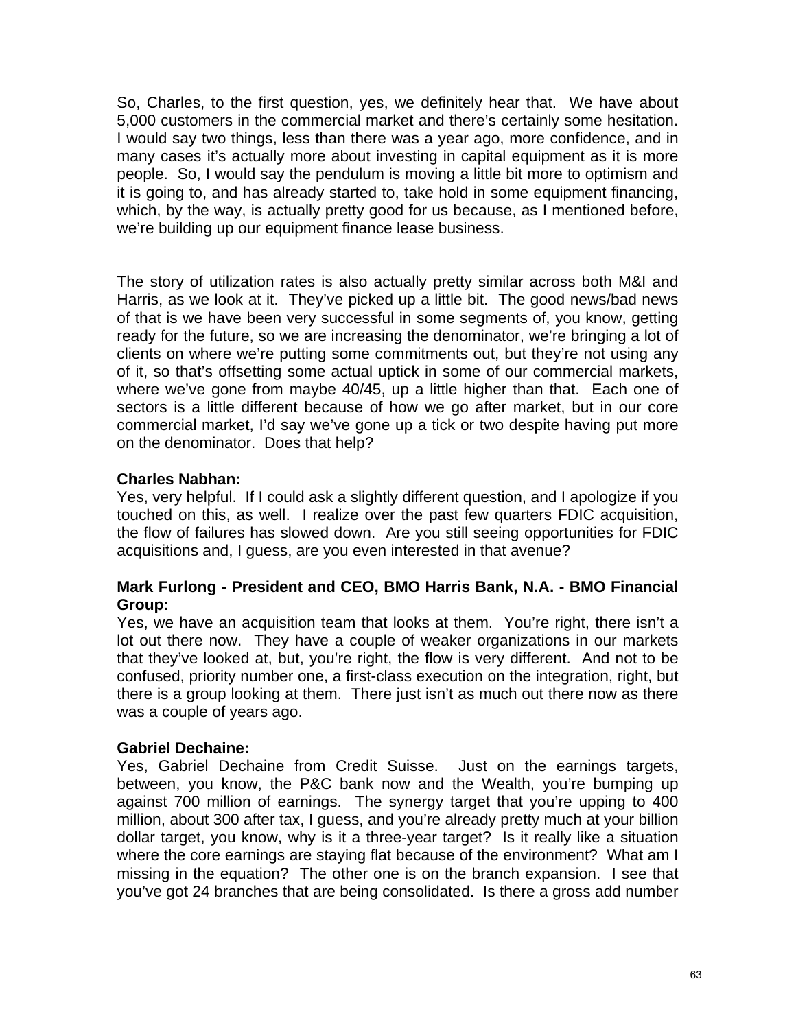So, Charles, to the first question, yes, we definitely hear that. We have about 5,000 customers in the commercial market and there's certainly some hesitation. I would say two things, less than there was a year ago, more confidence, and in many cases it's actually more about investing in capital equipment as it is more people. So, I would say the pendulum is moving a little bit more to optimism and it is going to, and has already started to, take hold in some equipment financing, which, by the way, is actually pretty good for us because, as I mentioned before, we're building up our equipment finance lease business.

The story of utilization rates is also actually pretty similar across both M&I and Harris, as we look at it. They've picked up a little bit. The good news/bad news of that is we have been very successful in some segments of, you know, getting ready for the future, so we are increasing the denominator, we're bringing a lot of clients on where we're putting some commitments out, but they're not using any of it, so that's offsetting some actual uptick in some of our commercial markets, where we've gone from maybe 40/45, up a little higher than that. Each one of sectors is a little different because of how we go after market, but in our core commercial market, I'd say we've gone up a tick or two despite having put more on the denominator. Does that help?

**Charles Nabhan:**
Yes, very helpful. If I could ask a slightly different question, and I apologize if you touched on this, as well. I realize over the past few quarters FDIC acquisition, the flow of failures has slowed down. Are you still seeing opportunities for FDIC acquisitions and, I guess, are you even interested in that avenue?

**Mark Furlong - President and CEO, BMO Harris Bank, N.A. - BMO Financial Group:**
Yes, we have an acquisition team that looks at them. You're right, there isn't a lot out there now. They have a couple of weaker organizations in our markets that they've looked at, but, you're right, the flow is very different. And not to be confused, priority number one, a first-class execution on the integration, right, but there is a group looking at them. There just isn't as much out there now as there was a couple of years ago.

**Gabriel Dechaine:**
Yes, Gabriel Dechaine from Credit Suisse. Just on the earnings targets, between, you know, the P&C bank now and the Wealth, you're bumping up against 700 million of earnings. The synergy target that you're upping to 400 million, about 300 after tax, I guess, and you're already pretty much at your billion dollar target, you know, why is it a three-year target? Is it really like a situation where the core earnings are staying flat because of the environment? What am I missing in the equation? The other one is on the branch expansion. I see that you've got 24 branches that are being consolidated. Is there a gross add number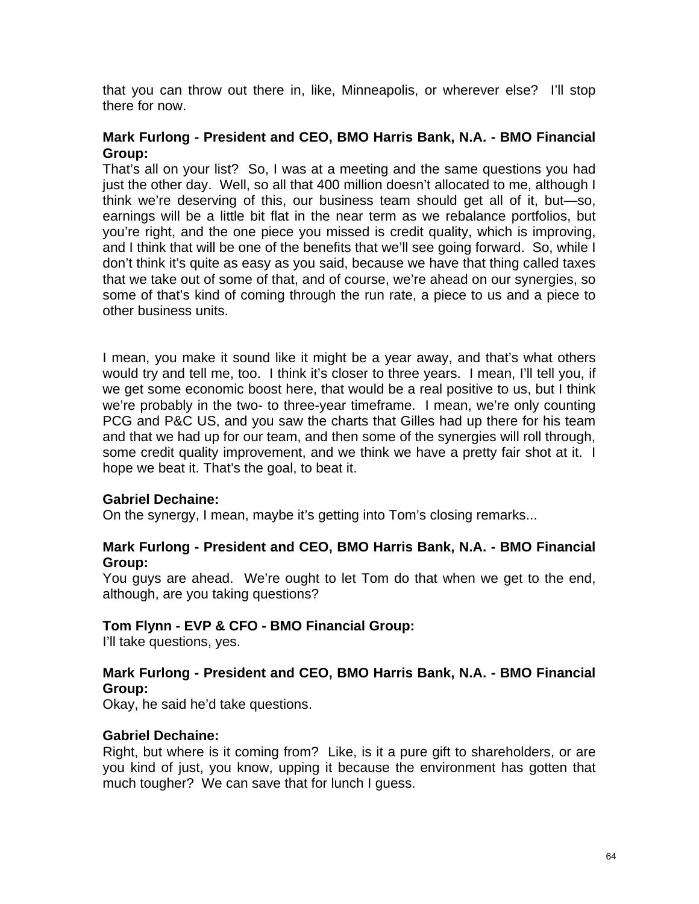that you can throw out there in, like, Minneapolis, or wherever else? I'll stop there for now.

**Mark Furlong - President and CEO, BMO Harris Bank, N.A. - BMO Financial Group:**
That's all on your list? So, I was at a meeting and the same questions you had just the other day. Well, so all that 400 million doesn't allocated to me, although I think we're deserving of this, our business team should get all of it, but—so, earnings will be a little bit flat in the near term as we rebalance portfolios, but you're right, and the one piece you missed is credit quality, which is improving, and I think that will be one of the benefits that we'll see going forward. So, while I don't think it's quite as easy as you said, because we have that thing called taxes that we take out of some of that, and of course, we're ahead on our synergies, so some of that's kind of coming through the run rate, a piece to us and a piece to other business units.

I mean, you make it sound like it might be a year away, and that's what others would try and tell me, too. I think it's closer to three years. I mean, I'll tell you, if we get some economic boost here, that would be a real positive to us, but I think we're probably in the two- to three-year timeframe. I mean, we're only counting PCG and P&C US, and you saw the charts that Gilles had up there for his team and that we had up for our team, and then some of the synergies will roll through, some credit quality improvement, and we think we have a pretty fair shot at it. I hope we beat it. That's the goal, to beat it.

**Gabriel Dechaine:**
On the synergy, I mean, maybe it's getting into Tom's closing remarks...

**Mark Furlong - President and CEO, BMO Harris Bank, N.A. - BMO Financial Group:**
You guys are ahead. We're ought to let Tom do that when we get to the end, although, are you taking questions?

**Tom Flynn - EVP & CFO - BMO Financial Group:**
I'll take questions, yes.

**Mark Furlong - President and CEO, BMO Harris Bank, N.A. - BMO Financial Group:**
Okay, he said he'd take questions.

**Gabriel Dechaine:**
Right, but where is it coming from? Like, is it a pure gift to shareholders, or are you kind of just, you know, upping it because the environment has gotten that much tougher? We can save that for lunch I guess.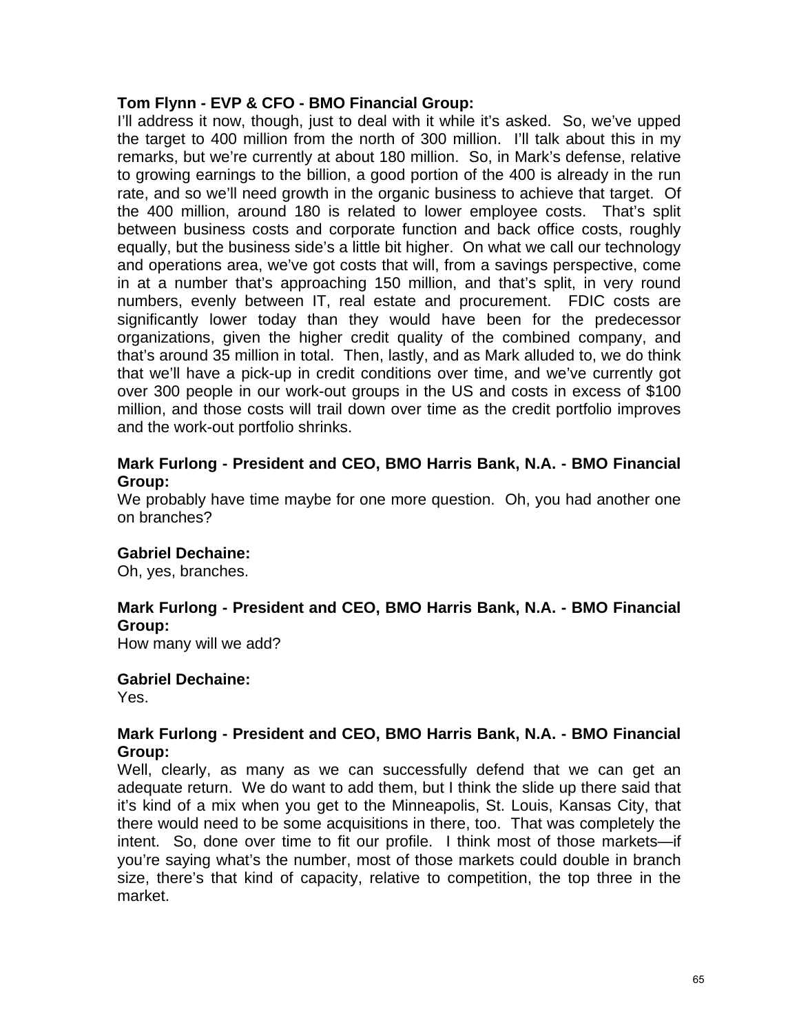**Tom Flynn - EVP & CFO - BMO Financial Group:**
I'll address it now, though, just to deal with it while it's asked. So, we've upped the target to 400 million from the north of 300 million. I'll talk about this in my remarks, but we're currently at about 180 million. So, in Mark's defense, relative to growing earnings to the billion, a good portion of the 400 is already in the run rate, and so we'll need growth in the organic business to achieve that target. Of the 400 million, around 180 is related to lower employee costs. That's split between business costs and corporate function and back office costs, roughly equally, but the business side's a little bit higher. On what we call our technology and operations area, we've got costs that will, from a savings perspective, come in at a number that's approaching 150 million, and that's split, in very round numbers, evenly between IT, real estate and procurement. FDIC costs are significantly lower today than they would have been for the predecessor organizations, given the higher credit quality of the combined company, and that's around 35 million in total. Then, lastly, and as Mark alluded to, we do think that we'll have a pick-up in credit conditions over time, and we've currently got over 300 people in our work-out groups in the US and costs in excess of $100 million, and those costs will trail down over time as the credit portfolio improves and the work-out portfolio shrinks.

**Mark Furlong - President and CEO, BMO Harris Bank, N.A. - BMO Financial Group:**
We probably have time maybe for one more question. Oh, you had another one on branches?

**Gabriel Dechaine:**
Oh, yes, branches.

**Mark Furlong - President and CEO, BMO Harris Bank, N.A. - BMO Financial Group:**
How many will we add?

**Gabriel Dechaine:**
Yes.

**Mark Furlong - President and CEO, BMO Harris Bank, N.A. - BMO Financial Group:**
Well, clearly, as many as we can successfully defend that we can get an adequate return. We do want to add them, but I think the slide up there said that it's kind of a mix when you get to the Minneapolis, St. Louis, Kansas City, that there would need to be some acquisitions in there, too. That was completely the intent. So, done over time to fit our profile. I think most of those markets—if you're saying what's the number, most of those markets could double in branch size, there's that kind of capacity, relative to competition, the top three in the market.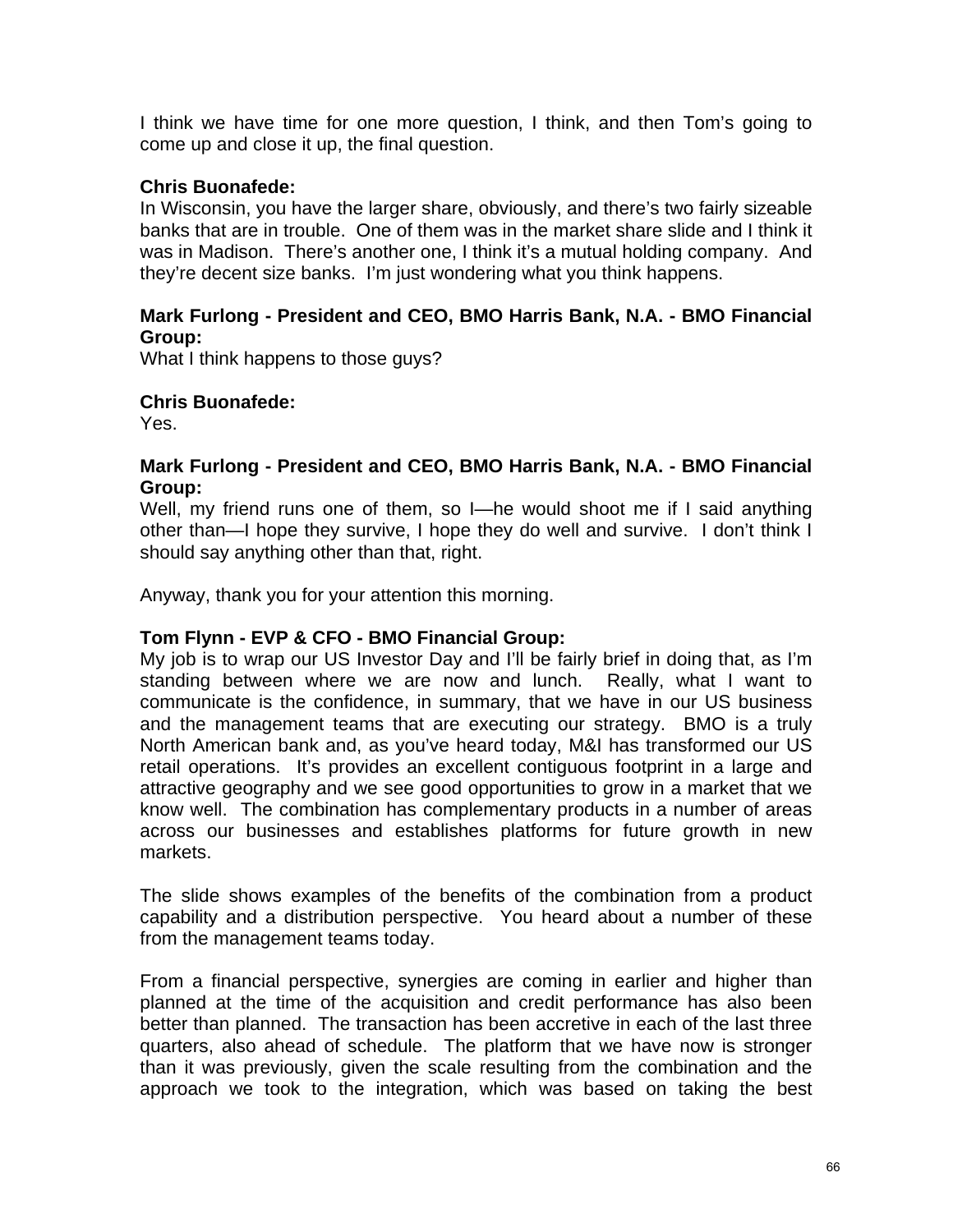I think we have time for one more question, I think, and then Tom's going to come up and close it up, the final question.

**Chris Buonafede:**
In Wisconsin, you have the larger share, obviously, and there's two fairly sizeable banks that are in trouble. One of them was in the market share slide and I think it was in Madison. There's another one, I think it's a mutual holding company. And they're decent size banks. I'm just wondering what you think happens.

**Mark Furlong - President and CEO, BMO Harris Bank, N.A. - BMO Financial Group:**
What I think happens to those guys?

**Chris Buonafede:**
Yes.

**Mark Furlong - President and CEO, BMO Harris Bank, N.A. - BMO Financial Group:**
Well, my friend runs one of them, so I—he would shoot me if I said anything other than—I hope they survive, I hope they do well and survive. I don't think I should say anything other than that, right.

Anyway, thank you for your attention this morning.

**Tom Flynn - EVP & CFO - BMO Financial Group:**
My job is to wrap our US Investor Day and I'll be fairly brief in doing that, as I'm standing between where we are now and lunch. Really, what I want to communicate is the confidence, in summary, that we have in our US business and the management teams that are executing our strategy. BMO is a truly North American bank and, as you've heard today, M&I has transformed our US retail operations. It's provides an excellent contiguous footprint in a large and attractive geography and we see good opportunities to grow in a market that we know well. The combination has complementary products in a number of areas across our businesses and establishes platforms for future growth in new markets.

The slide shows examples of the benefits of the combination from a product capability and a distribution perspective. You heard about a number of these from the management teams today.

From a financial perspective, synergies are coming in earlier and higher than planned at the time of the acquisition and credit performance has also been better than planned. The transaction has been accretive in each of the last three quarters, also ahead of schedule. The platform that we have now is stronger than it was previously, given the scale resulting from the combination and the approach we took to the integration, which was based on taking the best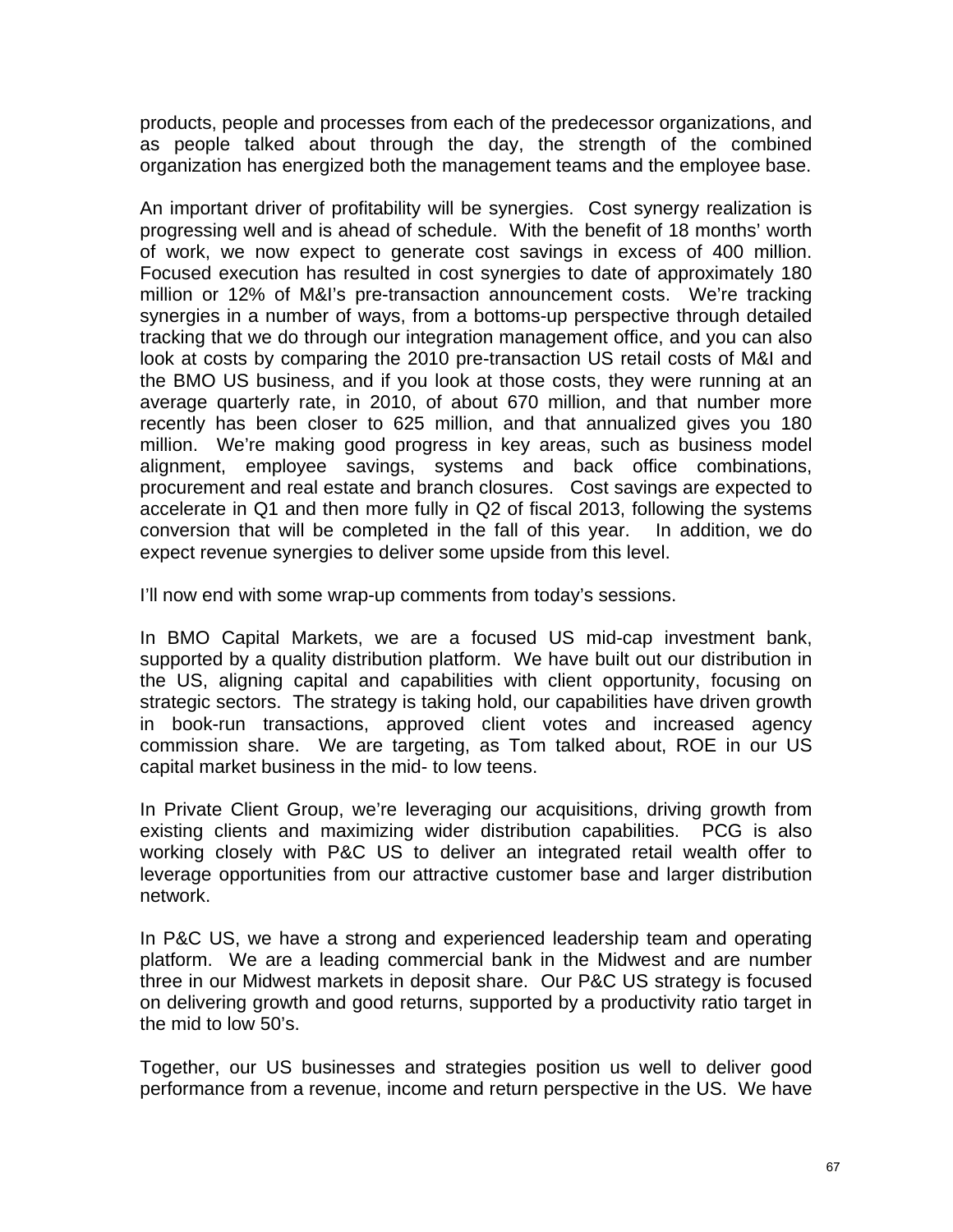products, people and processes from each of the predecessor organizations, and as people talked about through the day, the strength of the combined organization has energized both the management teams and the employee base.

An important driver of profitability will be synergies. Cost synergy realization is progressing well and is ahead of schedule. With the benefit of 18 months' worth of work, we now expect to generate cost savings in excess of 400 million. Focused execution has resulted in cost synergies to date of approximately 180 million or 12% of M&I's pre-transaction announcement costs. We're tracking synergies in a number of ways, from a bottoms-up perspective through detailed tracking that we do through our integration management office, and you can also look at costs by comparing the 2010 pre-transaction US retail costs of M&I and the BMO US business, and if you look at those costs, they were running at an average quarterly rate, in 2010, of about 670 million, and that number more recently has been closer to 625 million, and that annualized gives you 180 million. We're making good progress in key areas, such as business model alignment, employee savings, systems and back office combinations, procurement and real estate and branch closures. Cost savings are expected to accelerate in Q1 and then more fully in Q2 of fiscal 2013, following the systems conversion that will be completed in the fall of this year. In addition, we do expect revenue synergies to deliver some upside from this level.

I'll now end with some wrap-up comments from today's sessions.

In BMO Capital Markets, we are a focused US mid-cap investment bank, supported by a quality distribution platform. We have built out our distribution in the US, aligning capital and capabilities with client opportunity, focusing on strategic sectors. The strategy is taking hold, our capabilities have driven growth in book-run transactions, approved client votes and increased agency commission share. We are targeting, as Tom talked about, ROE in our US capital market business in the mid- to low teens.

In Private Client Group, we're leveraging our acquisitions, driving growth from existing clients and maximizing wider distribution capabilities. PCG is also working closely with P&C US to deliver an integrated retail wealth offer to leverage opportunities from our attractive customer base and larger distribution network.

In P&C US, we have a strong and experienced leadership team and operating platform. We are a leading commercial bank in the Midwest and are number three in our Midwest markets in deposit share. Our P&C US strategy is focused on delivering growth and good returns, supported by a productivity ratio target in the mid to low 50's.

Together, our US businesses and strategies position us well to deliver good performance from a revenue, income and return perspective in the US. We have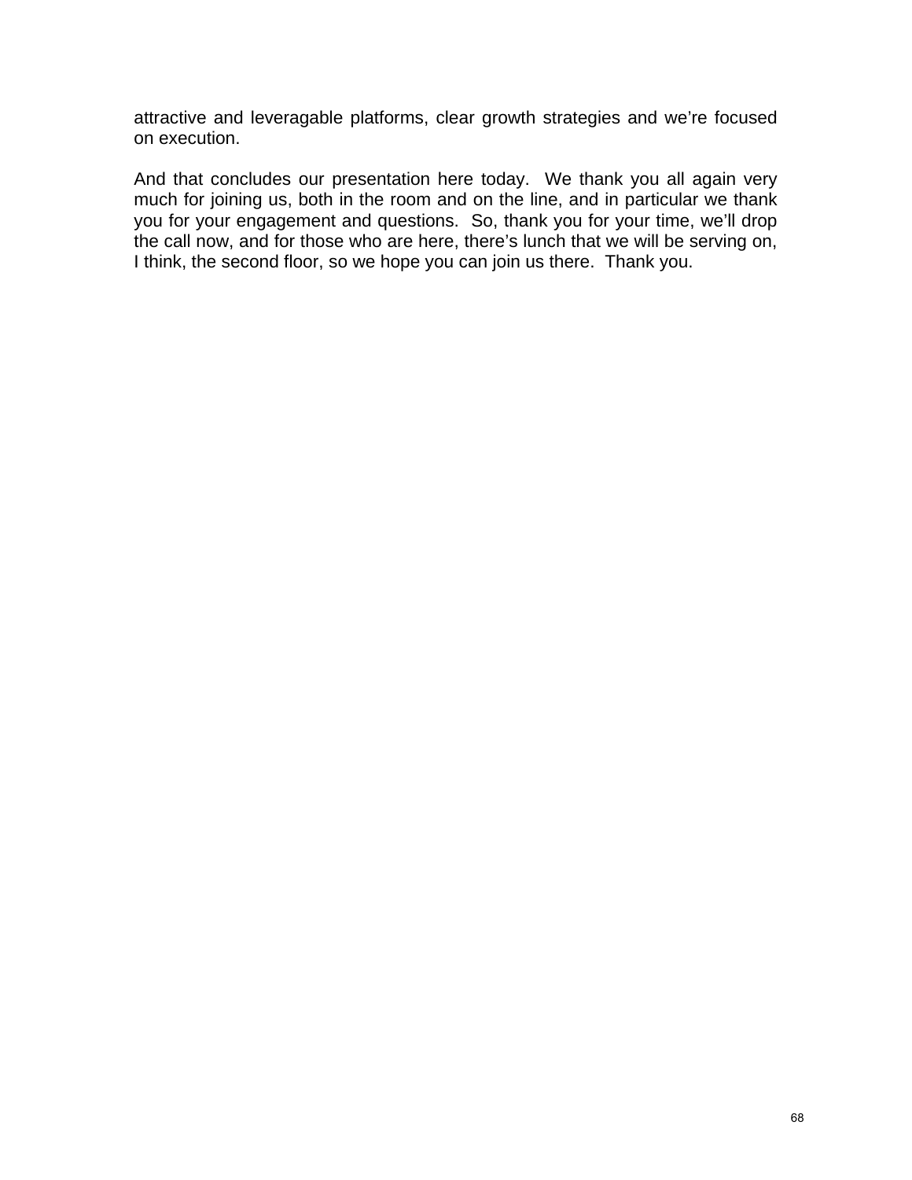attractive and leveragable platforms, clear growth strategies and we're focused on execution.

And that concludes our presentation here today. We thank you all again very much for joining us, both in the room and on the line, and in particular we thank you for your engagement and questions. So, thank you for your time, we'll drop the call now, and for those who are here, there's lunch that we will be serving on, I think, the second floor, so we hope you can join us there. Thank you.